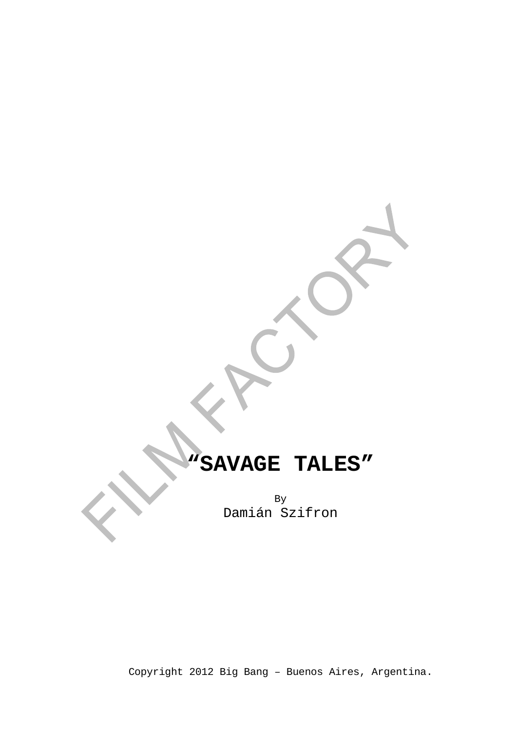# "SAVAGE TALES"

By

Damián Szifron

Copyright 2012 Big Bang – Buenos Aires, Argentina.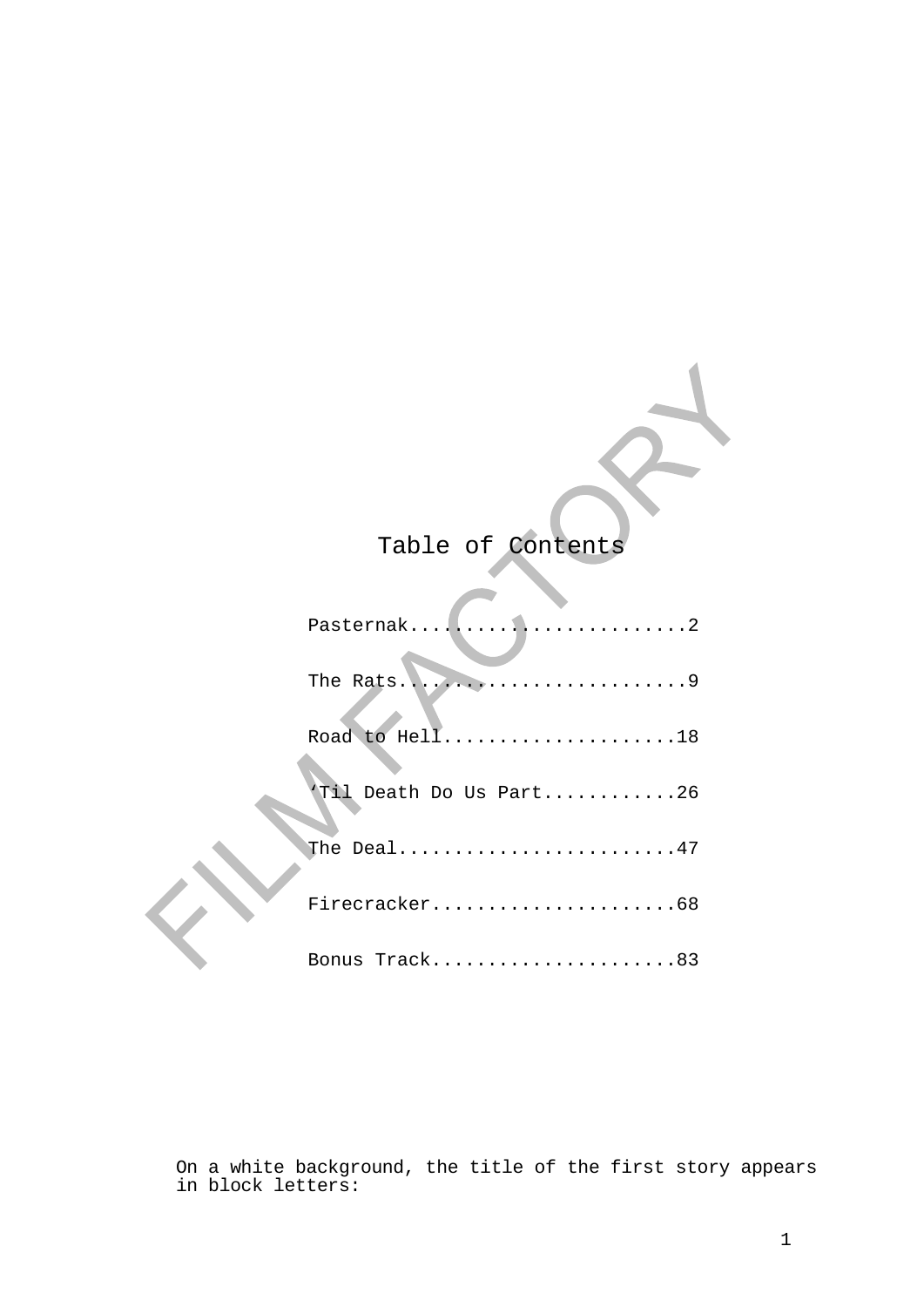# Table of Contents

Pasternak..........................2

The Rats...........................9

Road to Hell......................18

‘Til Death Do Us Part............26

The Deal..........................47

Firecracker.......................68

Bonus Track.......................83

On a white background, the title of the first story appears in block letters: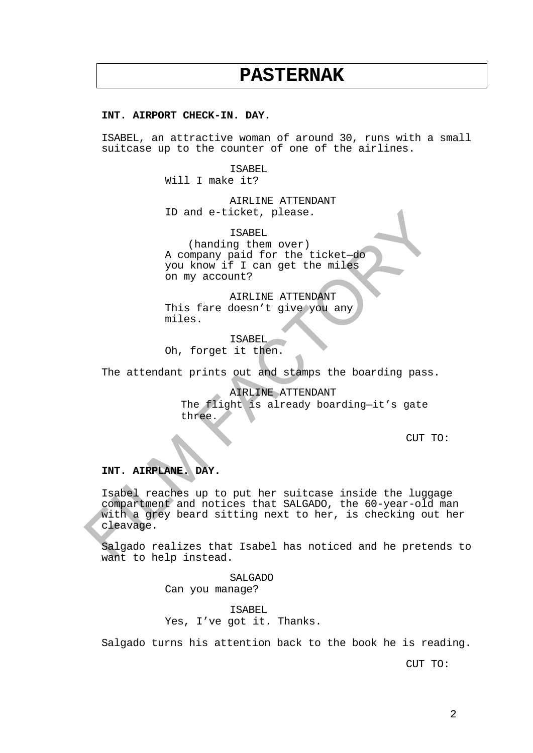# PASTERNAK

**INT. AIRPORT CHECK-IN. DAY.**

ISABEL, an attractive woman of around 30, runs with a small suitcase up to the counter of one of the airlines.

ISABEL
Will I make it?

AIRLINE ATTENDANT
ID and e-ticket, please.

ISABEL
(handing them over)
A company paid for the ticket—do you know if I can get the miles on my account?

AIRLINE ATTENDANT
This fare doesn't give you any miles.

ISABEL
Oh, forget it then.

The attendant prints out and stamps the boarding pass.

AIRLINE ATTENDANT
The flight is already boarding—it's gate three.

CUT TO:

**INT. AIRPLANE. DAY.**

Isabel reaches up to put her suitcase inside the luggage compartment and notices that SALGADO, the 60-year-old man with a grey beard sitting next to her, is checking out her cleavage.

Salgado realizes that Isabel has noticed and he pretends to want to help instead.

SALGADO
Can you manage?

ISABEL
Yes, I've got it. Thanks.

Salgado turns his attention back to the book he is reading.

CUT TO: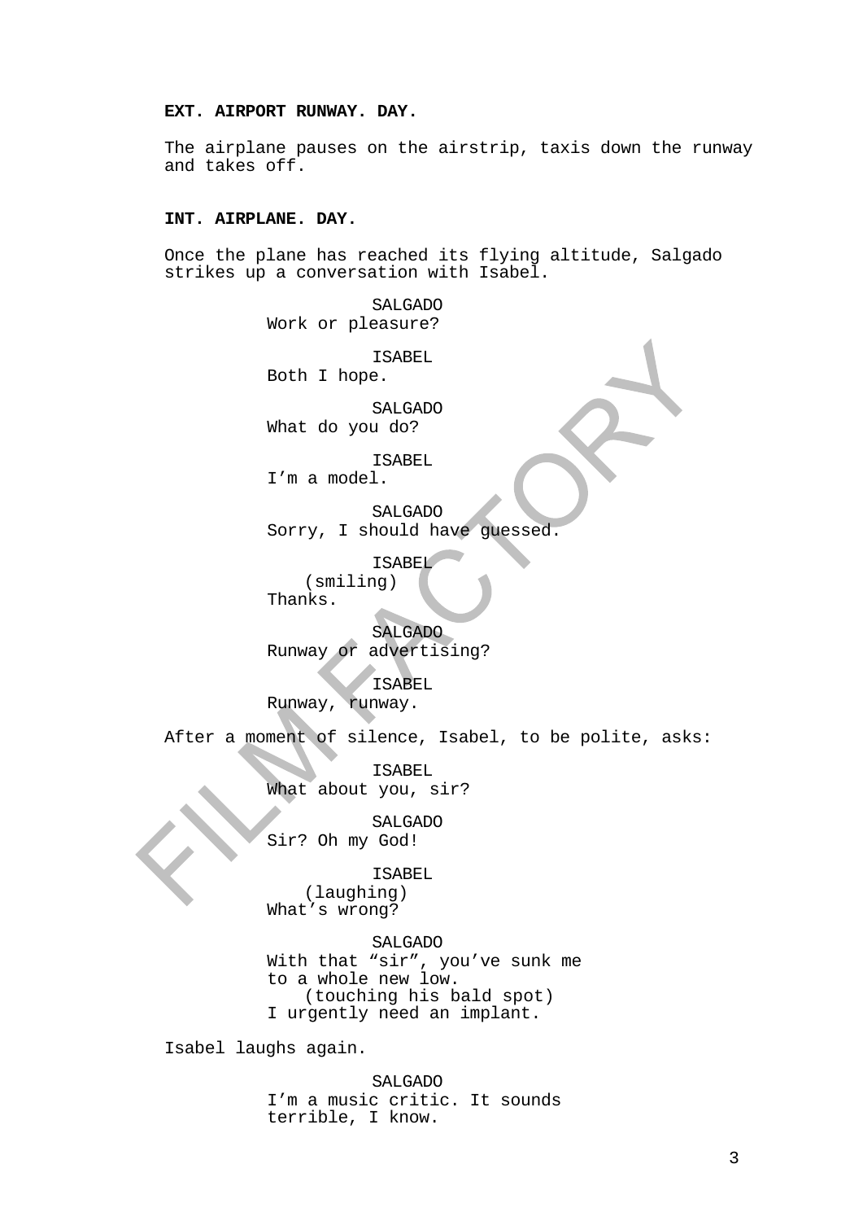**EXT. AIRPORT RUNWAY. DAY.**

The airplane pauses on the airstrip, taxis down the runway and takes off.

**INT. AIRPLANE. DAY.**

Once the plane has reached its flying altitude, Salgado strikes up a conversation with Isabel.

SALGADO
Work or pleasure?

ISABEL
Both I hope.

SALGADO
What do you do?

ISABEL
I'm a model.

SALGADO
Sorry, I should have guessed.

ISABEL
(smiling)
Thanks.

SALGADO
Runway or advertising?

ISABEL
Runway, runway.

After a moment of silence, Isabel, to be polite, asks:

ISABEL
What about you, sir?

SALGADO
Sir? Oh my God!

ISABEL
(laughing)
What's wrong?

SALGADO
With that "sir", you've sunk me to a whole new low.
(touching his bald spot)
I urgently need an implant.

Isabel laughs again.

SALGADO
I'm a music critic. It sounds terrible, I know.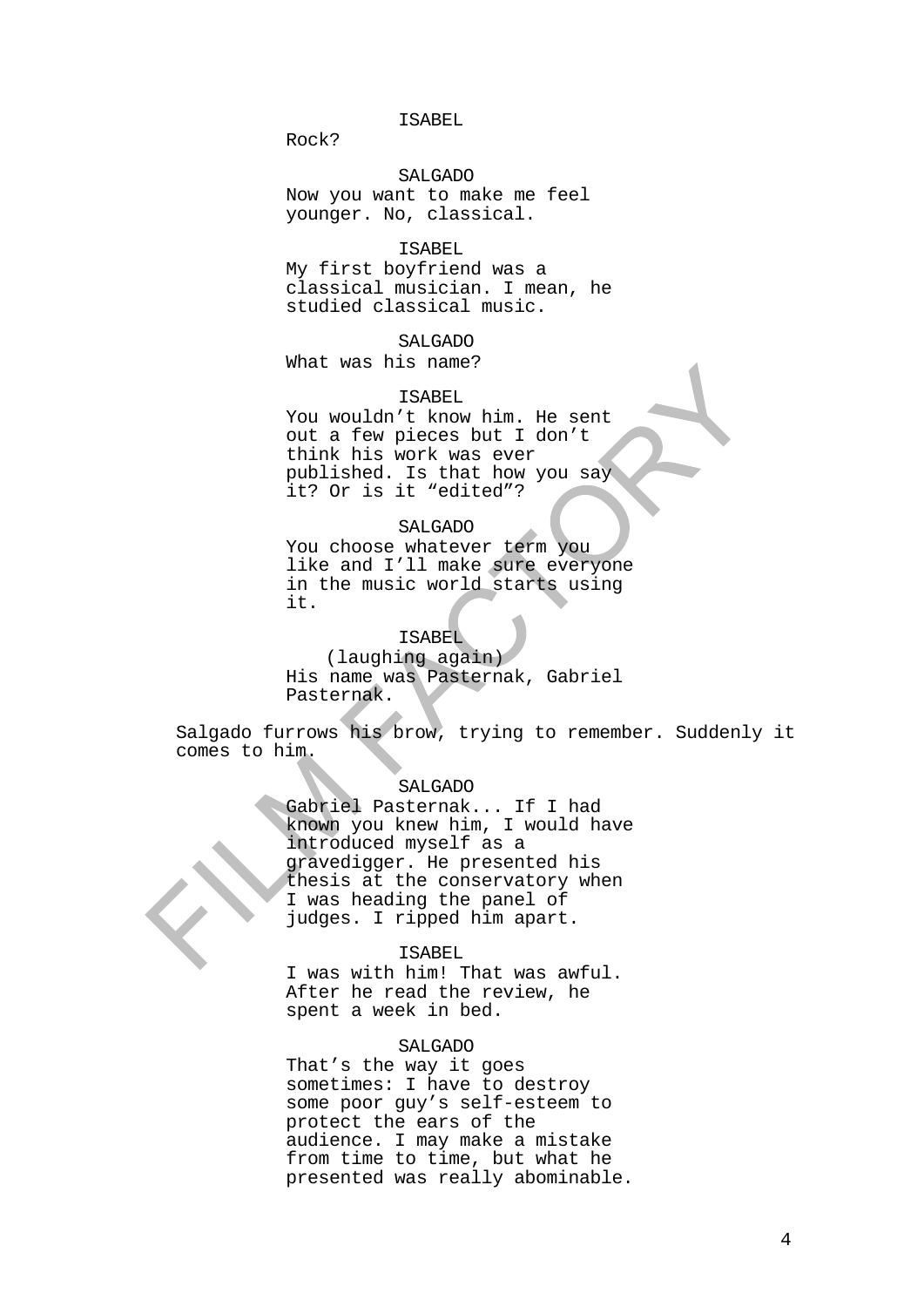ISABEL

Rock?

SALGADO

Now you want to make me feel younger. No, classical.

ISABEL

My first boyfriend was a classical musician. I mean, he studied classical music.

SALGADO

What was his name?

ISABEL

You wouldn't know him. He sent out a few pieces but I don't think his work was ever published. Is that how you say it? Or is it "edited"?

SALGADO

You choose whatever term you like and I'll make sure everyone in the music world starts using it.

ISABEL

(laughing again)

His name was Pasternak, Gabriel Pasternak.

Salgado furrows his brow, trying to remember. Suddenly it comes to him.

SALGADO

Gabriel Pasternak... If I had known you knew him, I would have introduced myself as a gravedigger. He presented his thesis at the conservatory when I was heading the panel of judges. I ripped him apart.

ISABEL

I was with him! That was awful. After he read the review, he spent a week in bed.

SALGADO

That's the way it goes sometimes: I have to destroy some poor guy's self-esteem to protect the ears of the audience. I may make a mistake from time to time, but what he presented was really abominable.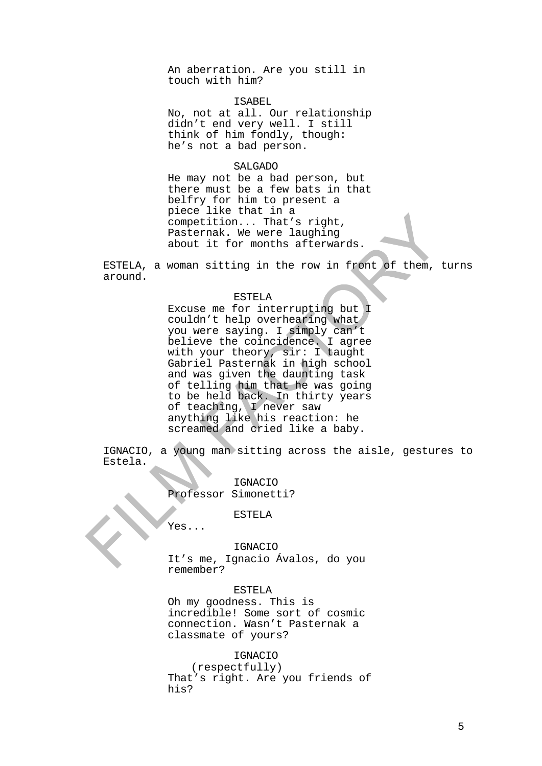An aberration. Are you still in touch with him?

ISABEL

No, not at all. Our relationship didn't end very well. I still think of him fondly, though: he's not a bad person.

SALGADO

He may not be a bad person, but there must be a few bats in that belfry for him to present a piece like that in a competition... That's right, Pasternak. We were laughing about it for months afterwards.

ESTELA, a woman sitting in the row in front of them, turns around.

ESTELA

Excuse me for interrupting but I couldn't help overhearing what you were saying. I simply can't believe the coincidence. I agree with your theory, sir: I taught Gabriel Pasternak in high school and was given the daunting task of telling him that he was going to be held back. In thirty years of teaching, I never saw anything like his reaction: he screamed and cried like a baby.

IGNACIO, a young man sitting across the aisle, gestures to Estela.

IGNACIO

Professor Simonetti?

ESTELA

Yes...

IGNACIO

It's me, Ignacio Ávalos, do you remember?

ESTELA

Oh my goodness. This is incredible! Some sort of cosmic connection. Wasn't Pasternak a classmate of yours?

IGNACIO

(respectfully)

That's right. Are you friends of his?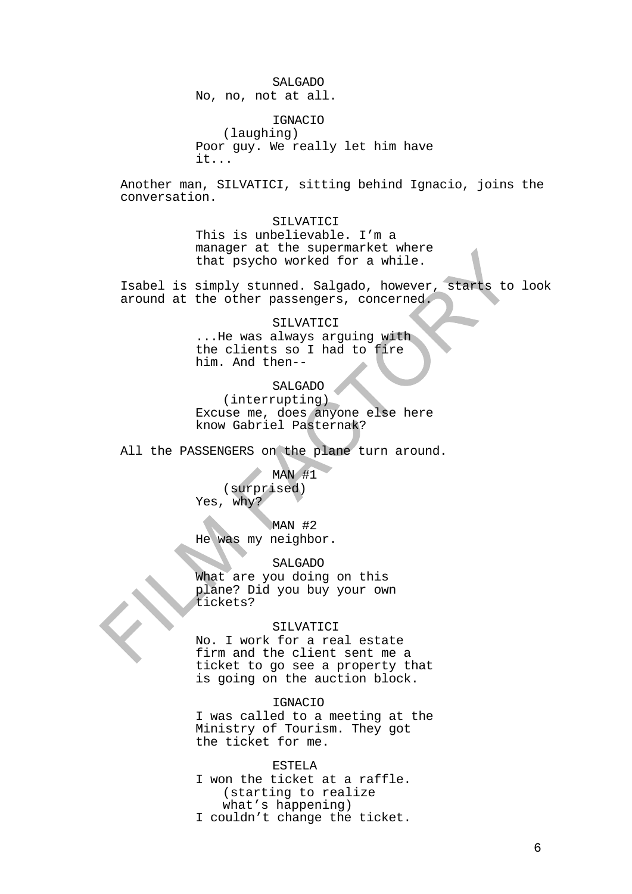SALGADO
No, no, not at all.

IGNACIO
(laughing)
Poor guy. We really let him have it...

Another man, SILVATICI, sitting behind Ignacio, joins the conversation.

SILVATICI
This is unbelievable. I'm a manager at the supermarket where that psycho worked for a while.

Isabel is simply stunned. Salgado, however, starts to look around at the other passengers, concerned.

SILVATICI
...He was always arguing with the clients so I had to fire him. And then--

SALGADO
(interrupting)
Excuse me, does anyone else here know Gabriel Pasternak?

All the PASSENGERS on the plane turn around.

MAN #1
(surprised)
Yes, why?

MAN #2
He was my neighbor.

SALGADO
What are you doing on this plane? Did you buy your own tickets?

SILVATICI
No. I work for a real estate firm and the client sent me a ticket to go see a property that is going on the auction block.

IGNACIO
I was called to a meeting at the Ministry of Tourism. They got the ticket for me.

ESTELA
I won the ticket at a raffle.
(starting to realize what's happening)
I couldn't change the ticket.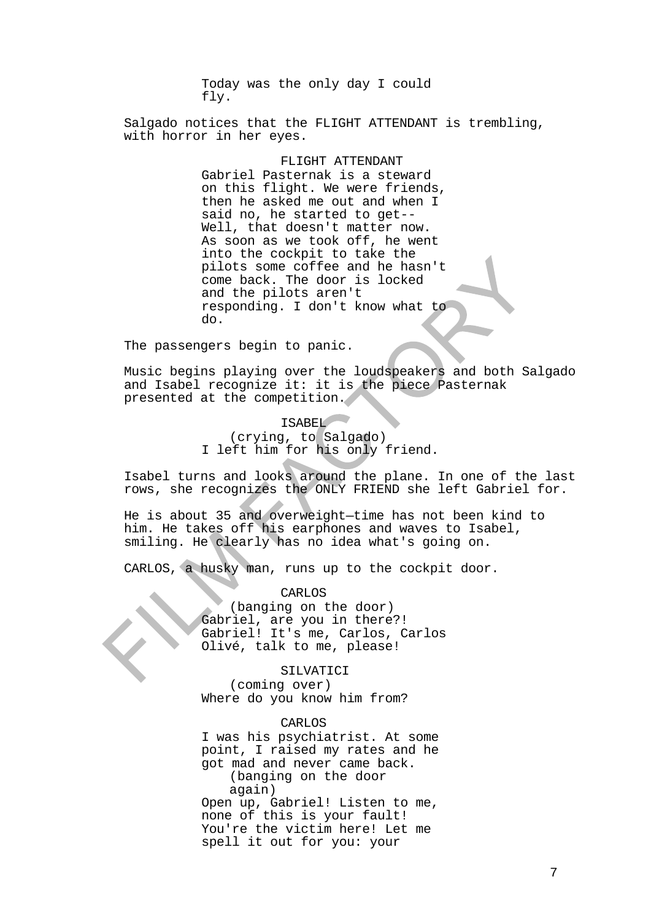Today was the only day I could fly.

Salgado notices that the FLIGHT ATTENDANT is trembling, with horror in her eyes.

FLIGHT ATTENDANT
Gabriel Pasternak is a steward on this flight. We were friends, then he asked me out and when I said no, he started to get-- Well, that doesn't matter now. As soon as we took off, he went into the cockpit to take the pilots some coffee and he hasn't come back. The door is locked and the pilots aren't responding. I don't know what to do.

The passengers begin to panic.

Music begins playing over the loudspeakers and both Salgado and Isabel recognize it: it is the piece Pasternak presented at the competition.

ISABEL
(crying, to Salgado)
I left him for his only friend.

Isabel turns and looks around the plane. In one of the last rows, she recognizes the ONLY FRIEND she left Gabriel for.

He is about 35 and overweight—time has not been kind to him. He takes off his earphones and waves to Isabel, smiling. He clearly has no idea what's going on.

CARLOS, a husky man, runs up to the cockpit door.

CARLOS
(banging on the door)
Gabriel, are you in there?! Gabriel! It's me, Carlos, Carlos Olivé, talk to me, please!

SILVATICI
(coming over)
Where do you know him from?

CARLOS
I was his psychiatrist. At some point, I raised my rates and he got mad and never came back.
(banging on the door again)
Open up, Gabriel! Listen to me, none of this is your fault! You're the victim here! Let me spell it out for you: your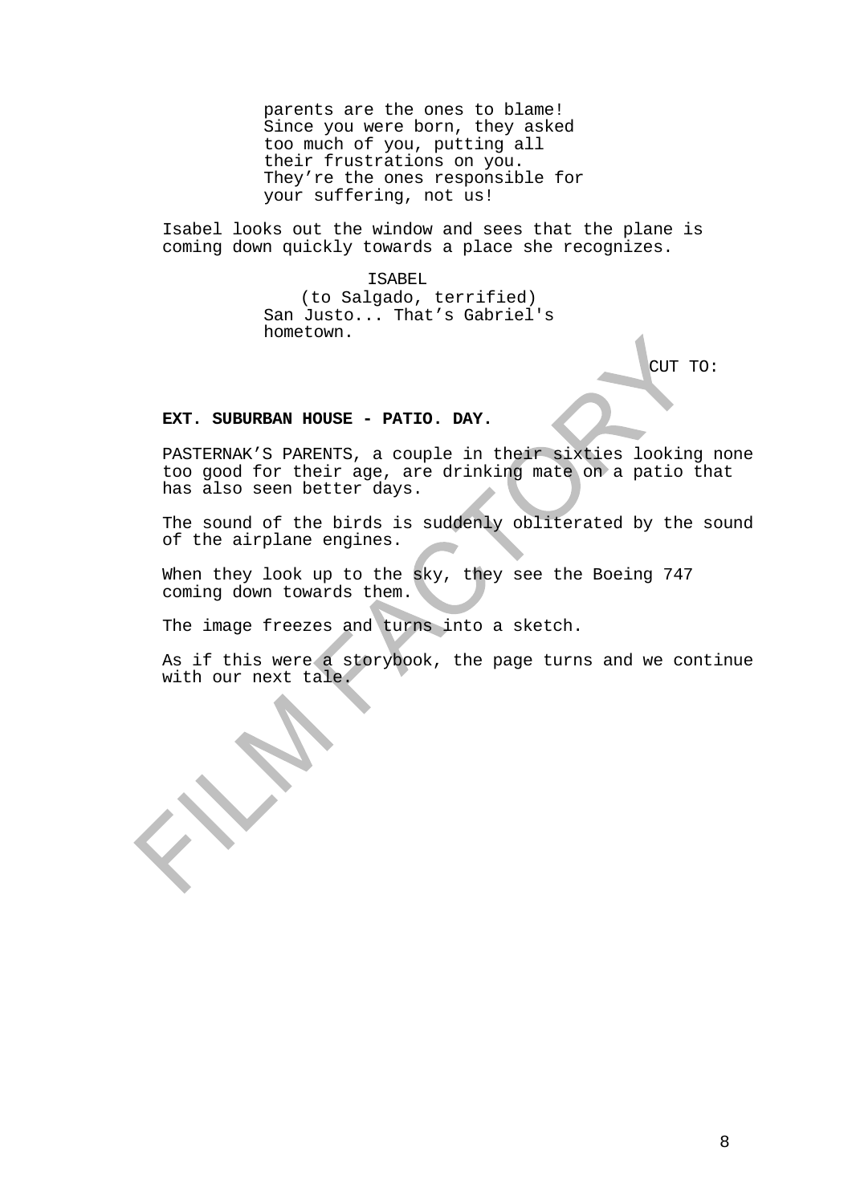parents are the ones to blame! Since you were born, they asked too much of you, putting all their frustrations on you. They're the ones responsible for your suffering, not us!

Isabel looks out the window and sees that the plane is coming down quickly towards a place she recognizes.

ISABEL
(to Salgado, terrified)
San Justo... That's Gabriel's hometown.

CUT TO:

**EXT. SUBURBAN HOUSE - PATIO. DAY.**

PASTERNAK'S PARENTS, a couple in their sixties looking none too good for their age, are drinking mate on a patio that has also seen better days.

The sound of the birds is suddenly obliterated by the sound of the airplane engines.

When they look up to the sky, they see the Boeing 747 coming down towards them.

The image freezes and turns into a sketch.

As if this were a storybook, the page turns and we continue with our next tale.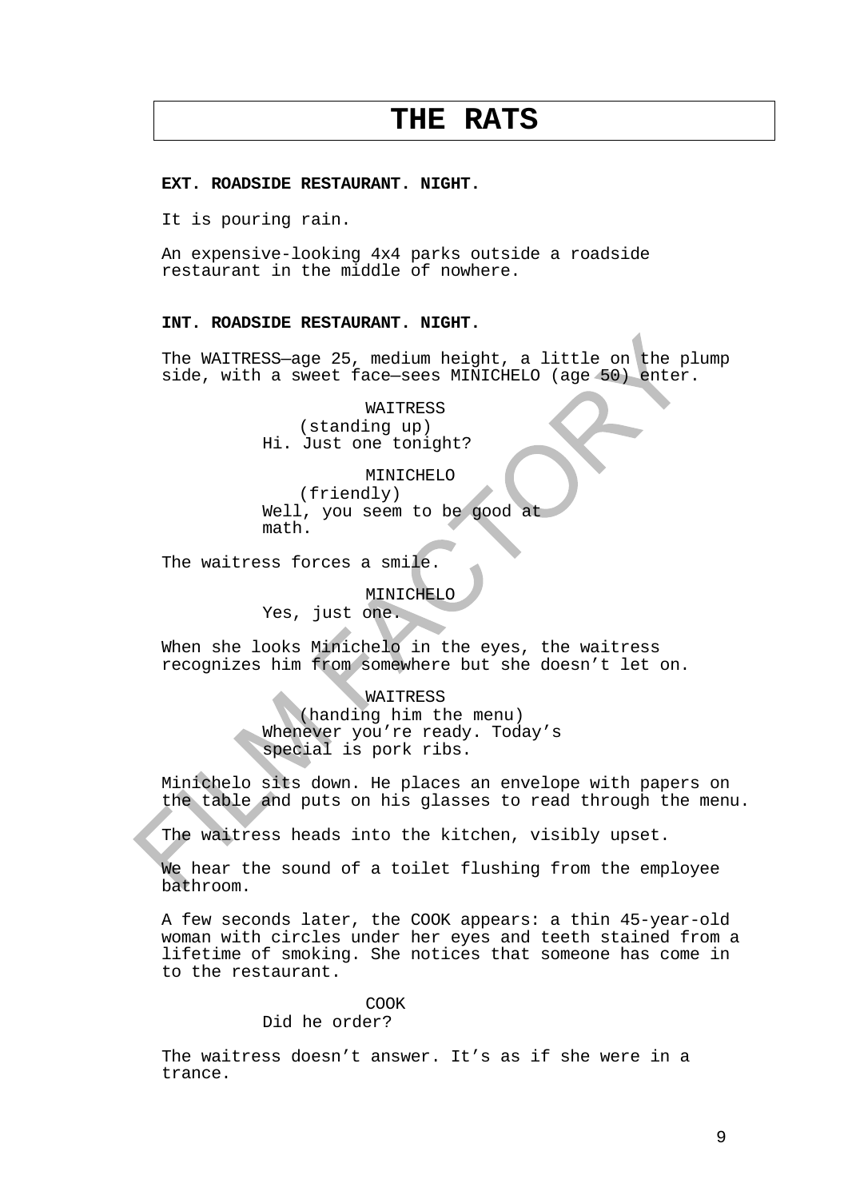# THE RATS

**EXT. ROADSIDE RESTAURANT. NIGHT.**

It is pouring rain.

An expensive-looking 4x4 parks outside a roadside restaurant in the middle of nowhere.

**INT. ROADSIDE RESTAURANT. NIGHT.**

The WAITRESS—age 25, medium height, a little on the plump side, with a sweet face—sees MINICHELO (age 50) enter.

WAITRESS
(standing up)
Hi. Just one tonight?

MINICHELO
(friendly)
Well, you seem to be good at math.

The waitress forces a smile.

MINICHELO
Yes, just one.

When she looks Minichelo in the eyes, the waitress recognizes him from somewhere but she doesn't let on.

WAITRESS
(handing him the menu)
Whenever you're ready. Today's special is pork ribs.

Minichelo sits down. He places an envelope with papers on the table and puts on his glasses to read through the menu.

The waitress heads into the kitchen, visibly upset.

We hear the sound of a toilet flushing from the employee bathroom.

A few seconds later, the COOK appears: a thin 45-year-old woman with circles under her eyes and teeth stained from a lifetime of smoking. She notices that someone has come in to the restaurant.

COOK
Did he order?

The waitress doesn't answer. It's as if she were in a trance.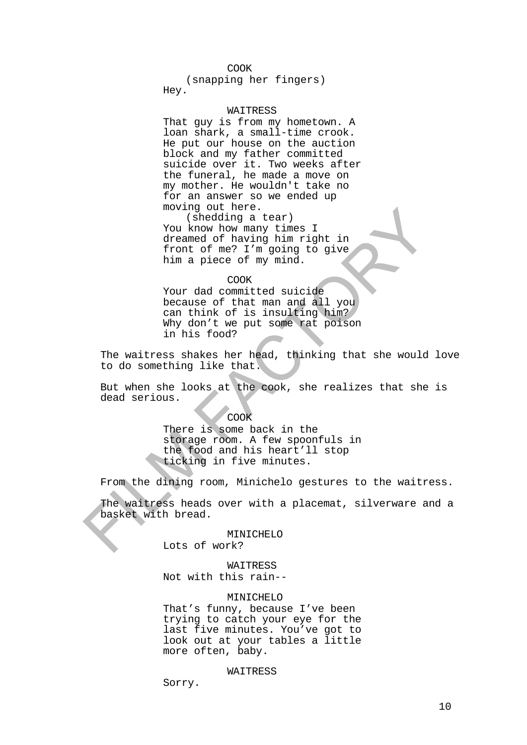COOK
(snapping her fingers)
Hey.

WAITRESS
That guy is from my hometown. A loan shark, a small-time crook. He put our house on the auction block and my father committed suicide over it. Two weeks after the funeral, he made a move on my mother. He wouldn't take no for an answer so we ended up moving out here.
(shedding a tear)
You know how many times I dreamed of having him right in front of me? I'm going to give him a piece of my mind.

COOK
Your dad committed suicide because of that man and all you can think of is insulting him? Why don't we put some rat poison in his food?

The waitress shakes her head, thinking that she would love to do something like that.

But when she looks at the cook, she realizes that she is dead serious.

COOK
There is some back in the storage room. A few spoonfuls in the food and his heart'll stop ticking in five minutes.

From the dining room, Minichelo gestures to the waitress.

The waitress heads over with a placemat, silverware and a basket with bread.

MINICHELO
Lots of work?

WAITRESS
Not with this rain--

MINICHELO
That's funny, because I've been trying to catch your eye for the last five minutes. You've got to look out at your tables a little more often, baby.

WAITRESS
Sorry.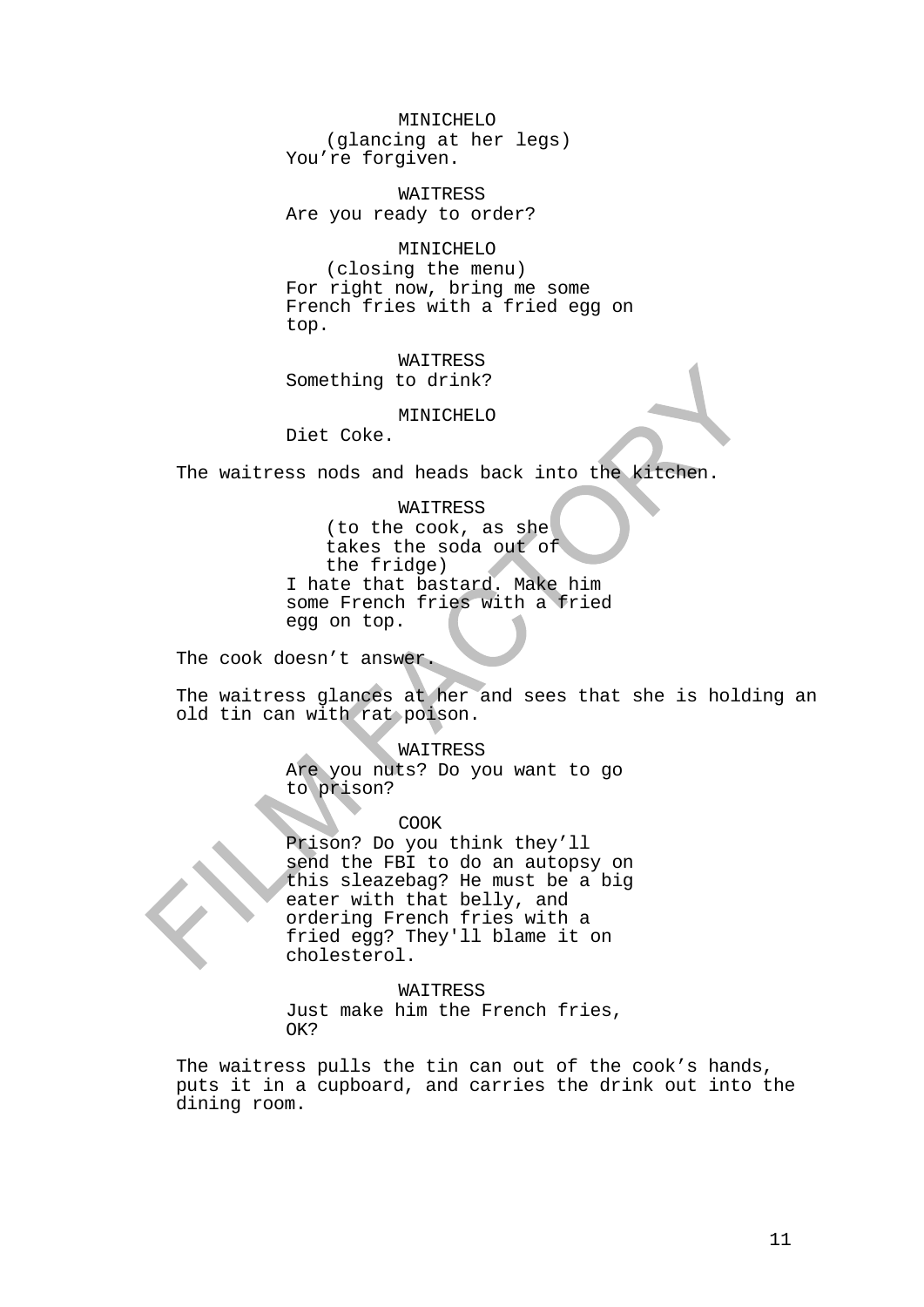MINICHELO
(glancing at her legs)
You're forgiven.

WAITRESS
Are you ready to order?

MINICHELO
(closing the menu)
For right now, bring me some French fries with a fried egg on top.

WAITRESS
Something to drink?

MINICHELO
Diet Coke.

The waitress nods and heads back into the kitchen.

WAITRESS
(to the cook, as she takes the soda out of the fridge)
I hate that bastard. Make him some French fries with a fried egg on top.

The cook doesn't answer.

The waitress glances at her and sees that she is holding an old tin can with rat poison.

WAITRESS
Are you nuts? Do you want to go to prison?

COOK
Prison? Do you think they'll send the FBI to do an autopsy on this sleazebag? He must be a big eater with that belly, and ordering French fries with a fried egg? They'll blame it on cholesterol.

WAITRESS
Just make him the French fries, OK?

The waitress pulls the tin can out of the cook's hands, puts it in a cupboard, and carries the drink out into the dining room.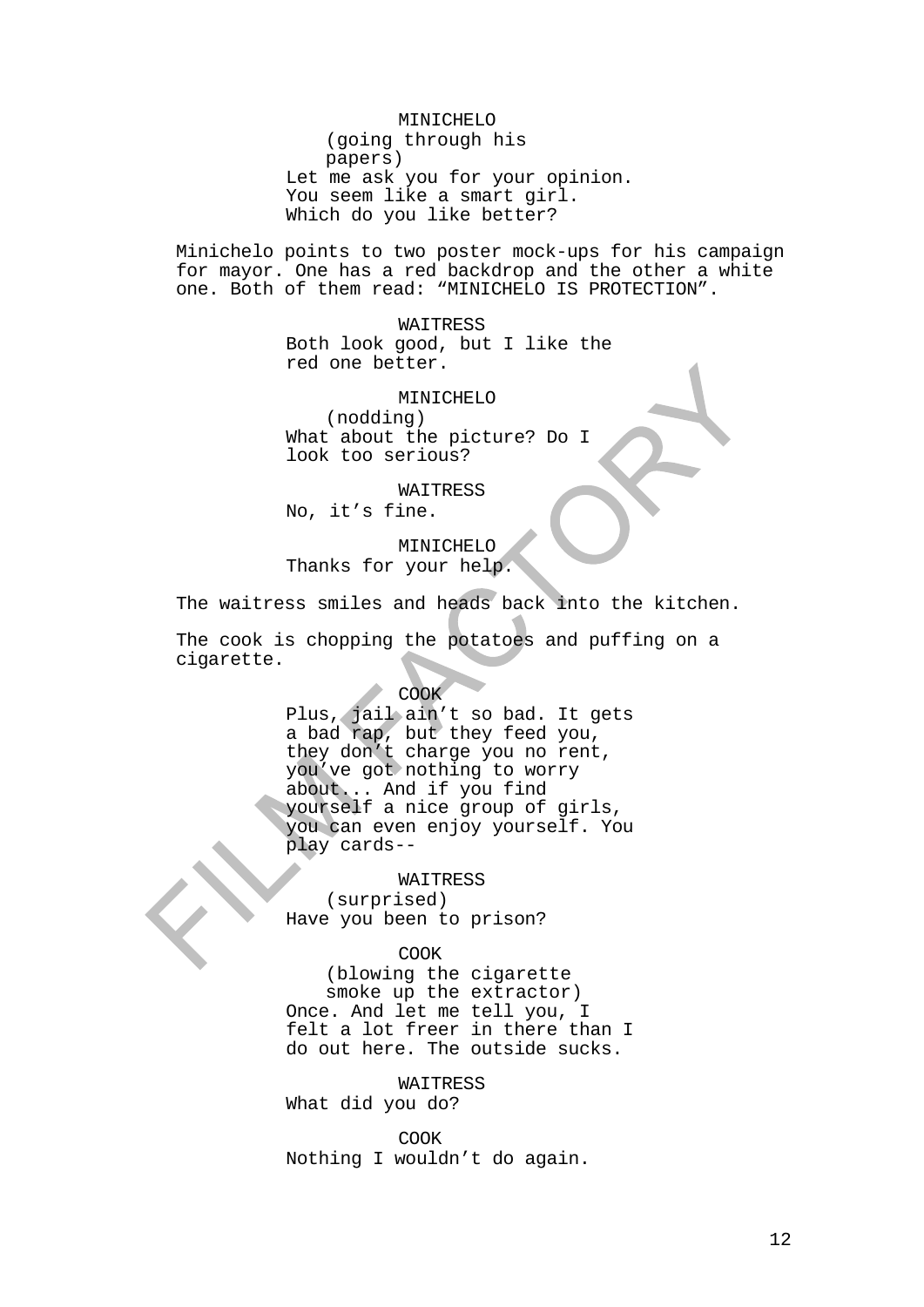MINICHELO
(going through his papers)
Let me ask you for your opinion. You seem like a smart girl. Which do you like better?

Minichelo points to two poster mock-ups for his campaign for mayor. One has a red backdrop and the other a white one. Both of them read: “MINICHELO IS PROTECTION”.

WAITRESS
Both look good, but I like the red one better.

MINICHELO
(nodding)
What about the picture? Do I look too serious?

WAITRESS
No, it’s fine.

MINICHELO
Thanks for your help.

The waitress smiles and heads back into the kitchen.

The cook is chopping the potatoes and puffing on a cigarette.

COOK
Plus, jail ain’t so bad. It gets a bad rap, but they feed you, they don’t charge you no rent, you’ve got nothing to worry about... And if you find yourself a nice group of girls, you can even enjoy yourself. You play cards--

WAITRESS
(surprised)
Have you been to prison?

COOK
(blowing the cigarette smoke up the extractor)
Once. And let me tell you, I felt a lot freer in there than I do out here. The outside sucks.

WAITRESS
What did you do?

COOK
Nothing I wouldn’t do again.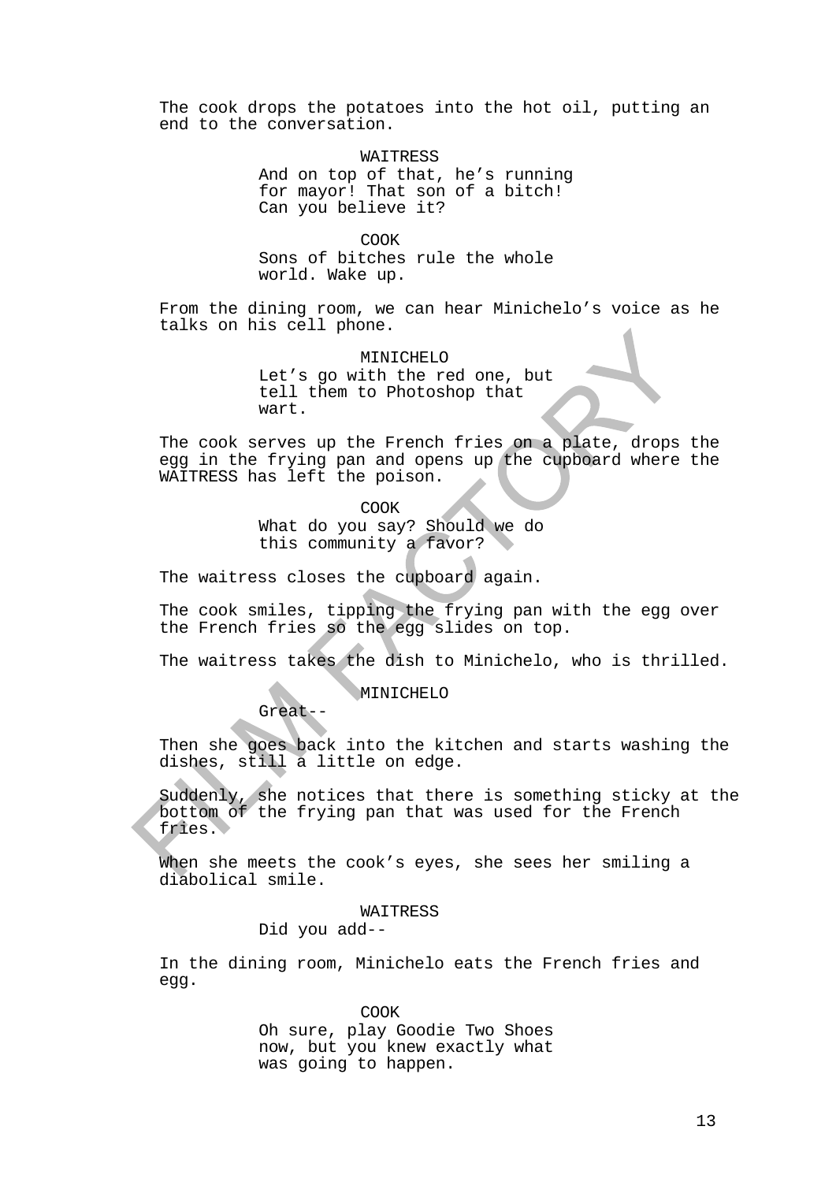The cook drops the potatoes into the hot oil, putting an end to the conversation.

WAITRESS
And on top of that, he's running for mayor! That son of a bitch! Can you believe it?

COOK
Sons of bitches rule the whole world. Wake up.

From the dining room, we can hear Minichelo's voice as he talks on his cell phone.

MINICHELO
Let's go with the red one, but tell them to Photoshop that wart.

The cook serves up the French fries on a plate, drops the egg in the frying pan and opens up the cupboard where the WAITRESS has left the poison.

COOK
What do you say? Should we do this community a favor?

The waitress closes the cupboard again.

The cook smiles, tipping the frying pan with the egg over the French fries so the egg slides on top.

The waitress takes the dish to Minichelo, who is thrilled.

MINICHELO
Great--

Then she goes back into the kitchen and starts washing the dishes, still a little on edge.

Suddenly, she notices that there is something sticky at the bottom of the frying pan that was used for the French fries.

When she meets the cook's eyes, she sees her smiling a diabolical smile.

WAITRESS
Did you add--

In the dining room, Minichelo eats the French fries and egg.

COOK
Oh sure, play Goodie Two Shoes now, but you knew exactly what was going to happen.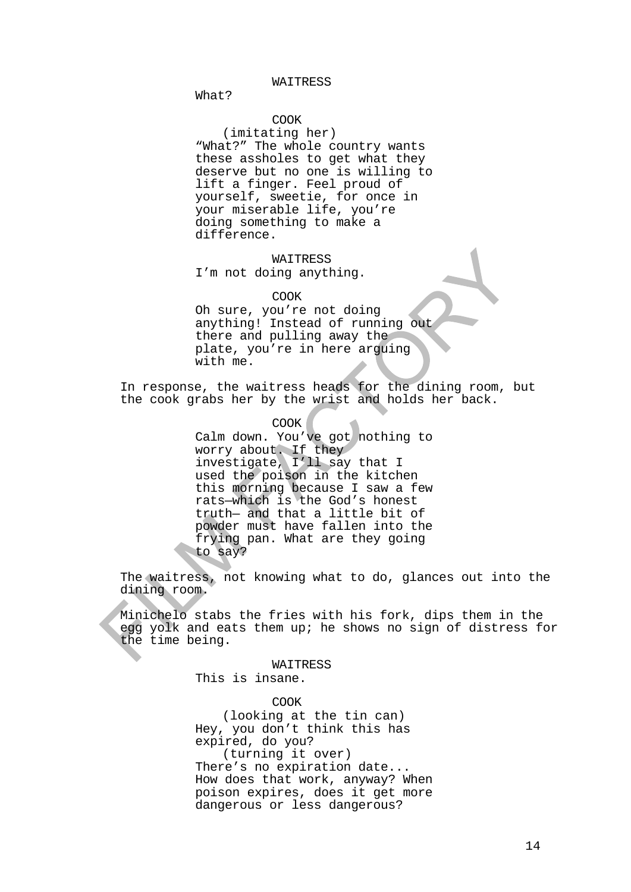WAITRESS
What?

COOK
(imitating her)
"What?" The whole country wants these assholes to get what they deserve but no one is willing to lift a finger. Feel proud of yourself, sweetie, for once in your miserable life, you're doing something to make a difference.

WAITRESS
I'm not doing anything.

COOK
Oh sure, you're not doing anything! Instead of running out there and pulling away the plate, you're in here arguing with me.

In response, the waitress heads for the dining room, but the cook grabs her by the wrist and holds her back.

COOK
Calm down. You've got nothing to worry about. If they investigate, I'll say that I used the poison in the kitchen this morning because I saw a few rats—which is the God's honest truth— and that a little bit of powder must have fallen into the frying pan. What are they going to say?

The waitress, not knowing what to do, glances out into the dining room.

Minichelo stabs the fries with his fork, dips them in the egg yolk and eats them up; he shows no sign of distress for the time being.

WAITRESS
This is insane.

COOK
(looking at the tin can)
Hey, you don't think this has expired, do you?
(turning it over)
There's no expiration date... How does that work, anyway? When poison expires, does it get more dangerous or less dangerous?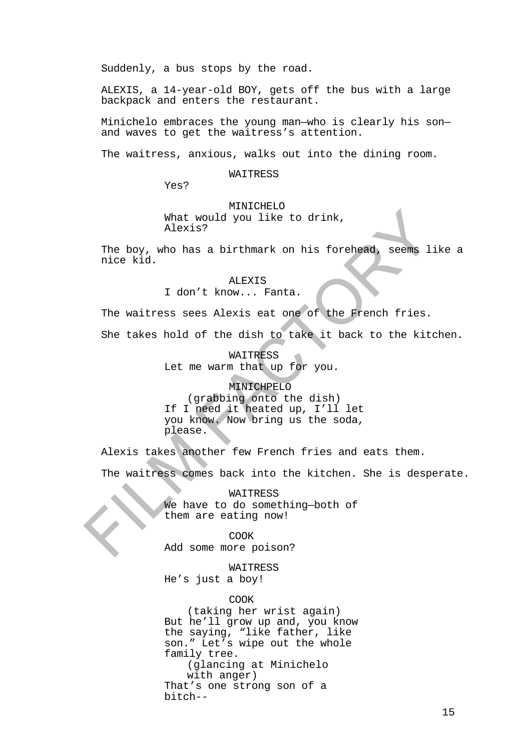Suddenly, a bus stops by the road.

ALEXIS, a 14-year-old BOY, gets off the bus with a large backpack and enters the restaurant.

Minichelo embraces the young man—who is clearly his son—and waves to get the waitress's attention.

The waitress, anxious, walks out into the dining room.

WAITRESS
Yes?

MINICHELO
What would you like to drink, Alexis?

The boy, who has a birthmark on his forehead, seems like a nice kid.

ALEXIS
I don't know... Fanta.

The waitress sees Alexis eat one of the French fries.

She takes hold of the dish to take it back to the kitchen.

WAITRESS
Let me warm that up for you.

MINICHPELO
(grabbing onto the dish)
If I need it heated up, I'll let you know. Now bring us the soda, please.

Alexis takes another few French fries and eats them.

The waitress comes back into the kitchen. She is desperate.

WAITRESS
We have to do something—both of them are eating now!

COOK
Add some more poison?

WAITRESS
He's just a boy!

COOK
(taking her wrist again)
But he'll grow up and, you know the saying, "like father, like son." Let's wipe out the whole family tree.
(glancing at Minichelo with anger)
That's one strong son of a bitch--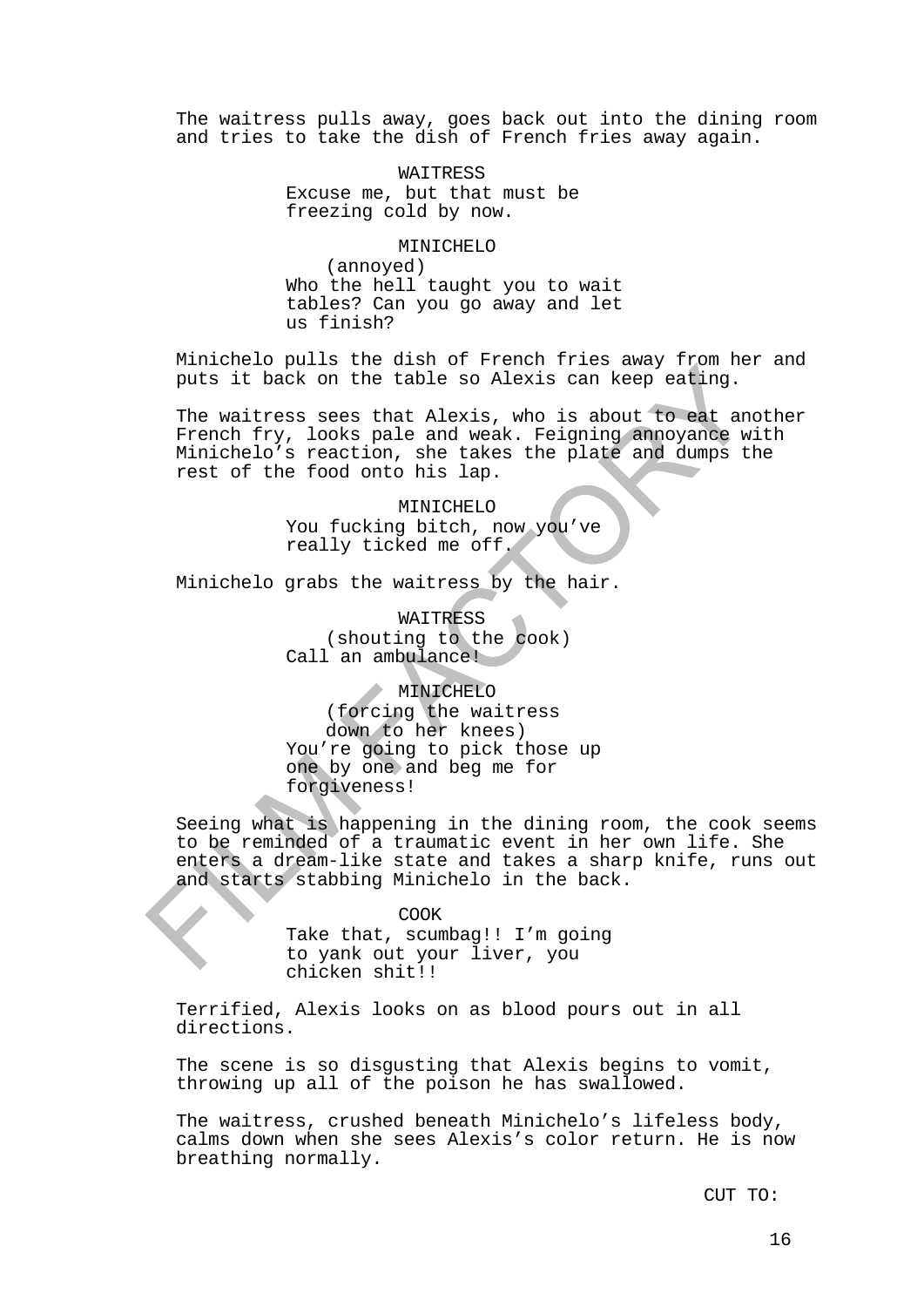The waitress pulls away, goes back out into the dining room and tries to take the dish of French fries away again.

WAITRESS
Excuse me, but that must be freezing cold by now.

MINICHELO
(annoyed)
Who the hell taught you to wait tables? Can you go away and let us finish?

Minichelo pulls the dish of French fries away from her and puts it back on the table so Alexis can keep eating.

The waitress sees that Alexis, who is about to eat another French fry, looks pale and weak. Feigning annoyance with Minichelo's reaction, she takes the plate and dumps the rest of the food onto his lap.

MINICHELO
You fucking bitch, now you've really ticked me off.

Minichelo grabs the waitress by the hair.

WAITRESS
(shouting to the cook)
Call an ambulance!

MINICHELO
(forcing the waitress down to her knees)
You're going to pick those up one by one and beg me for forgiveness!

Seeing what is happening in the dining room, the cook seems to be reminded of a traumatic event in her own life. She enters a dream-like state and takes a sharp knife, runs out and starts stabbing Minichelo in the back.

COOK
Take that, scumbag!! I'm going to yank out your liver, you chicken shit!!

Terrified, Alexis looks on as blood pours out in all directions.

The scene is so disgusting that Alexis begins to vomit, throwing up all of the poison he has swallowed.

The waitress, crushed beneath Minichelo's lifeless body, calms down when she sees Alexis's color return. He is now breathing normally.

CUT TO: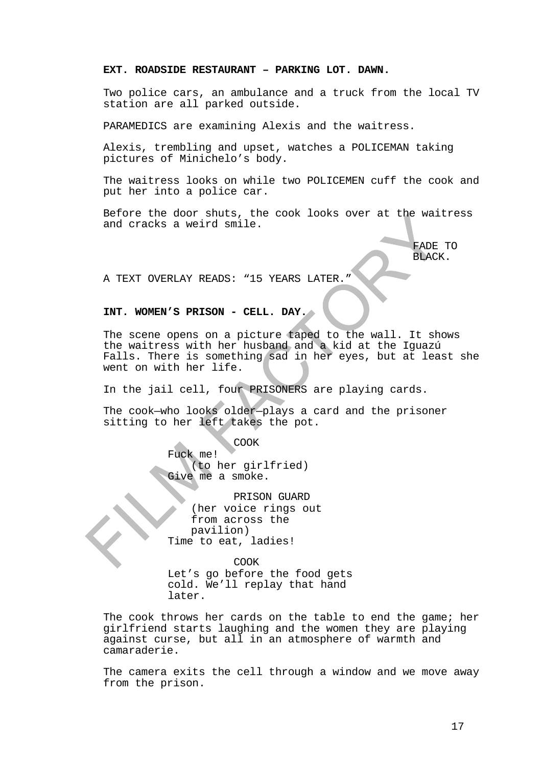**EXT. ROADSIDE RESTAURANT – PARKING LOT. DAWN.**

Two police cars, an ambulance and a truck from the local TV station are all parked outside.

PARAMEDICS are examining Alexis and the waitress.

Alexis, trembling and upset, watches a POLICEMAN taking pictures of Minichelo's body.

The waitress looks on while two POLICEMEN cuff the cook and put her into a police car.

Before the door shuts, the cook looks over at the waitress and cracks a weird smile.

FADE TO BLACK.

A TEXT OVERLAY READS: "15 YEARS LATER."

**INT. WOMEN'S PRISON - CELL. DAY.**

The scene opens on a picture taped to the wall. It shows the waitress with her husband and a kid at the Iguazú Falls. There is something sad in her eyes, but at least she went on with her life.

In the jail cell, four PRISONERS are playing cards.

The cook—who looks older—plays a card and the prisoner sitting to her left takes the pot.

COOK
Fuck me!
(to her girlfried)
Give me a smoke.

PRISON GUARD
(her voice rings out from across the pavilion)
Time to eat, ladies!

COOK
Let's go before the food gets cold. We'll replay that hand later.

The cook throws her cards on the table to end the game; her girlfriend starts laughing and the women they are playing against curse, but all in an atmosphere of warmth and camaraderie.

The camera exits the cell through a window and we move away from the prison.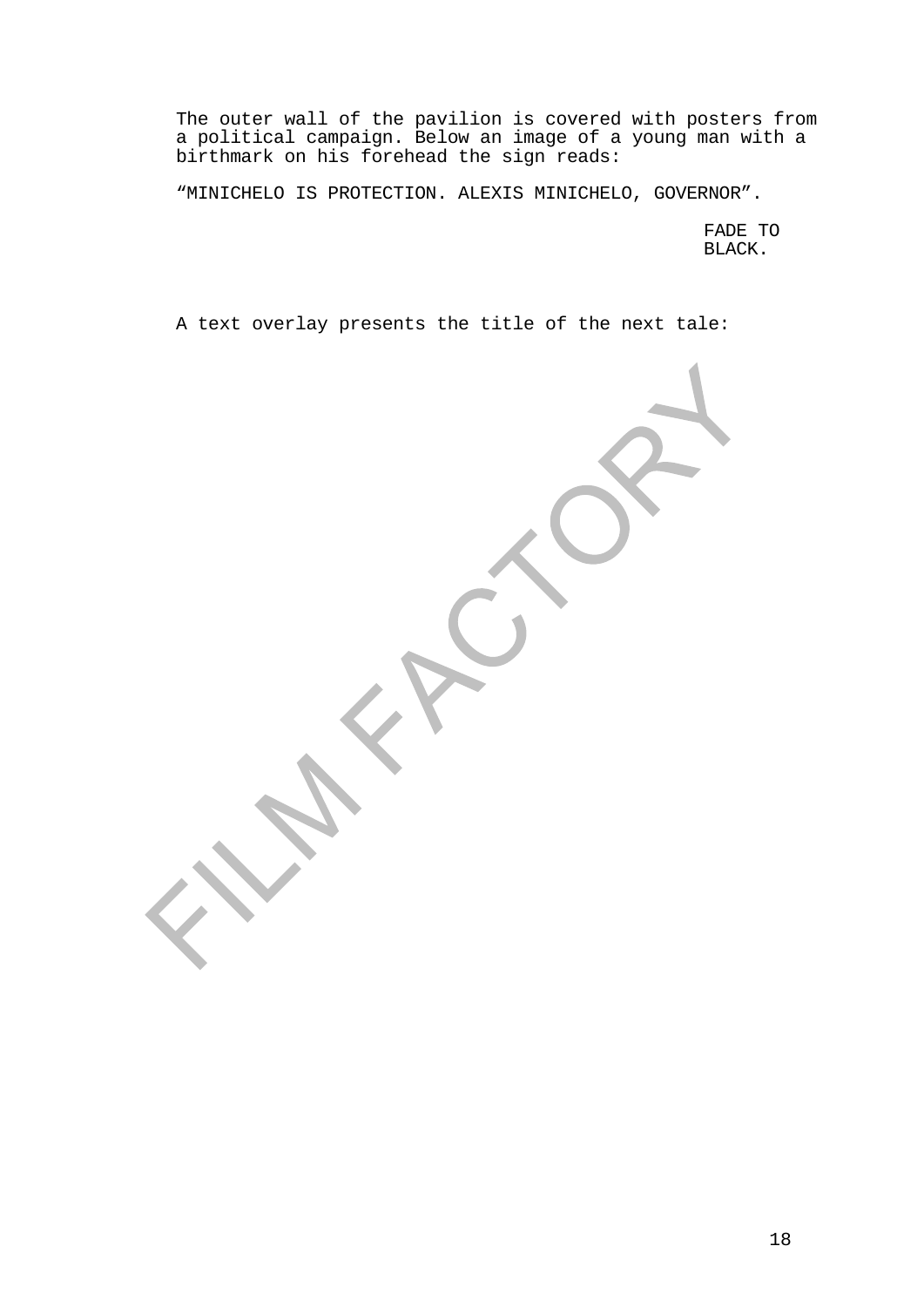The outer wall of the pavilion is covered with posters from a political campaign. Below an image of a young man with a birthmark on his forehead the sign reads:

“MINICHELO IS PROTECTION. ALEXIS MINICHELO, GOVERNOR”.

FADE TO BLACK.

A text overlay presents the title of the next tale: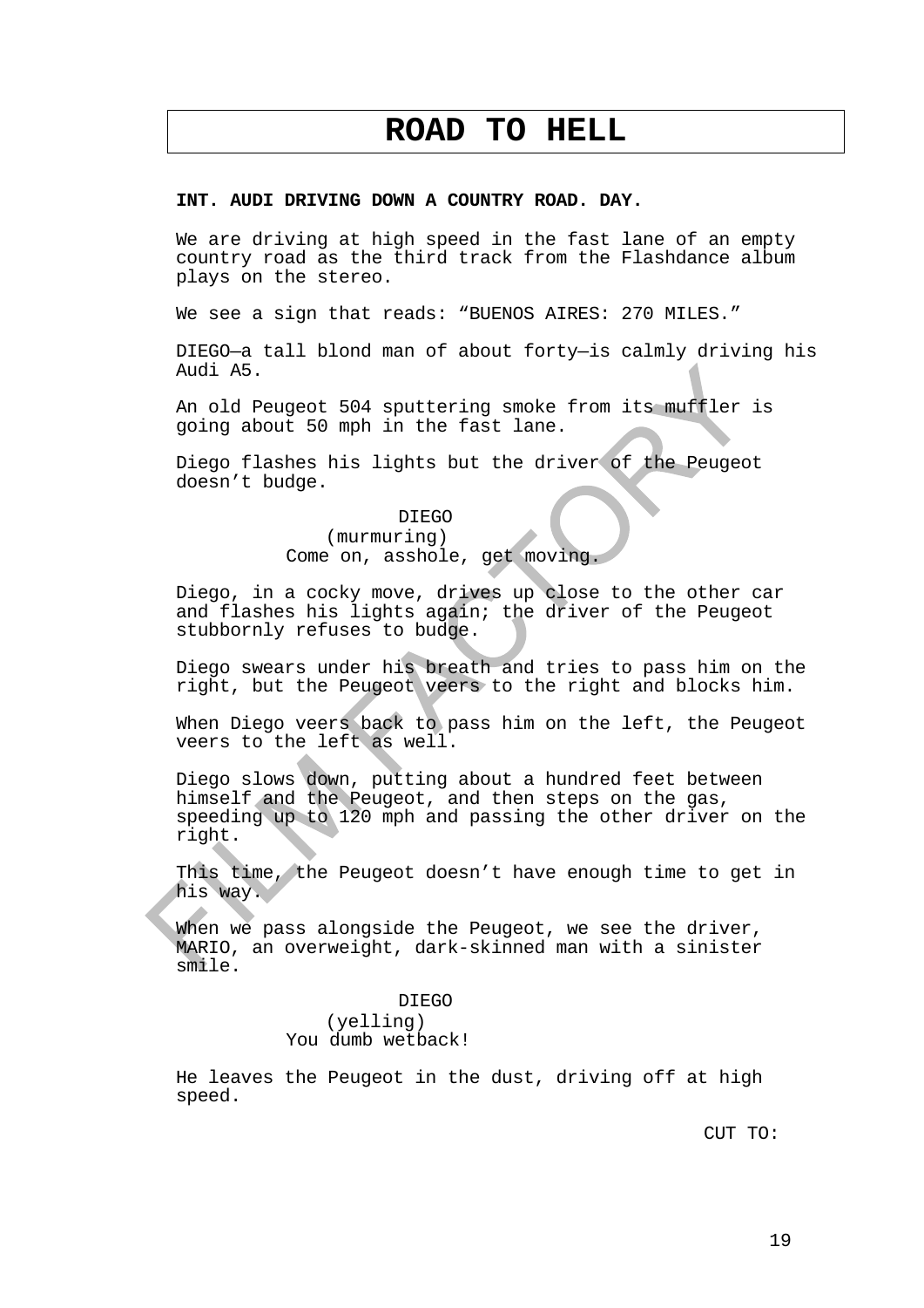# ROAD TO HELL

**INT. AUDI DRIVING DOWN A COUNTRY ROAD. DAY.**

We are driving at high speed in the fast lane of an empty country road as the third track from the Flashdance album plays on the stereo.

We see a sign that reads: “BUENOS AIRES: 270 MILES.”

DIEGO—a tall blond man of about forty—is calmly driving his Audi A5.

An old Peugeot 504 sputtering smoke from its muffler is going about 50 mph in the fast lane.

Diego flashes his lights but the driver of the Peugeot doesn’t budge.

DIEGO
(murmuring)
Come on, asshole, get moving.

Diego, in a cocky move, drives up close to the other car and flashes his lights again; the driver of the Peugeot stubbornly refuses to budge.

Diego swears under his breath and tries to pass him on the right, but the Peugeot veers to the right and blocks him.

When Diego veers back to pass him on the left, the Peugeot veers to the left as well.

Diego slows down, putting about a hundred feet between himself and the Peugeot, and then steps on the gas, speeding up to 120 mph and passing the other driver on the right.

This time, the Peugeot doesn’t have enough time to get in his way.

When we pass alongside the Peugeot, we see the driver, MARIO, an overweight, dark-skinned man with a sinister smile.

DIEGO
(yelling)
You dumb wetback!

He leaves the Peugeot in the dust, driving off at high speed.

CUT TO: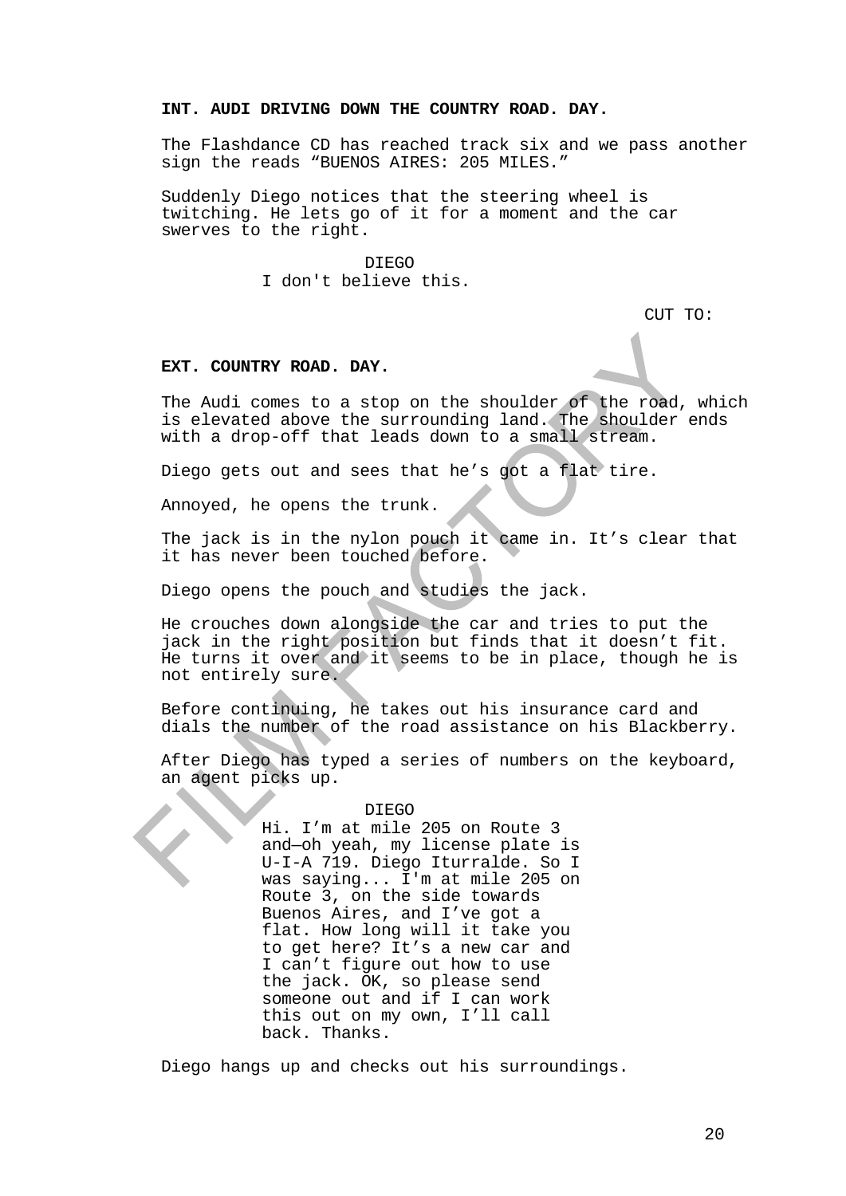**INT. AUDI DRIVING DOWN THE COUNTRY ROAD. DAY.**

The Flashdance CD has reached track six and we pass another sign the reads “BUENOS AIRES: 205 MILES.”

Suddenly Diego notices that the steering wheel is twitching. He lets go of it for a moment and the car swerves to the right.

DIEGO
I don't believe this.

CUT TO:

**EXT. COUNTRY ROAD. DAY.**

The Audi comes to a stop on the shoulder of the road, which is elevated above the surrounding land. The shoulder ends with a drop-off that leads down to a small stream.

Diego gets out and sees that he’s got a flat tire.

Annoyed, he opens the trunk.

The jack is in the nylon pouch it came in. It’s clear that it has never been touched before.

Diego opens the pouch and studies the jack.

He crouches down alongside the car and tries to put the jack in the right position but finds that it doesn’t fit. He turns it over and it seems to be in place, though he is not entirely sure.

Before continuing, he takes out his insurance card and dials the number of the road assistance on his Blackberry.

After Diego has typed a series of numbers on the keyboard, an agent picks up.

DIEGO
Hi. I’m at mile 205 on Route 3 and—oh yeah, my license plate is U-I-A 719. Diego Iturralde. So I was saying... I'm at mile 205 on Route 3, on the side towards Buenos Aires, and I’ve got a flat. How long will it take you to get here? It’s a new car and I can’t figure out how to use the jack. OK, so please send someone out and if I can work this out on my own, I’ll call back. Thanks.

Diego hangs up and checks out his surroundings.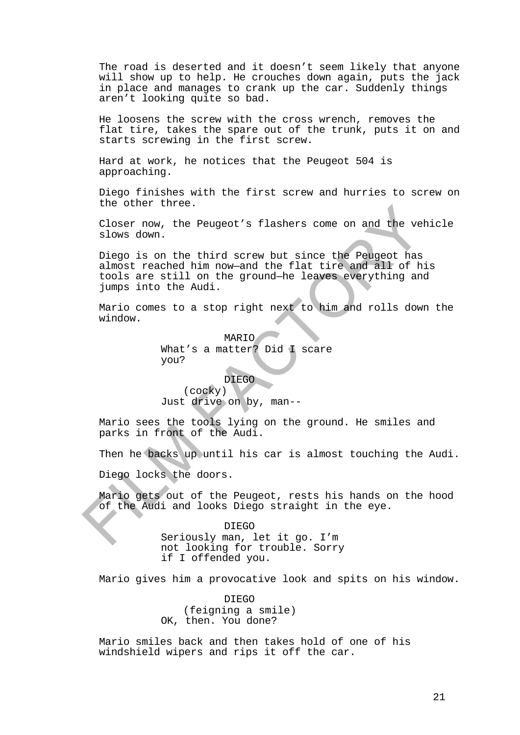The road is deserted and it doesn't seem likely that anyone will show up to help. He crouches down again, puts the jack in place and manages to crank up the car. Suddenly things aren't looking quite so bad.

He loosens the screw with the cross wrench, removes the flat tire, takes the spare out of the trunk, puts it on and starts screwing in the first screw.

Hard at work, he notices that the Peugeot 504 is approaching.

Diego finishes with the first screw and hurries to screw on the other three.

Closer now, the Peugeot's flashers come on and the vehicle slows down.

Diego is on the third screw but since the Peugeot has almost reached him now—and the flat tire and all of his tools are still on the ground—he leaves everything and jumps into the Audi.

Mario comes to a stop right next to him and rolls down the window.

MARIO
What's a matter? Did I scare you?

DIEGO
(cocky)
Just drive on by, man--

Mario sees the tools lying on the ground. He smiles and parks in front of the Audi.

Then he backs up until his car is almost touching the Audi.

Diego locks the doors.

Mario gets out of the Peugeot, rests his hands on the hood of the Audi and looks Diego straight in the eye.

DIEGO
Seriously man, let it go. I'm not looking for trouble. Sorry if I offended you.

Mario gives him a provocative look and spits on his window.

DIEGO
(feigning a smile)
OK, then. You done?

Mario smiles back and then takes hold of one of his windshield wipers and rips it off the car.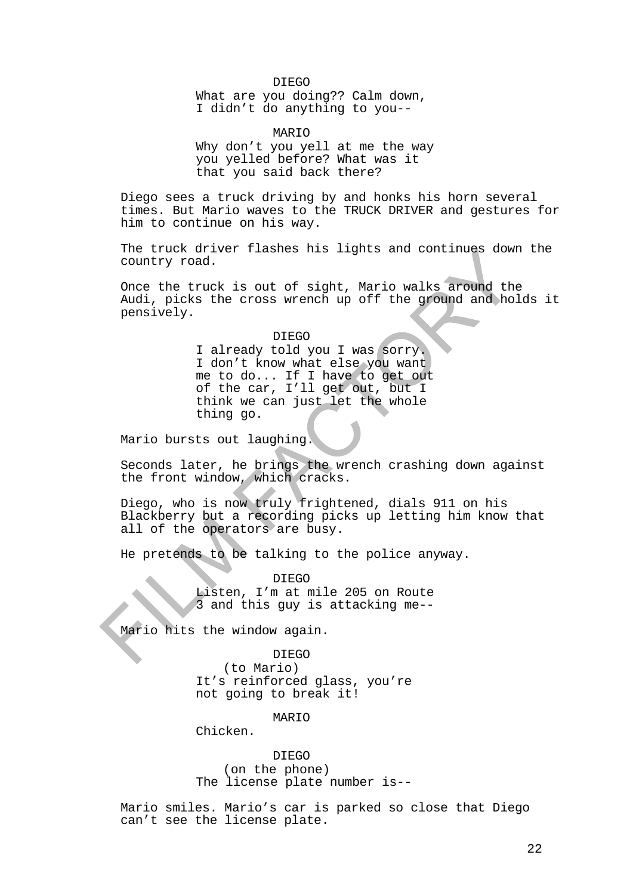DIEGO

What are you doing?? Calm down, I didn't do anything to you--

MARIO

Why don't you yell at me the way you yelled before? What was it that you said back there?

Diego sees a truck driving by and honks his horn several times. But Mario waves to the TRUCK DRIVER and gestures for him to continue on his way.

The truck driver flashes his lights and continues down the country road.

Once the truck is out of sight, Mario walks around the Audi, picks the cross wrench up off the ground and holds it pensively.

DIEGO

I already told you I was sorry. I don't know what else you want me to do... If I have to get out of the car, I'll get out, but I think we can just let the whole thing go.

Mario bursts out laughing.

Seconds later, he brings the wrench crashing down against the front window, which cracks.

Diego, who is now truly frightened, dials 911 on his Blackberry but a recording picks up letting him know that all of the operators are busy.

He pretends to be talking to the police anyway.

DIEGO

Listen, I'm at mile 205 on Route 3 and this guy is attacking me--

Mario hits the window again.

DIEGO

(to Mario)

It's reinforced glass, you're not going to break it!

MARIO

Chicken.

DIEGO

(on the phone)

The license plate number is--

Mario smiles. Mario's car is parked so close that Diego can't see the license plate.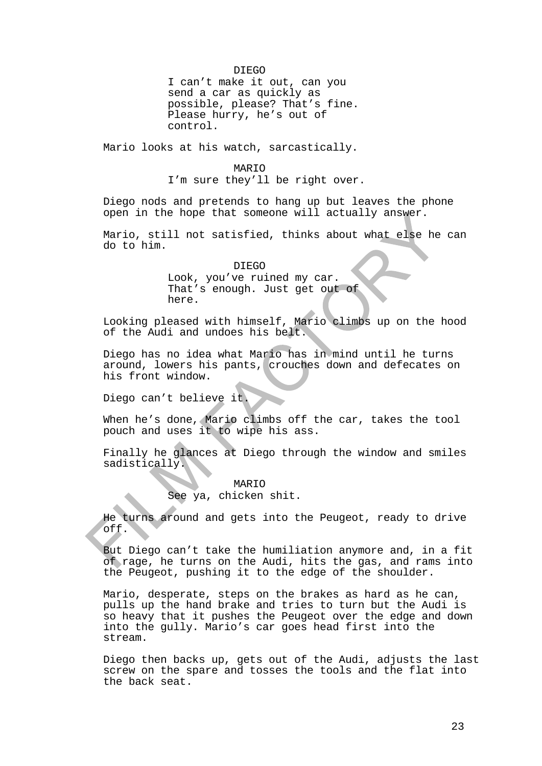DIEGO

I can’t make it out, can you send a car as quickly as possible, please? That’s fine. Please hurry, he’s out of control.

Mario looks at his watch, sarcastically.

MARIO

I’m sure they’ll be right over.

Diego nods and pretends to hang up but leaves the phone open in the hope that someone will actually answer.

Mario, still not satisfied, thinks about what else he can do to him.

DIEGO

Look, you’ve ruined my car. That’s enough. Just get out of here.

Looking pleased with himself, Mario climbs up on the hood of the Audi and undoes his belt.

Diego has no idea what Mario has in mind until he turns around, lowers his pants, crouches down and defecates on his front window.

Diego can’t believe it.

When he’s done, Mario climbs off the car, takes the tool pouch and uses it to wipe his ass.

Finally he glances at Diego through the window and smiles sadistically.

MARIO

See ya, chicken shit.

He turns around and gets into the Peugeot, ready to drive off.

But Diego can’t take the humiliation anymore and, in a fit of rage, he turns on the Audi, hits the gas, and rams into the Peugeot, pushing it to the edge of the shoulder.

Mario, desperate, steps on the brakes as hard as he can, pulls up the hand brake and tries to turn but the Audi is so heavy that it pushes the Peugeot over the edge and down into the gully. Mario’s car goes head first into the stream.

Diego then backs up, gets out of the Audi, adjusts the last screw on the spare and tosses the tools and the flat into the back seat.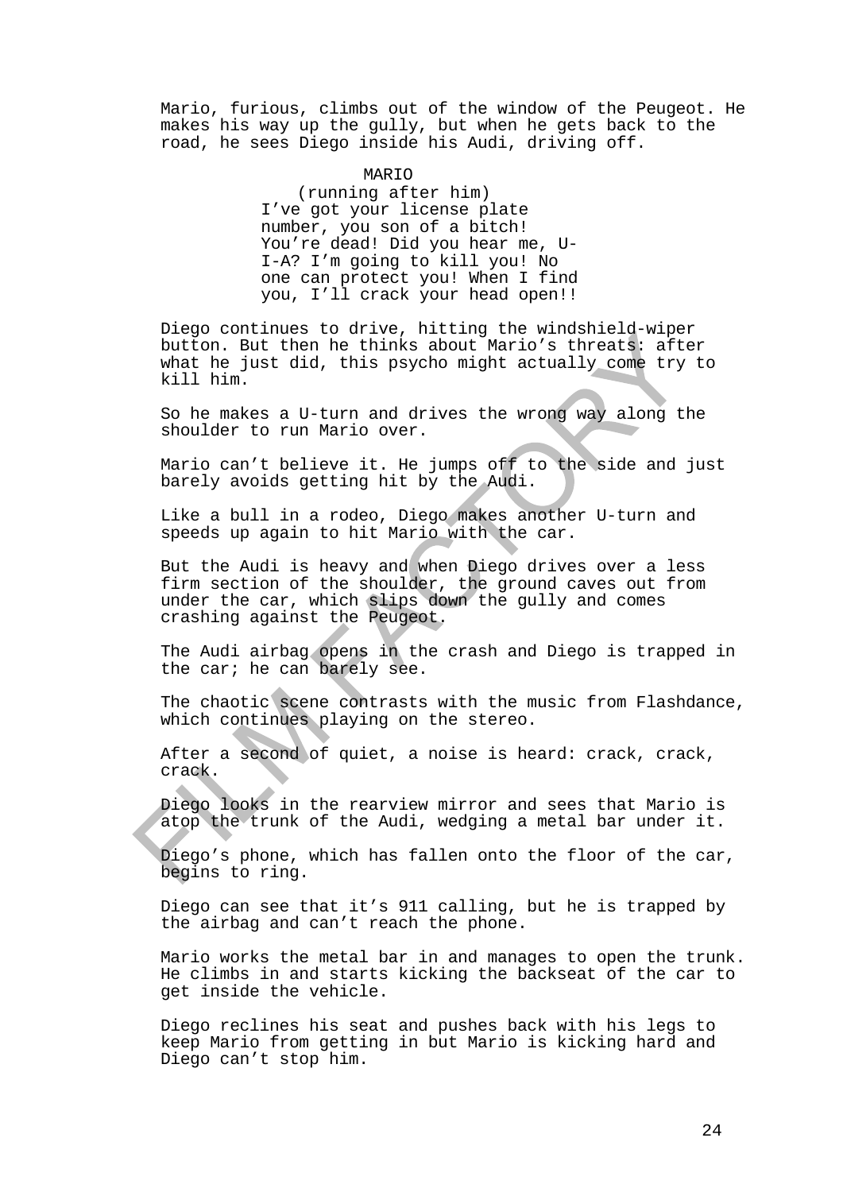Mario, furious, climbs out of the window of the Peugeot. He makes his way up the gully, but when he gets back to the road, he sees Diego inside his Audi, driving off.

MARIO
(running after him)
I've got your license plate number, you son of a bitch! You're dead! Did you hear me, U-I-A? I'm going to kill you! No one can protect you! When I find you, I'll crack your head open!!

Diego continues to drive, hitting the windshield-wiper button. But then he thinks about Mario's threats: after what he just did, this psycho might actually come try to kill him.

So he makes a U-turn and drives the wrong way along the shoulder to run Mario over.

Mario can't believe it. He jumps off to the side and just barely avoids getting hit by the Audi.

Like a bull in a rodeo, Diego makes another U-turn and speeds up again to hit Mario with the car.

But the Audi is heavy and when Diego drives over a less firm section of the shoulder, the ground caves out from under the car, which slips down the gully and comes crashing against the Peugeot.

The Audi airbag opens in the crash and Diego is trapped in the car; he can barely see.

The chaotic scene contrasts with the music from Flashdance, which continues playing on the stereo.

After a second of quiet, a noise is heard: crack, crack, crack.

Diego looks in the rearview mirror and sees that Mario is atop the trunk of the Audi, wedging a metal bar under it.

Diego's phone, which has fallen onto the floor of the car, begins to ring.

Diego can see that it's 911 calling, but he is trapped by the airbag and can't reach the phone.

Mario works the metal bar in and manages to open the trunk. He climbs in and starts kicking the backseat of the car to get inside the vehicle.

Diego reclines his seat and pushes back with his legs to keep Mario from getting in but Mario is kicking hard and Diego can't stop him.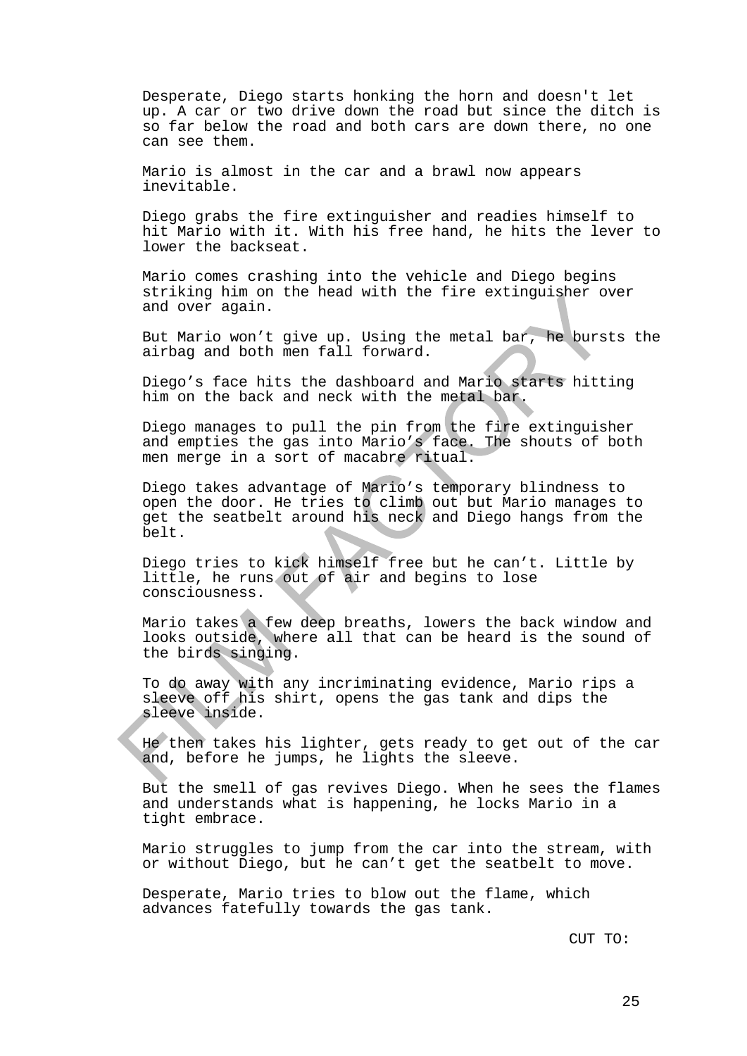Desperate, Diego starts honking the horn and doesn't let up. A car or two drive down the road but since the ditch is so far below the road and both cars are down there, no one can see them.

Mario is almost in the car and a brawl now appears inevitable.

Diego grabs the fire extinguisher and readies himself to hit Mario with it. With his free hand, he hits the lever to lower the backseat.

Mario comes crashing into the vehicle and Diego begins striking him on the head with the fire extinguisher over and over again.

But Mario won’t give up. Using the metal bar, he bursts the airbag and both men fall forward.

Diego’s face hits the dashboard and Mario starts hitting him on the back and neck with the metal bar.

Diego manages to pull the pin from the fire extinguisher and empties the gas into Mario’s face. The shouts of both men merge in a sort of macabre ritual.

Diego takes advantage of Mario’s temporary blindness to open the door. He tries to climb out but Mario manages to get the seatbelt around his neck and Diego hangs from the belt.

Diego tries to kick himself free but he can’t. Little by little, he runs out of air and begins to lose consciousness.

Mario takes a few deep breaths, lowers the back window and looks outside, where all that can be heard is the sound of the birds singing.

To do away with any incriminating evidence, Mario rips a sleeve off his shirt, opens the gas tank and dips the sleeve inside.

He then takes his lighter, gets ready to get out of the car and, before he jumps, he lights the sleeve.

But the smell of gas revives Diego. When he sees the flames and understands what is happening, he locks Mario in a tight embrace.

Mario struggles to jump from the car into the stream, with or without Diego, but he can’t get the seatbelt to move.

Desperate, Mario tries to blow out the flame, which advances fatefully towards the gas tank.

CUT TO: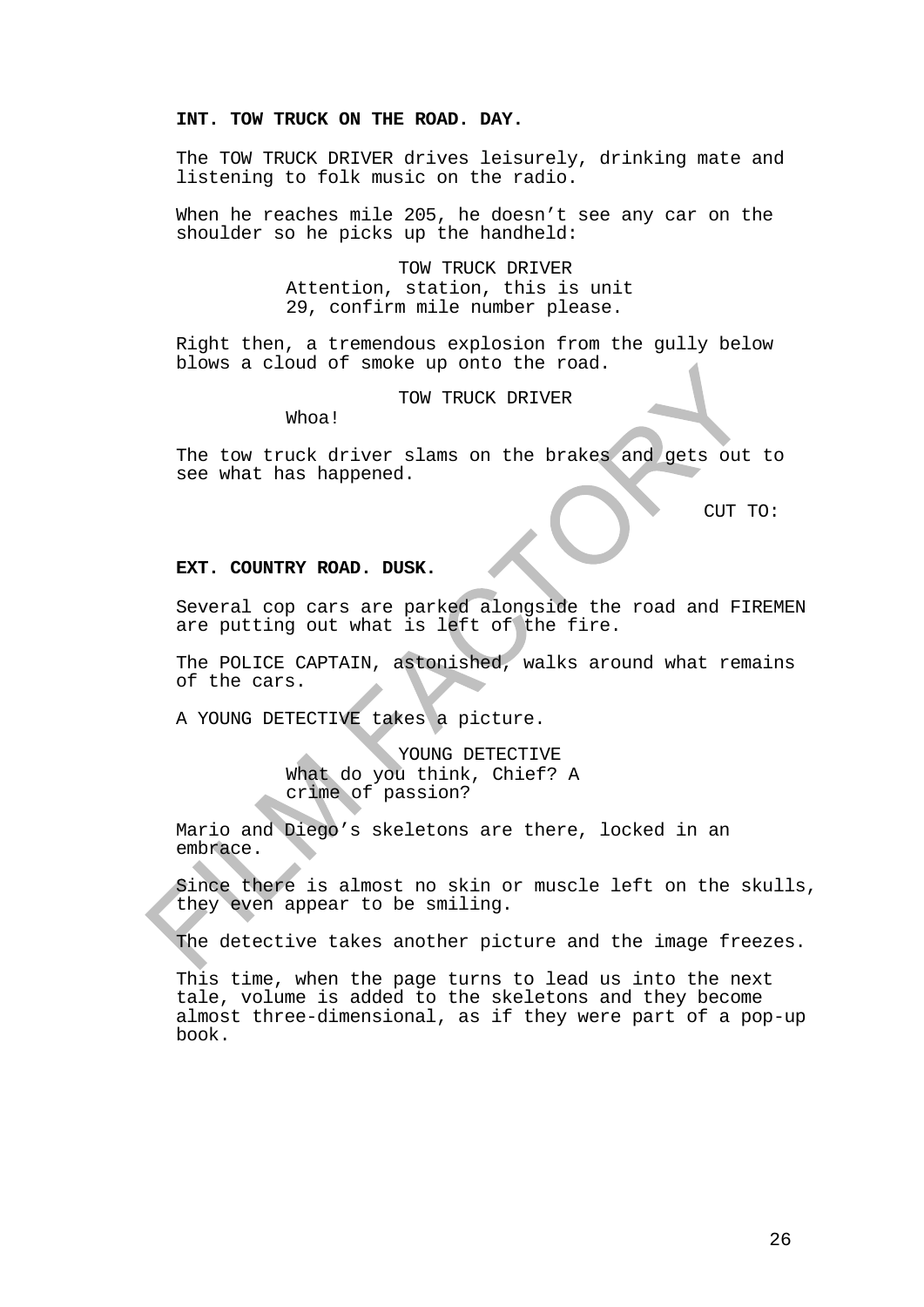**INT. TOW TRUCK ON THE ROAD. DAY.**

The TOW TRUCK DRIVER drives leisurely, drinking mate and listening to folk music on the radio.

When he reaches mile 205, he doesn't see any car on the shoulder so he picks up the handheld:

TOW TRUCK DRIVER
Attention, station, this is unit 29, confirm mile number please.

Right then, a tremendous explosion from the gully below blows a cloud of smoke up onto the road.

TOW TRUCK DRIVER
Whoa!

The tow truck driver slams on the brakes and gets out to see what has happened.

CUT TO:

**EXT. COUNTRY ROAD. DUSK.**

Several cop cars are parked alongside the road and FIREMEN are putting out what is left of the fire.

The POLICE CAPTAIN, astonished, walks around what remains of the cars.

A YOUNG DETECTIVE takes a picture.

YOUNG DETECTIVE
What do you think, Chief? A crime of passion?

Mario and Diego's skeletons are there, locked in an embrace.

Since there is almost no skin or muscle left on the skulls, they even appear to be smiling.

The detective takes another picture and the image freezes.

This time, when the page turns to lead us into the next tale, volume is added to the skeletons and they become almost three-dimensional, as if they were part of a pop-up book.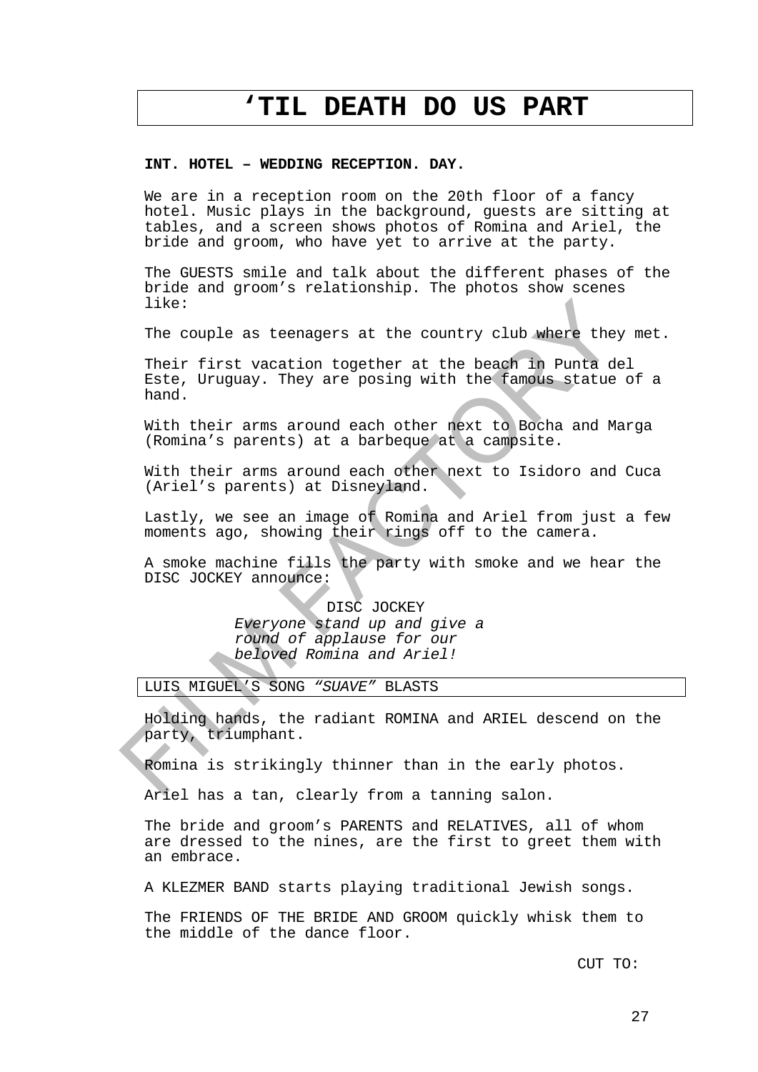# ‘TIL DEATH DO US PART

**INT. HOTEL – WEDDING RECEPTION. DAY.**

We are in a reception room on the 20th floor of a fancy hotel. Music plays in the background, guests are sitting at tables, and a screen shows photos of Romina and Ariel, the bride and groom, who have yet to arrive at the party.

The GUESTS smile and talk about the different phases of the bride and groom’s relationship. The photos show scenes like:

The couple as teenagers at the country club where they met.

Their first vacation together at the beach in Punta del Este, Uruguay. They are posing with the famous statue of a hand.

With their arms around each other next to Bocha and Marga (Romina’s parents) at a barbeque at a campsite.

With their arms around each other next to Isidoro and Cuca (Ariel’s parents) at Disneyland.

Lastly, we see an image of Romina and Ariel from just a few moments ago, showing their rings off to the camera.

A smoke machine fills the party with smoke and we hear the DISC JOCKEY announce:

DISC JOCKEY
*Everyone stand up and give a round of applause for our beloved Romina and Ariel!*

LUIS MIGUEL’S SONG *“SUAVE”* BLASTS

Holding hands, the radiant ROMINA and ARIEL descend on the party, triumphant.

Romina is strikingly thinner than in the early photos.

Ariel has a tan, clearly from a tanning salon.

The bride and groom’s PARENTS and RELATIVES, all of whom are dressed to the nines, are the first to greet them with an embrace.

A KLEZMER BAND starts playing traditional Jewish songs.

The FRIENDS OF THE BRIDE AND GROOM quickly whisk them to the middle of the dance floor.

CUT TO: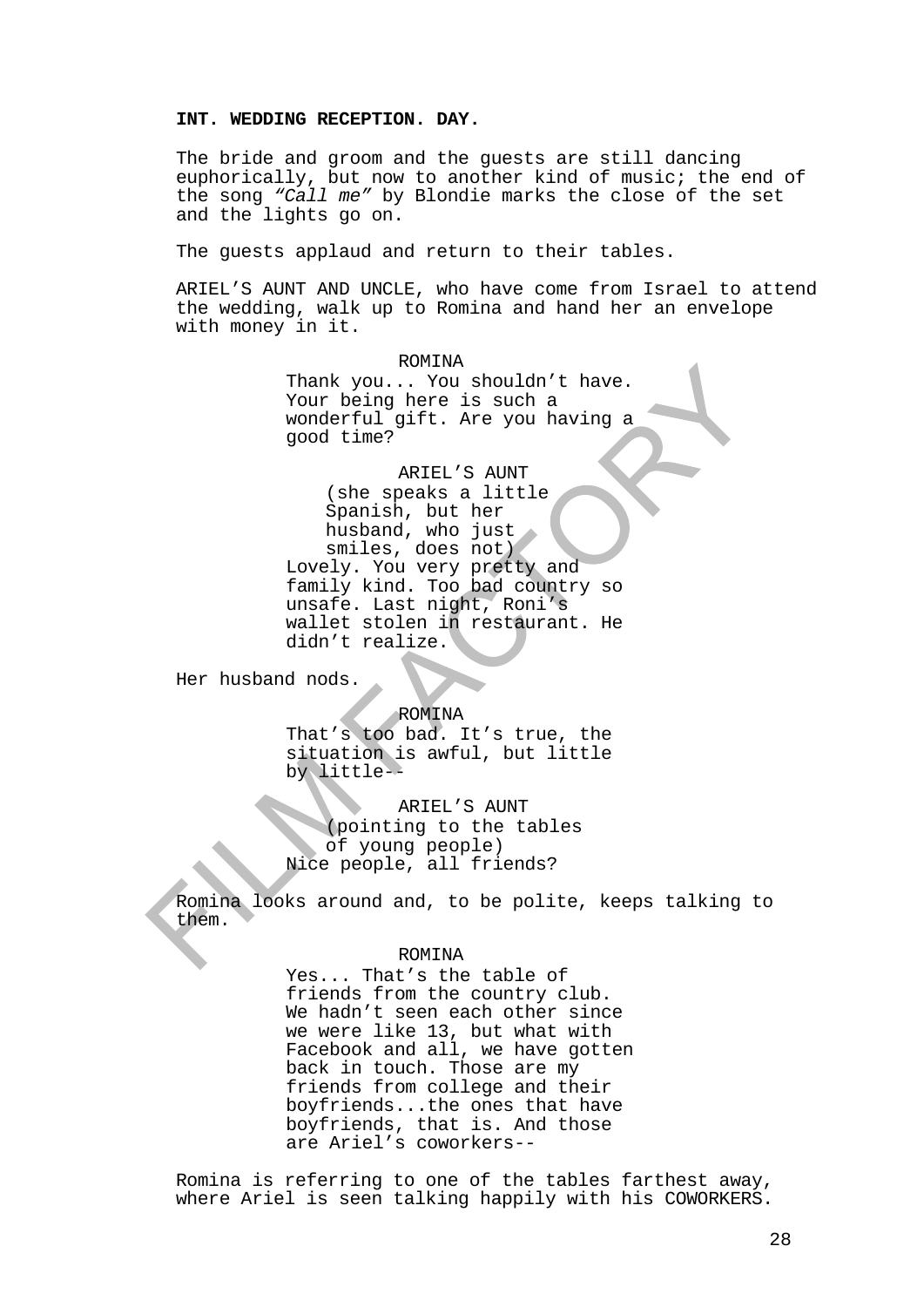**INT. WEDDING RECEPTION. DAY.**

The bride and groom and the guests are still dancing euphorically, but now to another kind of music; the end of the song *"Call me"* by Blondie marks the close of the set and the lights go on.

The guests applaud and return to their tables.

ARIEL'S AUNT AND UNCLE, who have come from Israel to attend the wedding, walk up to Romina and hand her an envelope with money in it.

ROMINA
Thank you... You shouldn't have. Your being here is such a wonderful gift. Are you having a good time?

ARIEL'S AUNT
(she speaks a little Spanish, but her husband, who just smiles, does not)
Lovely. You very pretty and family kind. Too bad country so unsafe. Last night, Roni's wallet stolen in restaurant. He didn't realize.

Her husband nods.

ROMINA
That's too bad. It's true, the situation is awful, but little by little--

ARIEL'S AUNT
(pointing to the tables of young people)
Nice people, all friends?

Romina looks around and, to be polite, keeps talking to them.

ROMINA
Yes... That's the table of friends from the country club. We hadn't seen each other since we were like 13, but what with Facebook and all, we have gotten back in touch. Those are my friends from college and their boyfriends...the ones that have boyfriends, that is. And those are Ariel's coworkers--

Romina is referring to one of the tables farthest away, where Ariel is seen talking happily with his COWORKERS.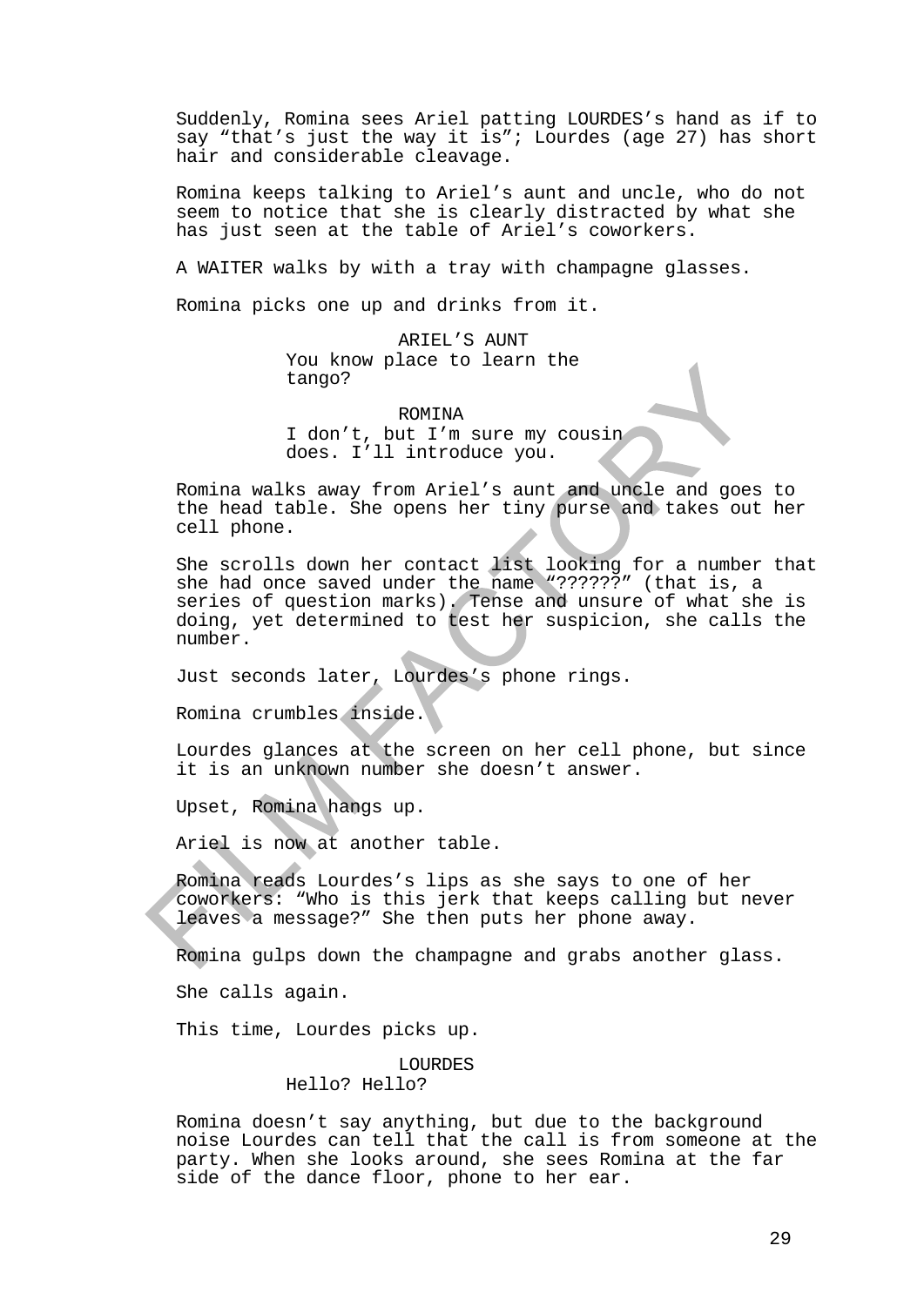Suddenly, Romina sees Ariel patting LOURDES's hand as if to say "that's just the way it is"; Lourdes (age 27) has short hair and considerable cleavage.

Romina keeps talking to Ariel's aunt and uncle, who do not seem to notice that she is clearly distracted by what she has just seen at the table of Ariel's coworkers.

A WAITER walks by with a tray with champagne glasses.

Romina picks one up and drinks from it.

ARIEL'S AUNT
You know place to learn the tango?

ROMINA
I don't, but I'm sure my cousin does. I'll introduce you.

Romina walks away from Ariel's aunt and uncle and goes to the head table. She opens her tiny purse and takes out her cell phone.

She scrolls down her contact list looking for a number that she had once saved under the name "??????" (that is, a series of question marks). Tense and unsure of what she is doing, yet determined to test her suspicion, she calls the number.

Just seconds later, Lourdes's phone rings.

Romina crumbles inside.

Lourdes glances at the screen on her cell phone, but since it is an unknown number she doesn't answer.

Upset, Romina hangs up.

Ariel is now at another table.

Romina reads Lourdes's lips as she says to one of her coworkers: "Who is this jerk that keeps calling but never leaves a message?" She then puts her phone away.

Romina gulps down the champagne and grabs another glass.

She calls again.

This time, Lourdes picks up.

LOURDES
Hello? Hello?

Romina doesn't say anything, but due to the background noise Lourdes can tell that the call is from someone at the party. When she looks around, she sees Romina at the far side of the dance floor, phone to her ear.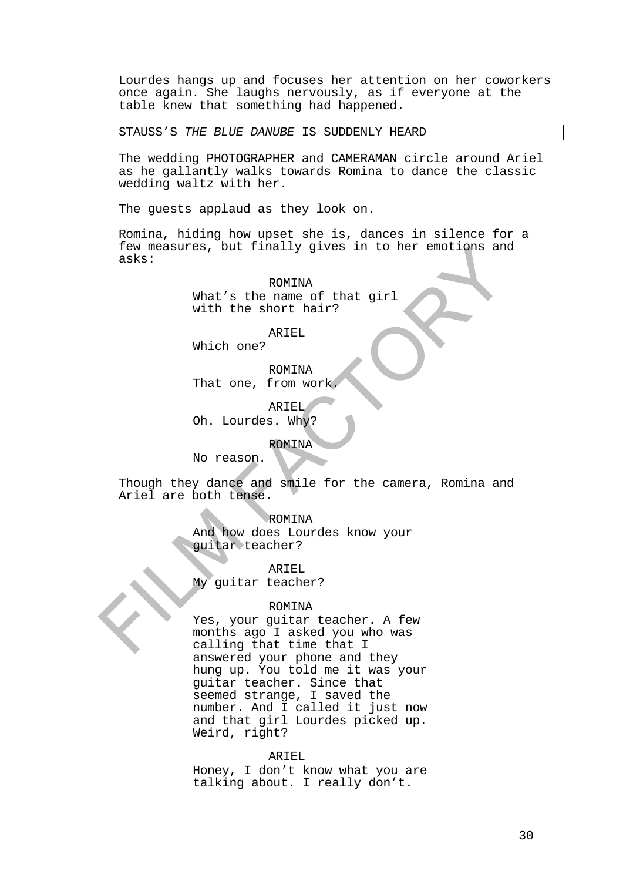Lourdes hangs up and focuses her attention on her coworkers once again. She laughs nervously, as if everyone at the table knew that something had happened.

STAUSS'S *THE BLUE DANUBE* IS SUDDENLY HEARD

The wedding PHOTOGRAPHER and CAMERAMAN circle around Ariel as he gallantly walks towards Romina to dance the classic wedding waltz with her.

The guests applaud as they look on.

Romina, hiding how upset she is, dances in silence for a few measures, but finally gives in to her emotions and asks:

ROMINA
What's the name of that girl with the short hair?

ARIEL
Which one?

ROMINA
That one, from work.

ARIEL
Oh. Lourdes. Why?

ROMINA
No reason.

Though they dance and smile for the camera, Romina and Ariel are both tense.

ROMINA
And how does Lourdes know your guitar teacher?

ARIEL
My guitar teacher?

ROMINA
Yes, your guitar teacher. A few months ago I asked you who was calling that time that I answered your phone and they hung up. You told me it was your guitar teacher. Since that seemed strange, I saved the number. And I called it just now and that girl Lourdes picked up. Weird, right?

ARIEL
Honey, I don't know what you are talking about. I really don't.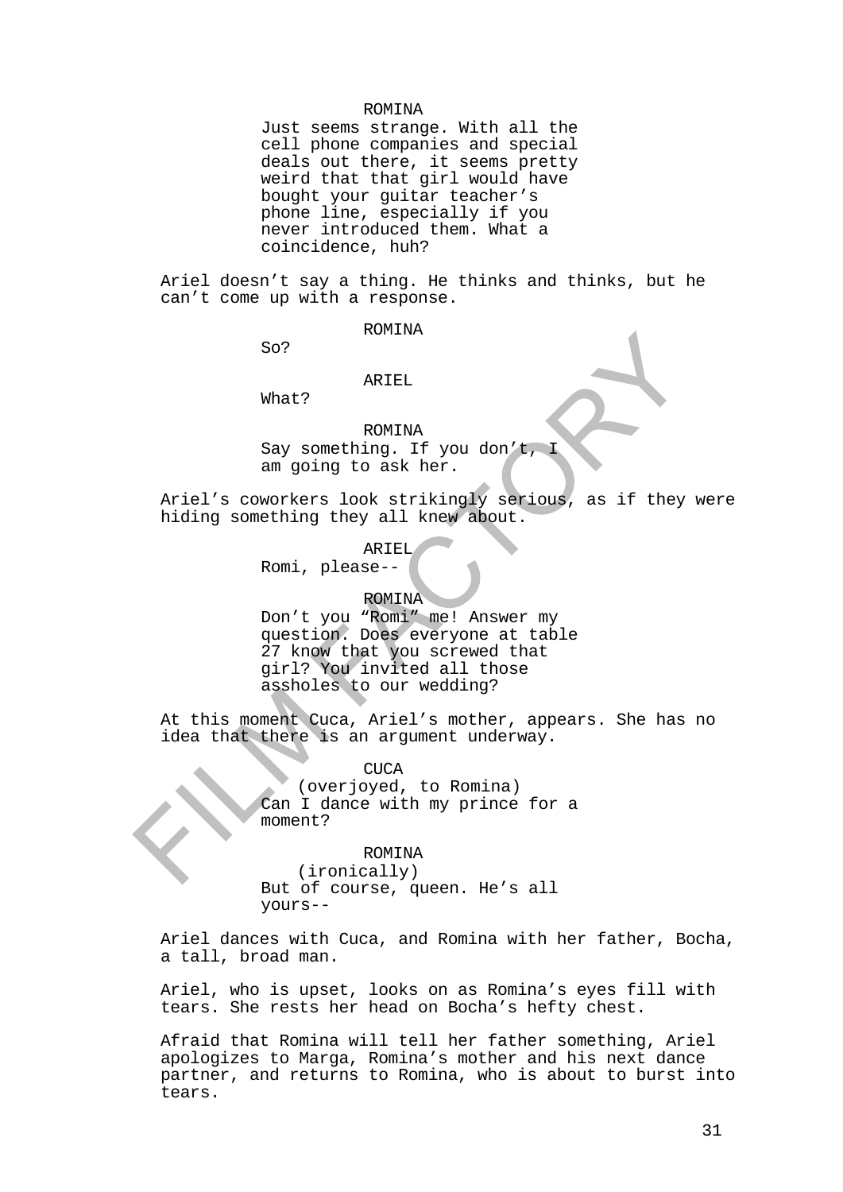ROMINA

Just seems strange. With all the cell phone companies and special deals out there, it seems pretty weird that that girl would have bought your guitar teacher's phone line, especially if you never introduced them. What a coincidence, huh?

Ariel doesn't say a thing. He thinks and thinks, but he can't come up with a response.

ROMINA

So?

ARIEL

What?

ROMINA

Say something. If you don't, I am going to ask her.

Ariel's coworkers look strikingly serious, as if they were hiding something they all knew about.

ARIEL

Romi, please--

ROMINA

Don't you "Romi" me! Answer my question. Does everyone at table 27 know that you screwed that girl? You invited all those assholes to our wedding?

At this moment Cuca, Ariel's mother, appears. She has no idea that there is an argument underway.

CUCA

(overjoyed, to Romina)

Can I dance with my prince for a moment?

ROMINA

(ironically)

But of course, queen. He's all yours--

Ariel dances with Cuca, and Romina with her father, Bocha, a tall, broad man.

Ariel, who is upset, looks on as Romina's eyes fill with tears. She rests her head on Bocha's hefty chest.

Afraid that Romina will tell her father something, Ariel apologizes to Marga, Romina's mother and his next dance partner, and returns to Romina, who is about to burst into tears.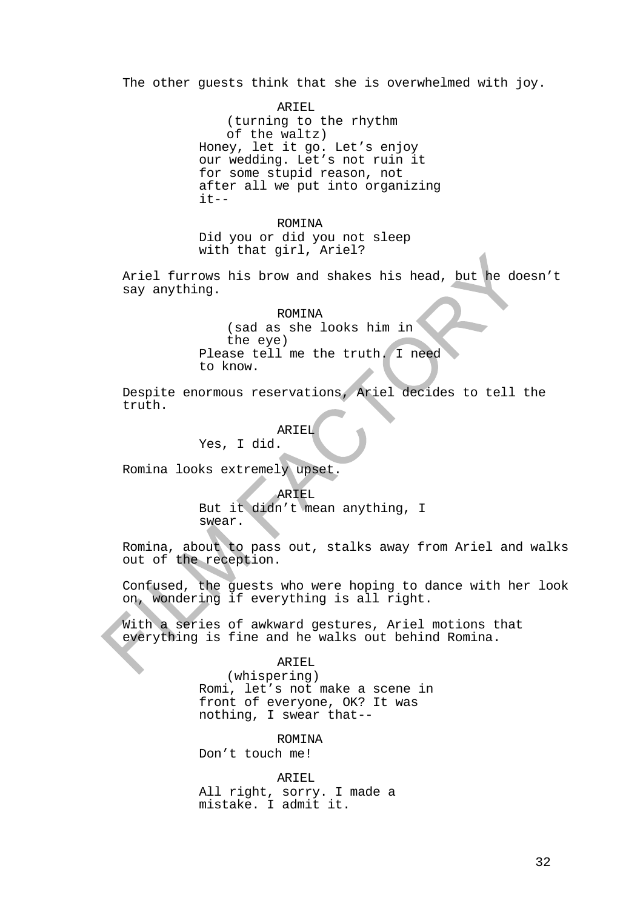The other guests think that she is overwhelmed with joy.

ARIEL
(turning to the rhythm of the waltz)
Honey, let it go. Let's enjoy our wedding. Let's not ruin it for some stupid reason, not after all we put into organizing it--

ROMINA
Did you or did you not sleep with that girl, Ariel?

Ariel furrows his brow and shakes his head, but he doesn't say anything.

ROMINA
(sad as she looks him in the eye)
Please tell me the truth. I need to know.

Despite enormous reservations, Ariel decides to tell the truth.

ARIEL
Yes, I did.

Romina looks extremely upset.

ARIEL
But it didn't mean anything, I swear.

Romina, about to pass out, stalks away from Ariel and walks out of the reception.

Confused, the guests who were hoping to dance with her look on, wondering if everything is all right.

With a series of awkward gestures, Ariel motions that everything is fine and he walks out behind Romina.

ARIEL
(whispering)
Romi, let's not make a scene in front of everyone, OK? It was nothing, I swear that--

ROMINA
Don't touch me!

ARIEL
All right, sorry. I made a mistake. I admit it.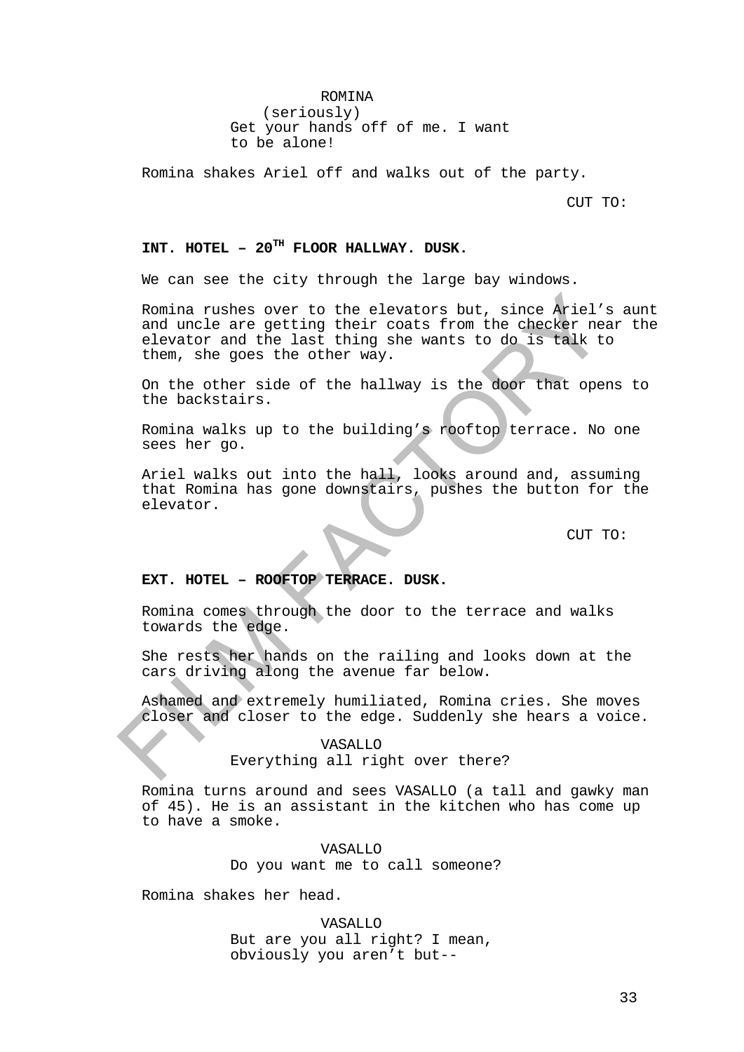ROMINA
(seriously)
Get your hands off of me. I want to be alone!

Romina shakes Ariel off and walks out of the party.

CUT TO:

**INT. HOTEL – 20TH FLOOR HALLWAY. DUSK.**

We can see the city through the large bay windows.

Romina rushes over to the elevators but, since Ariel's aunt and uncle are getting their coats from the checker near the elevator and the last thing she wants to do is talk to them, she goes the other way.

On the other side of the hallway is the door that opens to the backstairs.

Romina walks up to the building's rooftop terrace. No one sees her go.

Ariel walks out into the hall, looks around and, assuming that Romina has gone downstairs, pushes the button for the elevator.

CUT TO:

**EXT. HOTEL – ROOFTOP TERRACE. DUSK.**

Romina comes through the door to the terrace and walks towards the edge.

She rests her hands on the railing and looks down at the cars driving along the avenue far below.

Ashamed and extremely humiliated, Romina cries. She moves closer and closer to the edge. Suddenly she hears a voice.

VASALLO
Everything all right over there?

Romina turns around and sees VASALLO (a tall and gawky man of 45). He is an assistant in the kitchen who has come up to have a smoke.

VASALLO
Do you want me to call someone?

Romina shakes her head.

VASALLO
But are you all right? I mean, obviously you aren't but--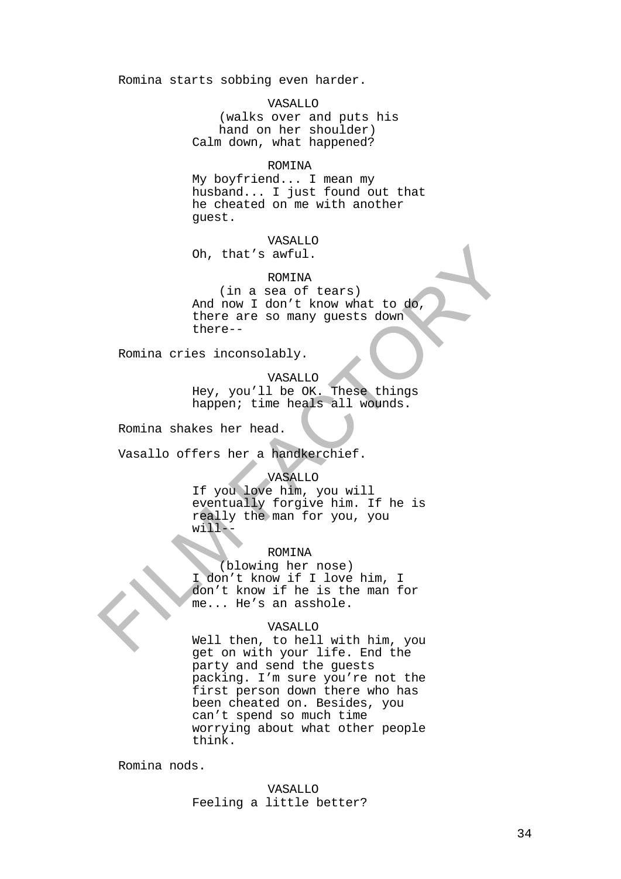Romina starts sobbing even harder.

VASALLO
(walks over and puts his hand on her shoulder)
Calm down, what happened?

ROMINA
My boyfriend... I mean my husband... I just found out that he cheated on me with another guest.

VASALLO
Oh, that's awful.

ROMINA
(in a sea of tears)
And now I don't know what to do, there are so many guests down there--

Romina cries inconsolably.

VASALLO
Hey, you'll be OK. These things happen; time heals all wounds.

Romina shakes her head.

Vasallo offers her a handkerchief.

VASALLO
If you love him, you will eventually forgive him. If he is really the man for you, you will--

ROMINA
(blowing her nose)
I don't know if I love him, I don't know if he is the man for me... He's an asshole.

VASALLO
Well then, to hell with him, you get on with your life. End the party and send the guests packing. I'm sure you're not the first person down there who has been cheated on. Besides, you can't spend so much time worrying about what other people think.

Romina nods.

VASALLO
Feeling a little better?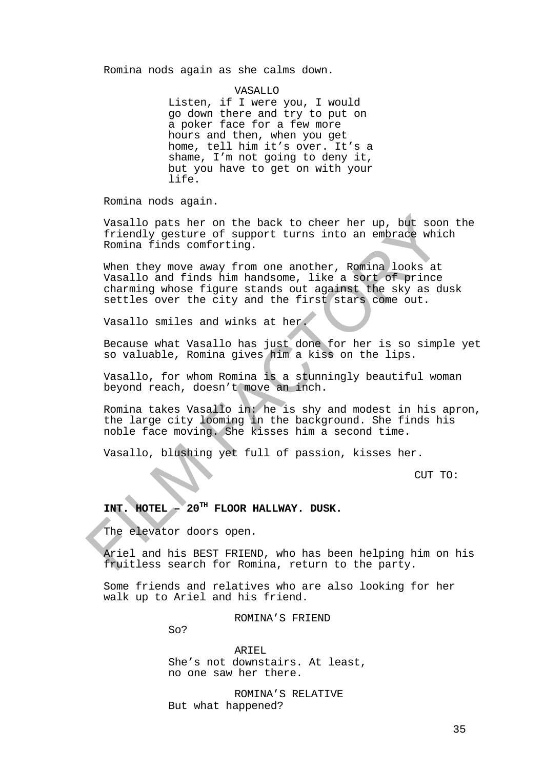Romina nods again as she calms down.

VASALLO

Listen, if I were you, I would go down there and try to put on a poker face for a few more hours and then, when you get home, tell him it's over. It's a shame, I'm not going to deny it, but you have to get on with your life.

Romina nods again.

Vasallo pats her on the back to cheer her up, but soon the friendly gesture of support turns into an embrace which Romina finds comforting.

When they move away from one another, Romina looks at Vasallo and finds him handsome, like a sort of prince charming whose figure stands out against the sky as dusk settles over the city and the first stars come out.

Vasallo smiles and winks at her.

Because what Vasallo has just done for her is so simple yet so valuable, Romina gives him a kiss on the lips.

Vasallo, for whom Romina is a stunningly beautiful woman beyond reach, doesn't move an inch.

Romina takes Vasallo in: he is shy and modest in his apron, the large city looming in the background. She finds his noble face moving. She kisses him a second time.

Vasallo, blushing yet full of passion, kisses her.

CUT TO:

**INT. HOTEL – 20TH FLOOR HALLWAY. DUSK.**

The elevator doors open.

Ariel and his BEST FRIEND, who has been helping him on his fruitless search for Romina, return to the party.

Some friends and relatives who are also looking for her walk up to Ariel and his friend.

ROMINA'S FRIEND

So?

ARIEL

She's not downstairs. At least, no one saw her there.

ROMINA'S RELATIVE

But what happened?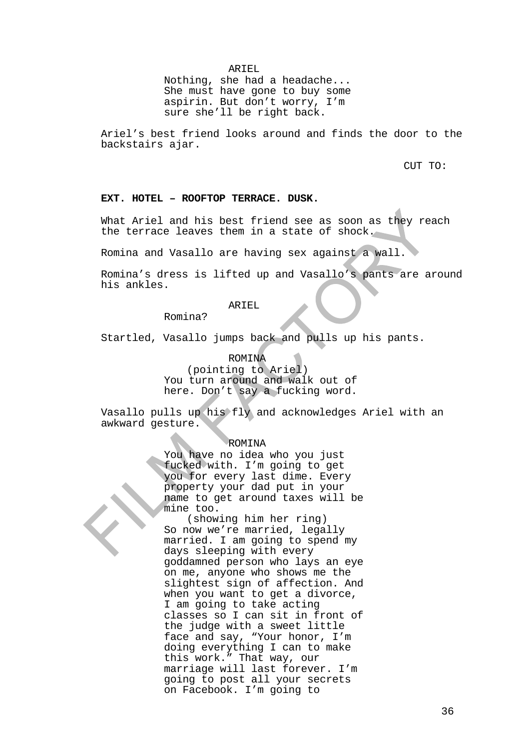ARIEL
Nothing, she had a headache... She must have gone to buy some aspirin. But don't worry, I'm sure she'll be right back.

Ariel's best friend looks around and finds the door to the backstairs ajar.

CUT TO:

**EXT. HOTEL – ROOFTOP TERRACE. DUSK.**

What Ariel and his best friend see as soon as they reach the terrace leaves them in a state of shock.

Romina and Vasallo are having sex against a wall.

Romina's dress is lifted up and Vasallo's pants are around his ankles.

ARIEL
Romina?

Startled, Vasallo jumps back and pulls up his pants.

ROMINA
(pointing to Ariel)
You turn around and walk out of here. Don't say a fucking word.

Vasallo pulls up his fly and acknowledges Ariel with an awkward gesture.

ROMINA
You have no idea who you just fucked with. I'm going to get you for every last dime. Every property your dad put in your name to get around taxes will be mine too.
(showing him her ring)
So now we're married, legally married. I am going to spend my days sleeping with every goddamned person who lays an eye on me, anyone who shows me the slightest sign of affection. And when you want to get a divorce, I am going to take acting classes so I can sit in front of the judge with a sweet little face and say, "Your honor, I'm doing everything I can to make this work." That way, our marriage will last forever. I'm going to post all your secrets on Facebook. I'm going to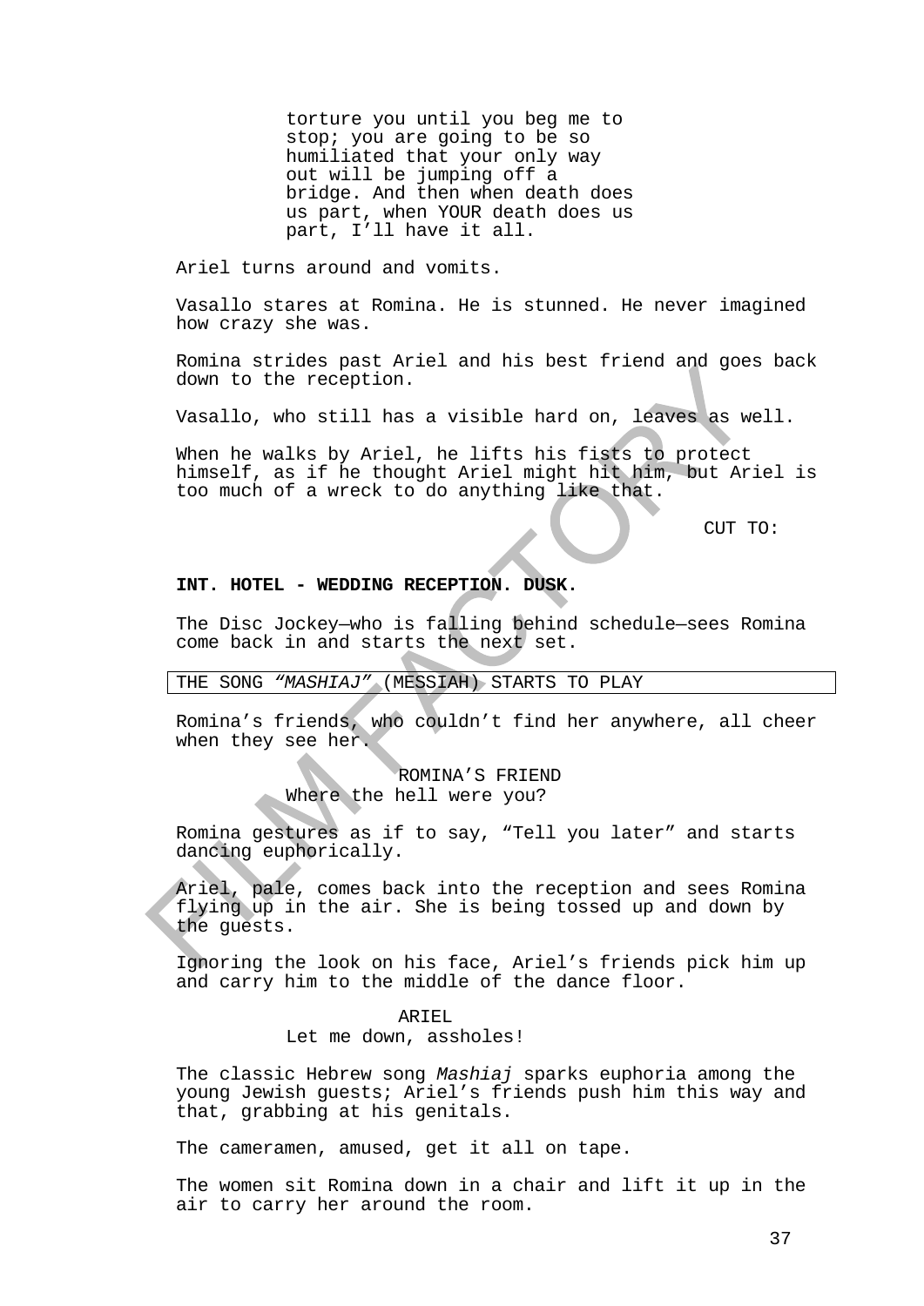torture you until you beg me to stop; you are going to be so humiliated that your only way out will be jumping off a bridge. And then when death does us part, when YOUR death does us part, I'll have it all.

Ariel turns around and vomits.

Vasallo stares at Romina. He is stunned. He never imagined how crazy she was.

Romina strides past Ariel and his best friend and goes back down to the reception.

Vasallo, who still has a visible hard on, leaves as well.

When he walks by Ariel, he lifts his fists to protect himself, as if he thought Ariel might hit him, but Ariel is too much of a wreck to do anything like that.

CUT TO:

**INT. HOTEL - WEDDING RECEPTION. DUSK.**

The Disc Jockey—who is falling behind schedule—sees Romina come back in and starts the next set.

THE SONG *"MASHIAJ"* (MESSIAH) STARTS TO PLAY

Romina's friends, who couldn't find her anywhere, all cheer when they see her.

ROMINA'S FRIEND
Where the hell were you?

Romina gestures as if to say, "Tell you later" and starts dancing euphorically.

Ariel, pale, comes back into the reception and sees Romina flying up in the air. She is being tossed up and down by the guests.

Ignoring the look on his face, Ariel's friends pick him up and carry him to the middle of the dance floor.

ARIEL
Let me down, assholes!

The classic Hebrew song *Mashiaj* sparks euphoria among the young Jewish guests; Ariel's friends push him this way and that, grabbing at his genitals.

The cameramen, amused, get it all on tape.

The women sit Romina down in a chair and lift it up in the air to carry her around the room.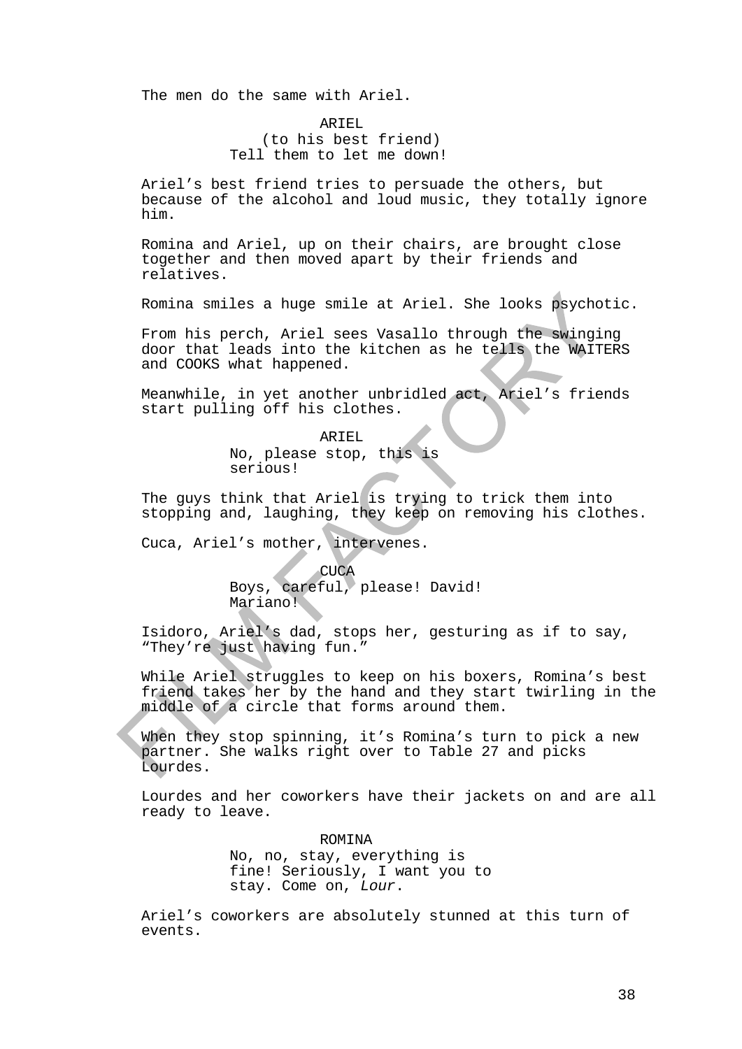The men do the same with Ariel.

ARIEL
(to his best friend)
Tell them to let me down!

Ariel's best friend tries to persuade the others, but because of the alcohol and loud music, they totally ignore him.

Romina and Ariel, up on their chairs, are brought close together and then moved apart by their friends and relatives.

Romina smiles a huge smile at Ariel. She looks psychotic.

From his perch, Ariel sees Vasallo through the swinging door that leads into the kitchen as he tells the WAITERS and COOKS what happened.

Meanwhile, in yet another unbridled act, Ariel's friends start pulling off his clothes.

ARIEL
No, please stop, this is serious!

The guys think that Ariel is trying to trick them into stopping and, laughing, they keep on removing his clothes.

Cuca, Ariel's mother, intervenes.

CUCA
Boys, careful, please! David! Mariano!

Isidoro, Ariel's dad, stops her, gesturing as if to say, "They're just having fun."

While Ariel struggles to keep on his boxers, Romina's best friend takes her by the hand and they start twirling in the middle of a circle that forms around them.

When they stop spinning, it's Romina's turn to pick a new partner. She walks right over to Table 27 and picks Lourdes.

Lourdes and her coworkers have their jackets on and are all ready to leave.

ROMINA
No, no, stay, everything is fine! Seriously, I want you to stay. Come on, *Lour*.

Ariel's coworkers are absolutely stunned at this turn of events.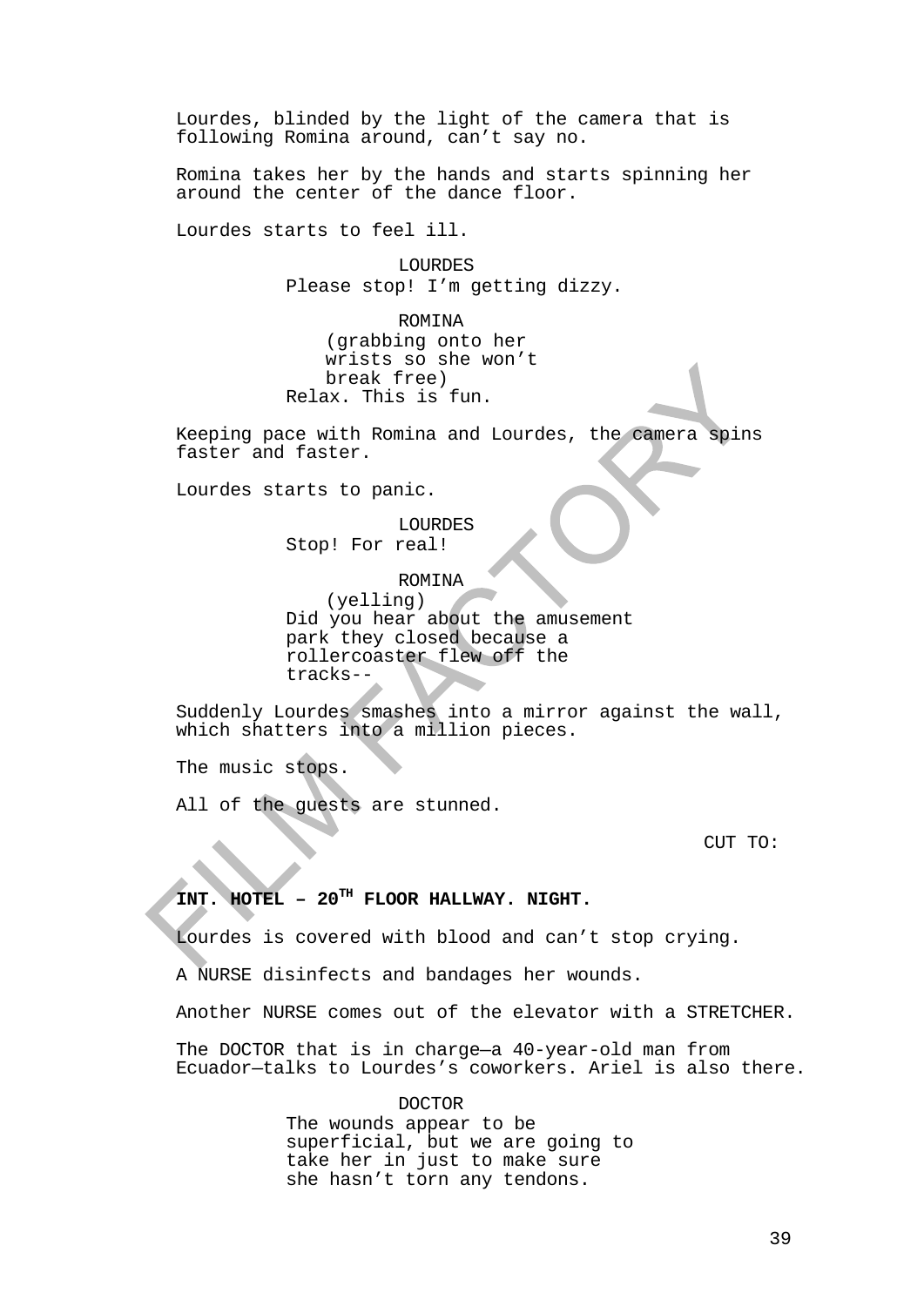Lourdes, blinded by the light of the camera that is following Romina around, can't say no.

Romina takes her by the hands and starts spinning her around the center of the dance floor.

Lourdes starts to feel ill.

LOURDES
Please stop! I'm getting dizzy.

ROMINA
(grabbing onto her wrists so she won't break free)
Relax. This is fun.

Keeping pace with Romina and Lourdes, the camera spins faster and faster.

Lourdes starts to panic.

LOURDES
Stop! For real!

ROMINA
(yelling)
Did you hear about the amusement park they closed because a rollercoaster flew off the tracks--

Suddenly Lourdes smashes into a mirror against the wall, which shatters into a million pieces.

The music stops.

All of the guests are stunned.

CUT TO:

**INT. HOTEL – 20TH FLOOR HALLWAY. NIGHT.**

Lourdes is covered with blood and can't stop crying.

A NURSE disinfects and bandages her wounds.

Another NURSE comes out of the elevator with a STRETCHER.

The DOCTOR that is in charge—a 40-year-old man from Ecuador—talks to Lourdes's coworkers. Ariel is also there.

DOCTOR
The wounds appear to be superficial, but we are going to take her in just to make sure she hasn't torn any tendons.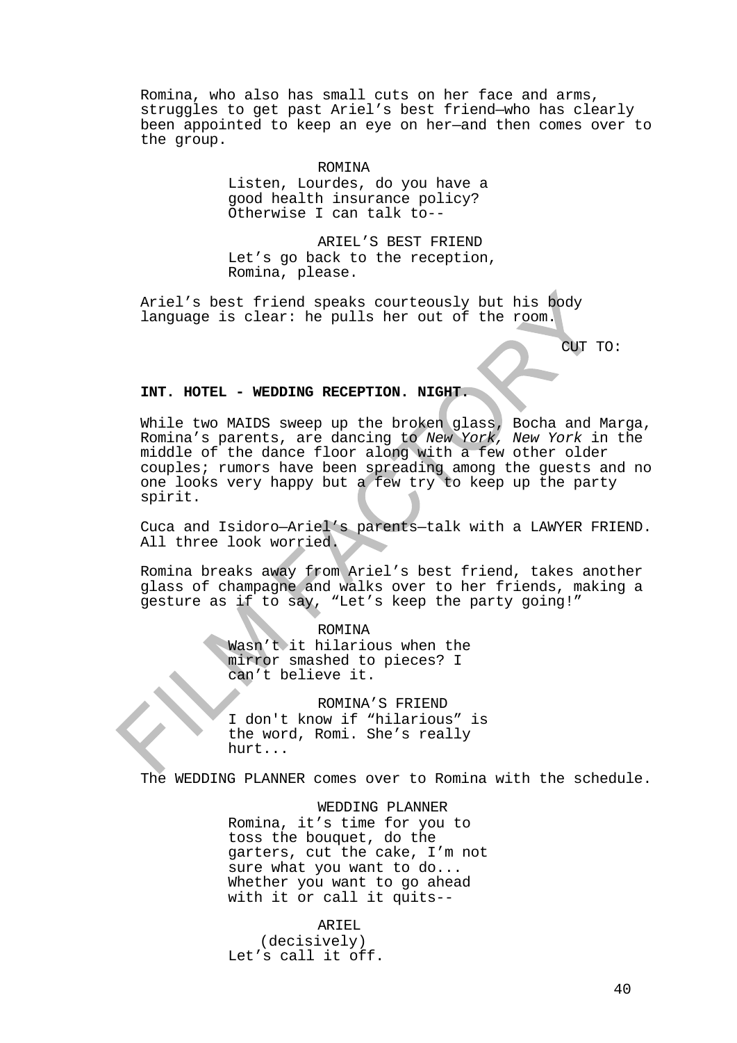Romina, who also has small cuts on her face and arms, struggles to get past Ariel's best friend—who has clearly been appointed to keep an eye on her—and then comes over to the group.

ROMINA
Listen, Lourdes, do you have a good health insurance policy? Otherwise I can talk to--

ARIEL'S BEST FRIEND
Let's go back to the reception, Romina, please.

Ariel's best friend speaks courteously but his body language is clear: he pulls her out of the room.

CUT TO:

**INT. HOTEL - WEDDING RECEPTION. NIGHT.**

While two MAIDS sweep up the broken glass, Bocha and Marga, Romina's parents, are dancing to *New York, New York* in the middle of the dance floor along with a few other older couples; rumors have been spreading among the guests and no one looks very happy but a few try to keep up the party spirit.

Cuca and Isidoro—Ariel's parents—talk with a LAWYER FRIEND. All three look worried.

Romina breaks away from Ariel's best friend, takes another glass of champagne and walks over to her friends, making a gesture as if to say, "Let's keep the party going!"

ROMINA
Wasn't it hilarious when the mirror smashed to pieces? I can't believe it.

ROMINA'S FRIEND
I don't know if "hilarious" is the word, Romi. She's really hurt...

The WEDDING PLANNER comes over to Romina with the schedule.

WEDDING PLANNER
Romina, it's time for you to toss the bouquet, do the garters, cut the cake, I'm not sure what you want to do... Whether you want to go ahead with it or call it quits--

ARIEL
(decisively)
Let's call it off.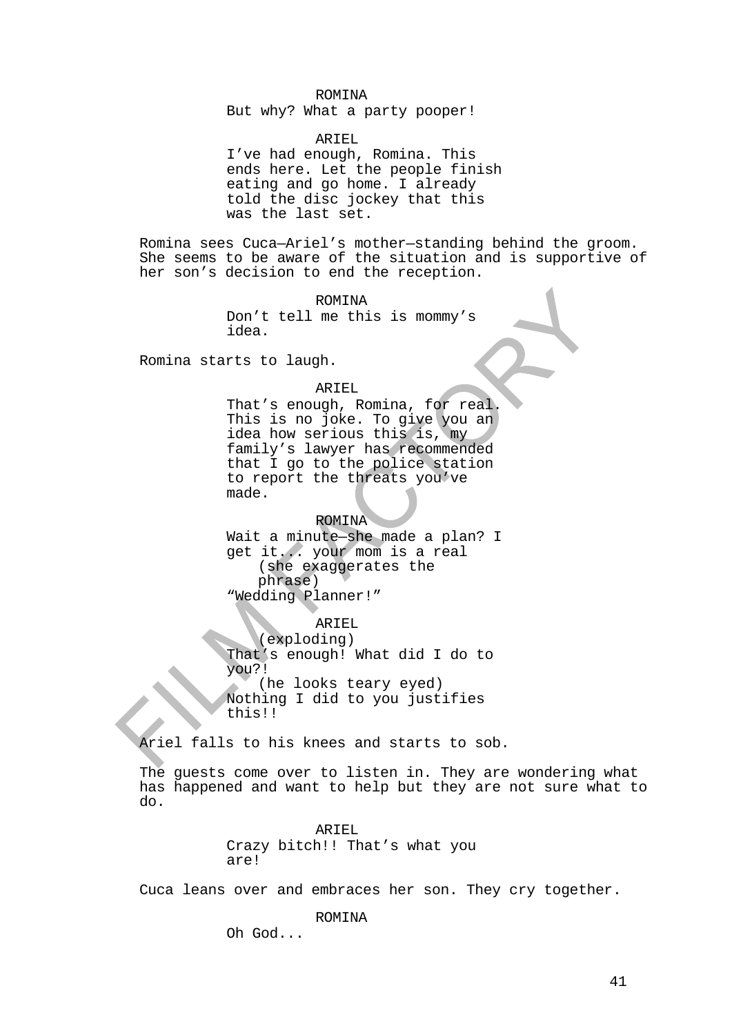ROMINA
But why? What a party pooper!

ARIEL
I've had enough, Romina. This ends here. Let the people finish eating and go home. I already told the disc jockey that this was the last set.

Romina sees Cuca—Ariel's mother—standing behind the groom. She seems to be aware of the situation and is supportive of her son's decision to end the reception.

ROMINA
Don't tell me this is mommy's idea.

Romina starts to laugh.

ARIEL
That's enough, Romina, for real. This is no joke. To give you an idea how serious this is, my family's lawyer has recommended that I go to the police station to report the threats you've made.

ROMINA
Wait a minute—she made a plan? I get it... your mom is a real
(she exaggerates the phrase)
"Wedding Planner!"

ARIEL
(exploding)
That's enough! What did I do to you?!
(he looks teary eyed)
Nothing I did to you justifies this!!

Ariel falls to his knees and starts to sob.

The guests come over to listen in. They are wondering what has happened and want to help but they are not sure what to do.

ARIEL
Crazy bitch!! That's what you are!

Cuca leans over and embraces her son. They cry together.

ROMINA
Oh God...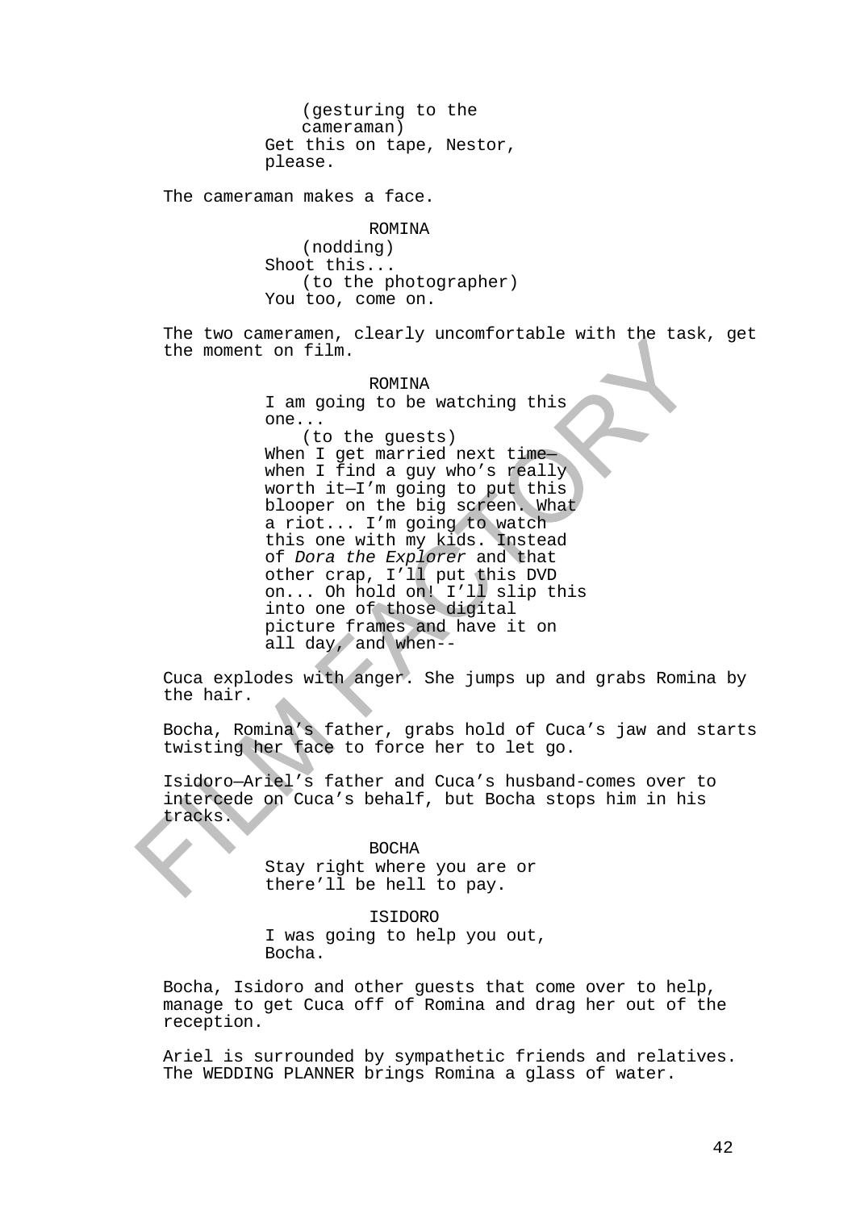(gesturing to the cameraman)
Get this on tape, Nestor, please.

The cameraman makes a face.

ROMINA
(nodding)
Shoot this...
(to the photographer)
You too, come on.

The two cameramen, clearly uncomfortable with the task, get the moment on film.

ROMINA
I am going to be watching this one...
(to the guests)
When I get married next time— when I find a guy who's really worth it—I'm going to put this blooper on the big screen. What a riot... I'm going to watch this one with my kids. Instead of *Dora the Explorer* and that other crap, I'll put this DVD on... Oh hold on! I'll slip this into one of those digital picture frames and have it on all day, and when--

Cuca explodes with anger. She jumps up and grabs Romina by the hair.

Bocha, Romina's father, grabs hold of Cuca's jaw and starts twisting her face to force her to let go.

Isidoro—Ariel's father and Cuca's husband-comes over to intercede on Cuca's behalf, but Bocha stops him in his tracks.

BOCHA
Stay right where you are or there'll be hell to pay.

ISIDORO
I was going to help you out, Bocha.

Bocha, Isidoro and other guests that come over to help, manage to get Cuca off of Romina and drag her out of the reception.

Ariel is surrounded by sympathetic friends and relatives. The WEDDING PLANNER brings Romina a glass of water.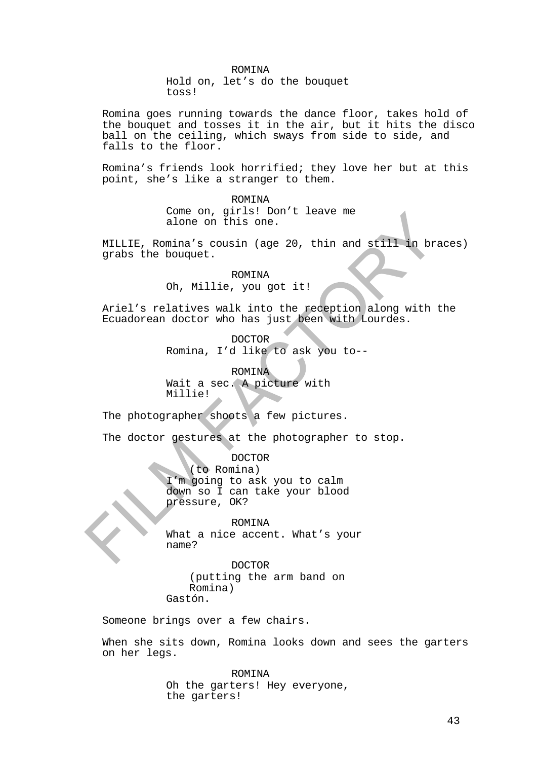ROMINA
Hold on, let’s do the bouquet
toss!

Romina goes running towards the dance floor, takes hold of the bouquet and tosses it in the air, but it hits the disco ball on the ceiling, which sways from side to side, and falls to the floor.

Romina’s friends look horrified; they love her but at this point, she’s like a stranger to them.

ROMINA
Come on, girls! Don’t leave me
alone on this one.

MILLIE, Romina’s cousin (age 20, thin and still in braces) grabs the bouquet.

ROMINA
Oh, Millie, you got it!

Ariel’s relatives walk into the reception along with the Ecuadorean doctor who has just been with Lourdes.

DOCTOR
Romina, I’d like to ask you to--

ROMINA
Wait a sec. A picture with
Millie!

The photographer shoots a few pictures.

The doctor gestures at the photographer to stop.

DOCTOR
(to Romina)
I’m going to ask you to calm
down so I can take your blood
pressure, OK?

ROMINA
What a nice accent. What’s your
name?

DOCTOR
(putting the arm band on
Romina)
Gastón.

Someone brings over a few chairs.

When she sits down, Romina looks down and sees the garters on her legs.

ROMINA
Oh the garters! Hey everyone,
the garters!

FILM FACTORY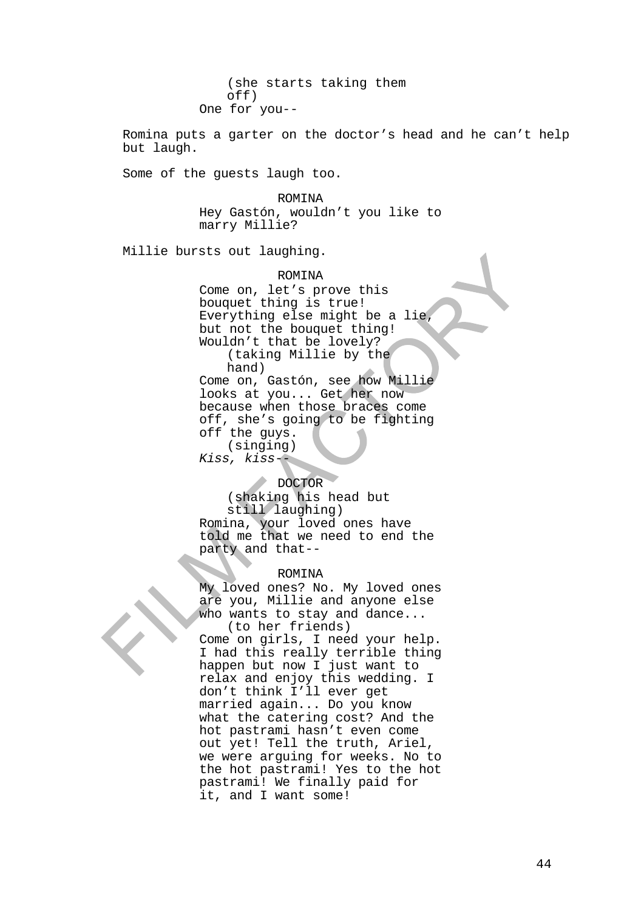(she starts taking them off)
One for you--

Romina puts a garter on the doctor’s head and he can’t help but laugh.

Some of the guests laugh too.

ROMINA
Hey Gastón, wouldn’t you like to marry Millie?

Millie bursts out laughing.

ROMINA
Come on, let’s prove this bouquet thing is true! Everything else might be a lie, but not the bouquet thing! Wouldn’t that be lovely?
(taking Millie by the hand)
Come on, Gastón, see how Millie looks at you... Get her now because when those braces come off, she’s going to be fighting off the guys.
(singing)
*Kiss, kiss--*

DOCTOR
(shaking his head but still laughing)
Romina, your loved ones have told me that we need to end the party and that--

ROMINA
My loved ones? No. My loved ones are you, Millie and anyone else who wants to stay and dance...
(to her friends)
Come on girls, I need your help. I had this really terrible thing happen but now I just want to relax and enjoy this wedding. I don’t think I’ll ever get married again... Do you know what the catering cost? And the hot pastrami hasn’t even come out yet! Tell the truth, Ariel, we were arguing for weeks. No to the hot pastrami! Yes to the hot pastrami! We finally paid for it, and I want some!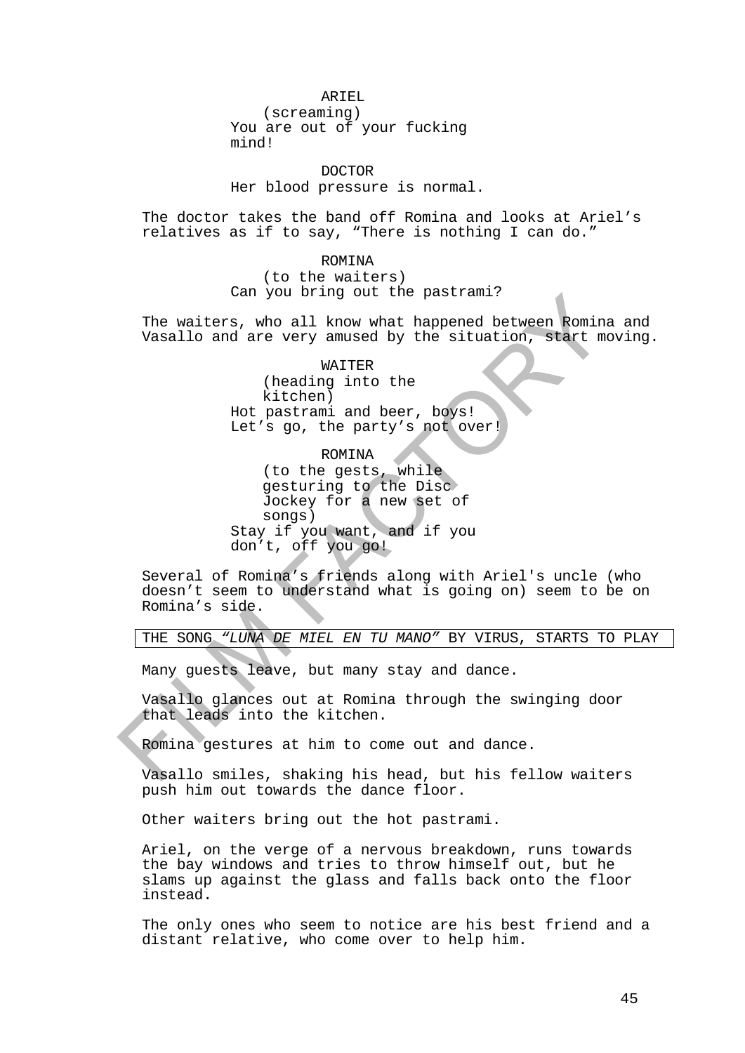ARIEL
(screaming)
You are out of your fucking mind!

DOCTOR
Her blood pressure is normal.

The doctor takes the band off Romina and looks at Ariel's relatives as if to say, "There is nothing I can do."

ROMINA
(to the waiters)
Can you bring out the pastrami?

The waiters, who all know what happened between Romina and Vasallo and are very amused by the situation, start moving.

WAITER
(heading into the kitchen)
Hot pastrami and beer, boys! Let's go, the party's not over!

ROMINA
(to the gests, while gesturing to the Disc Jockey for a new set of songs)
Stay if you want, and if you don't, off you go!

Several of Romina's friends along with Ariel's uncle (who doesn't seem to understand what is going on) seem to be on Romina's side.

THE SONG *"LUNA DE MIEL EN TU MANO"* BY VIRUS, STARTS TO PLAY

Many guests leave, but many stay and dance.

Vasallo glances out at Romina through the swinging door that leads into the kitchen.

Romina gestures at him to come out and dance.

Vasallo smiles, shaking his head, but his fellow waiters push him out towards the dance floor.

Other waiters bring out the hot pastrami.

Ariel, on the verge of a nervous breakdown, runs towards the bay windows and tries to throw himself out, but he slams up against the glass and falls back onto the floor instead.

The only ones who seem to notice are his best friend and a distant relative, who come over to help him.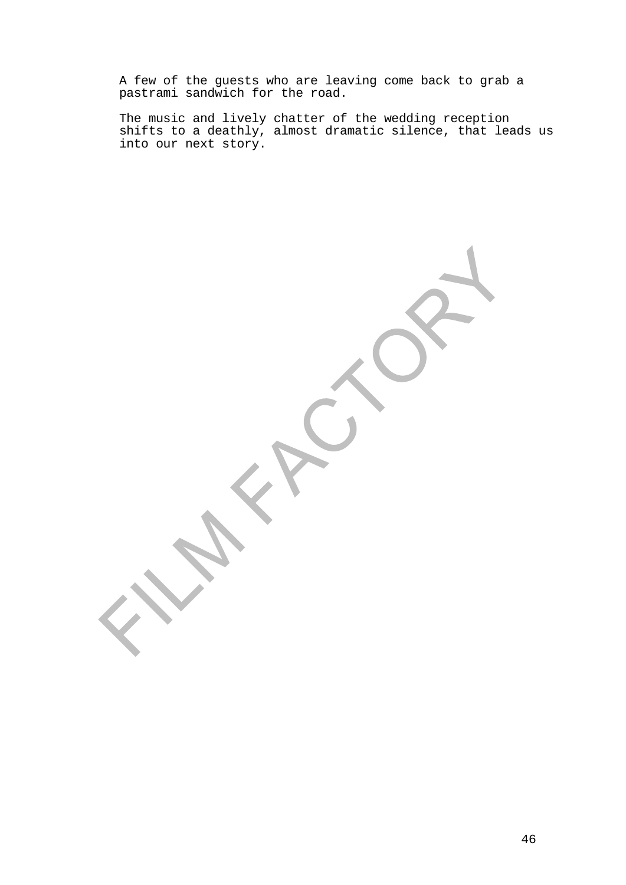A few of the guests who are leaving come back to grab a pastrami sandwich for the road.

The music and lively chatter of the wedding reception shifts to a deathly, almost dramatic silence, that leads us into our next story.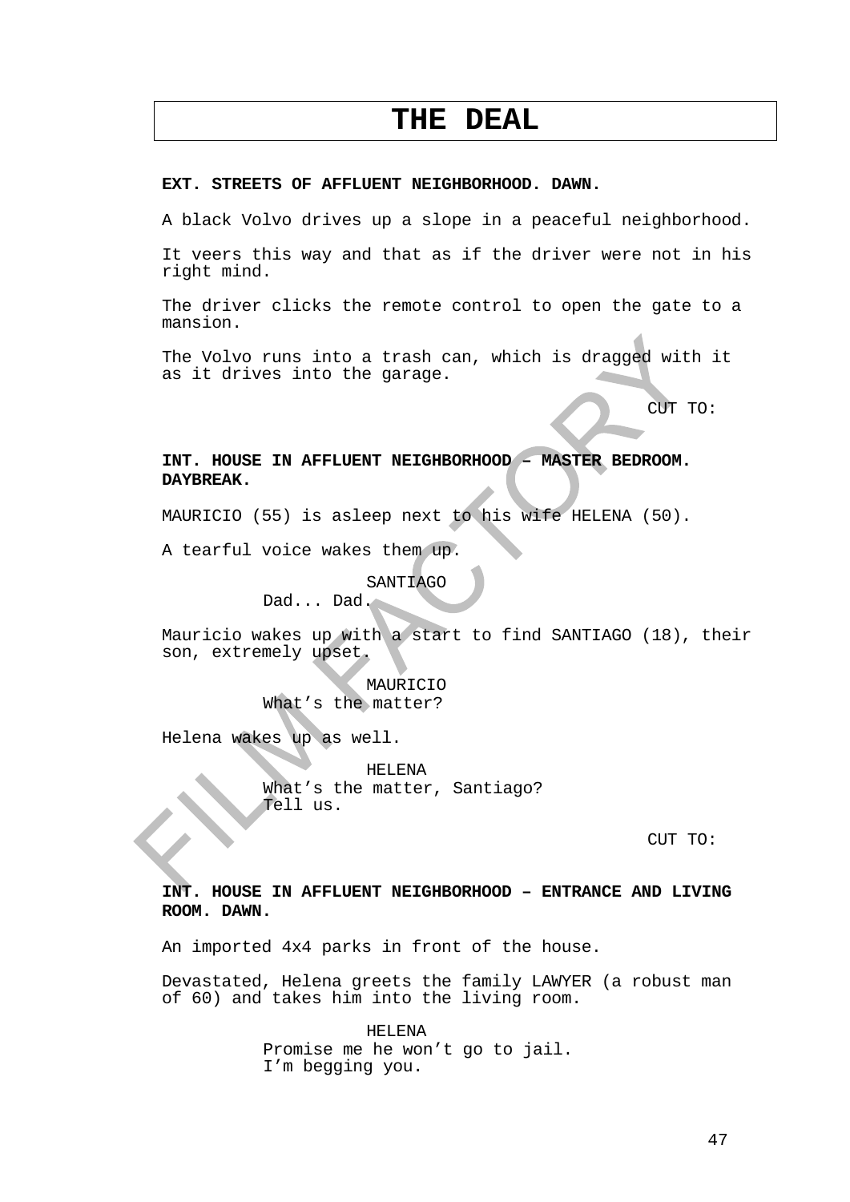# THE DEAL

**EXT. STREETS OF AFFLUENT NEIGHBORHOOD. DAWN.**

A black Volvo drives up a slope in a peaceful neighborhood.

It veers this way and that as if the driver were not in his right mind.

The driver clicks the remote control to open the gate to a mansion.

The Volvo runs into a trash can, which is dragged with it as it drives into the garage.

CUT TO:

**INT. HOUSE IN AFFLUENT NEIGHBORHOOD – MASTER BEDROOM. DAYBREAK.**

MAURICIO (55) is asleep next to his wife HELENA (50).

A tearful voice wakes them up.

SANTIAGO
Dad... Dad.

Mauricio wakes up with a start to find SANTIAGO (18), their son, extremely upset.

MAURICIO
What's the matter?

Helena wakes up as well.

HELENA
What's the matter, Santiago?
Tell us.

CUT TO:

**INT. HOUSE IN AFFLUENT NEIGHBORHOOD – ENTRANCE AND LIVING ROOM. DAWN.**

An imported 4x4 parks in front of the house.

Devastated, Helena greets the family LAWYER (a robust man of 60) and takes him into the living room.

HELENA
Promise me he won't go to jail.
I'm begging you.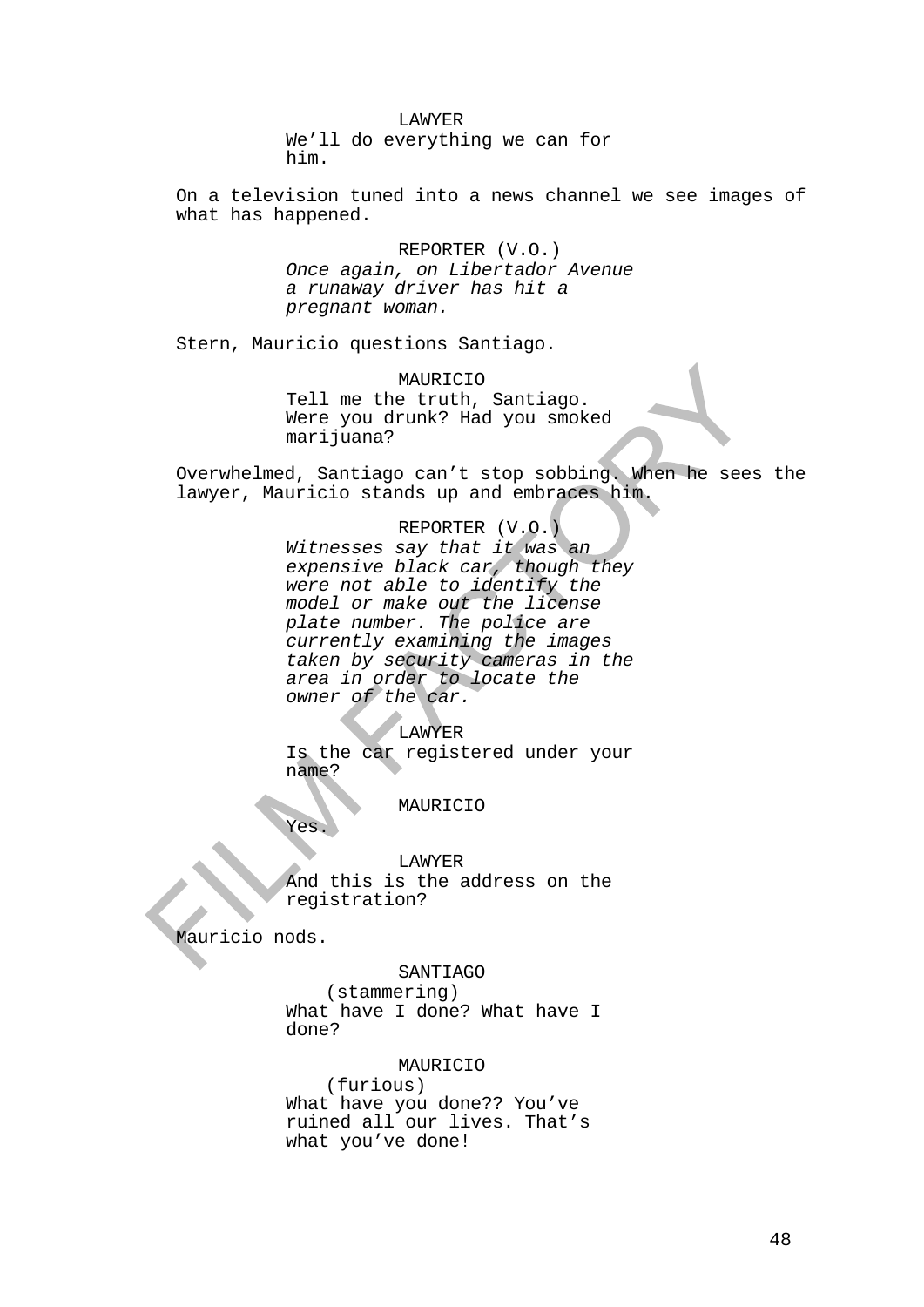LAWYER

We'll do everything we can for him.

On a television tuned into a news channel we see images of what has happened.

REPORTER (V.O.)

*Once again, on Libertador Avenue a runaway driver has hit a pregnant woman.*

Stern, Mauricio questions Santiago.

MAURICIO

Tell me the truth, Santiago. Were you drunk? Had you smoked marijuana?

Overwhelmed, Santiago can't stop sobbing. When he sees the lawyer, Mauricio stands up and embraces him.

REPORTER (V.O.)

*Witnesses say that it was an expensive black car, though they were not able to identify the model or make out the license plate number. The police are currently examining the images taken by security cameras in the area in order to locate the owner of the car.*

LAWYER

Is the car registered under your name?

MAURICIO

Yes.

LAWYER

And this is the address on the registration?

Mauricio nods.

SANTIAGO

(stammering)

What have I done? What have I done?

MAURICIO

(furious)

What have you done?? You've ruined all our lives. That's what you've done!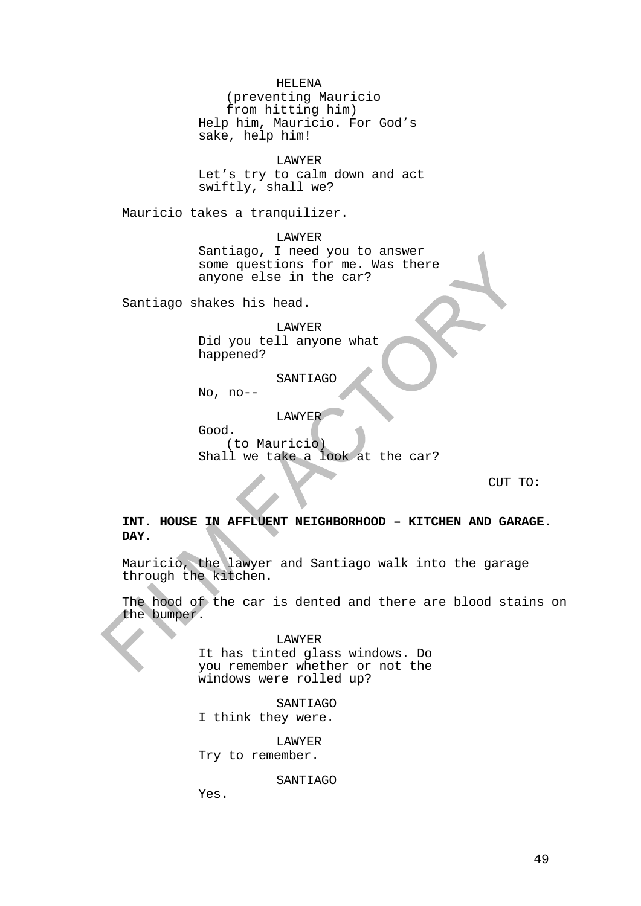HELENA
(preventing Mauricio from hitting him)
Help him, Mauricio. For God's sake, help him!

LAWYER
Let's try to calm down and act swiftly, shall we?

Mauricio takes a tranquilizer.

LAWYER
Santiago, I need you to answer some questions for me. Was there anyone else in the car?

Santiago shakes his head.

LAWYER
Did you tell anyone what happened?

SANTIAGO
No, no--

LAWYER
Good.
(to Mauricio)
Shall we take a look at the car?

CUT TO:

**INT. HOUSE IN AFFLUENT NEIGHBORHOOD – KITCHEN AND GARAGE. DAY.**

Mauricio, the lawyer and Santiago walk into the garage through the kitchen.

The hood of the car is dented and there are blood stains on the bumper.

LAWYER
It has tinted glass windows. Do you remember whether or not the windows were rolled up?

SANTIAGO
I think they were.

LAWYER
Try to remember.

SANTIAGO
Yes.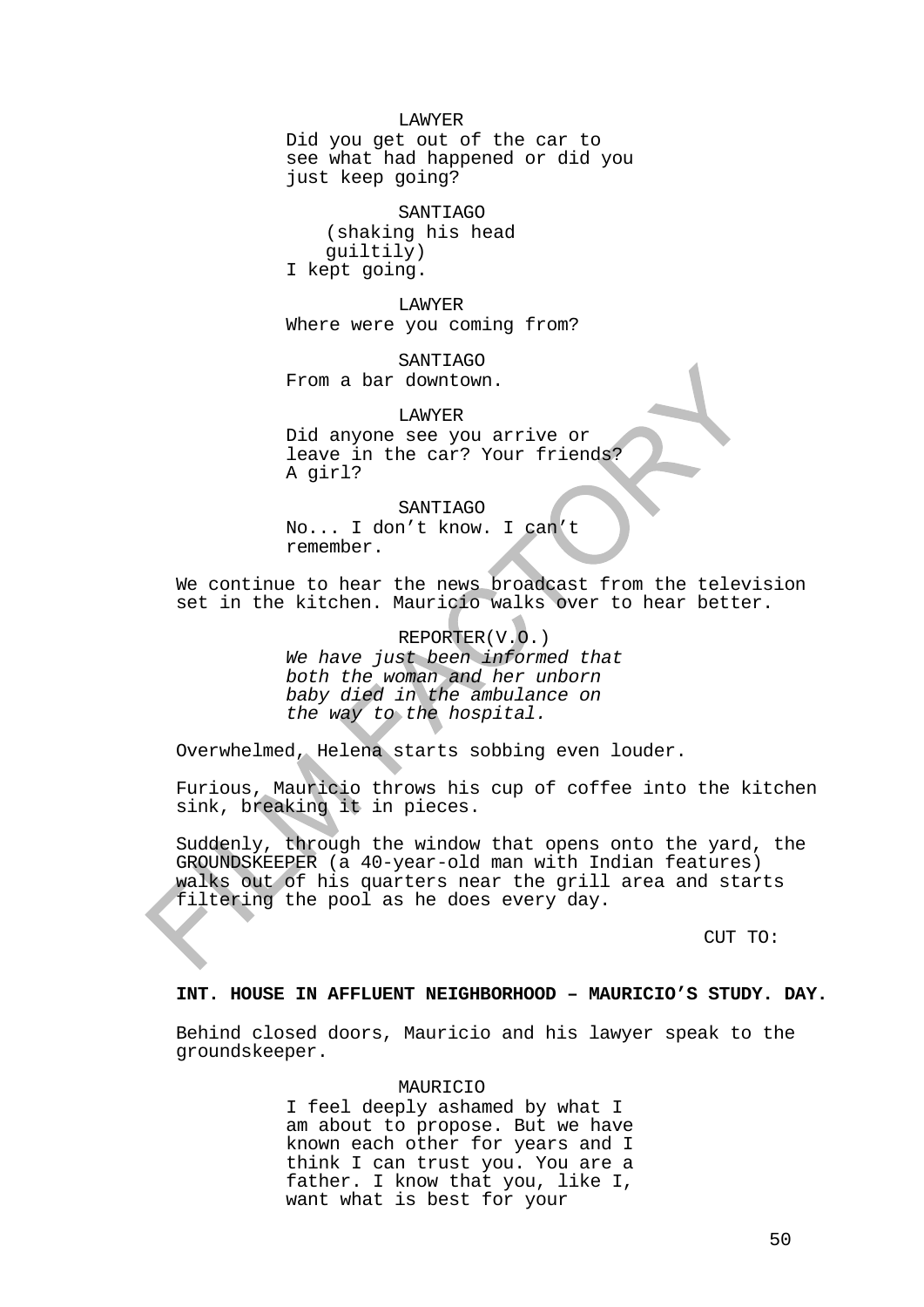LAWYER
Did you get out of the car to see what had happened or did you just keep going?

SANTIAGO
(shaking his head guiltily)
I kept going.

LAWYER
Where were you coming from?

SANTIAGO
From a bar downtown.

LAWYER
Did anyone see you arrive or leave in the car? Your friends? A girl?

SANTIAGO
No... I don't know. I can't remember.

We continue to hear the news broadcast from the television set in the kitchen. Mauricio walks over to hear better.

REPORTER(V.O.)
*We have just been informed that both the woman and her unborn baby died in the ambulance on the way to the hospital.*

Overwhelmed, Helena starts sobbing even louder.

Furious, Mauricio throws his cup of coffee into the kitchen sink, breaking it in pieces.

Suddenly, through the window that opens onto the yard, the GROUNDSKEEPER (a 40-year-old man with Indian features) walks out of his quarters near the grill area and starts filtering the pool as he does every day.

CUT TO:

**INT. HOUSE IN AFFLUENT NEIGHBORHOOD – MAURICIO'S STUDY. DAY.**

Behind closed doors, Mauricio and his lawyer speak to the groundskeeper.

MAURICIO
I feel deeply ashamed by what I am about to propose. But we have known each other for years and I think I can trust you. You are a father. I know that you, like I, want what is best for your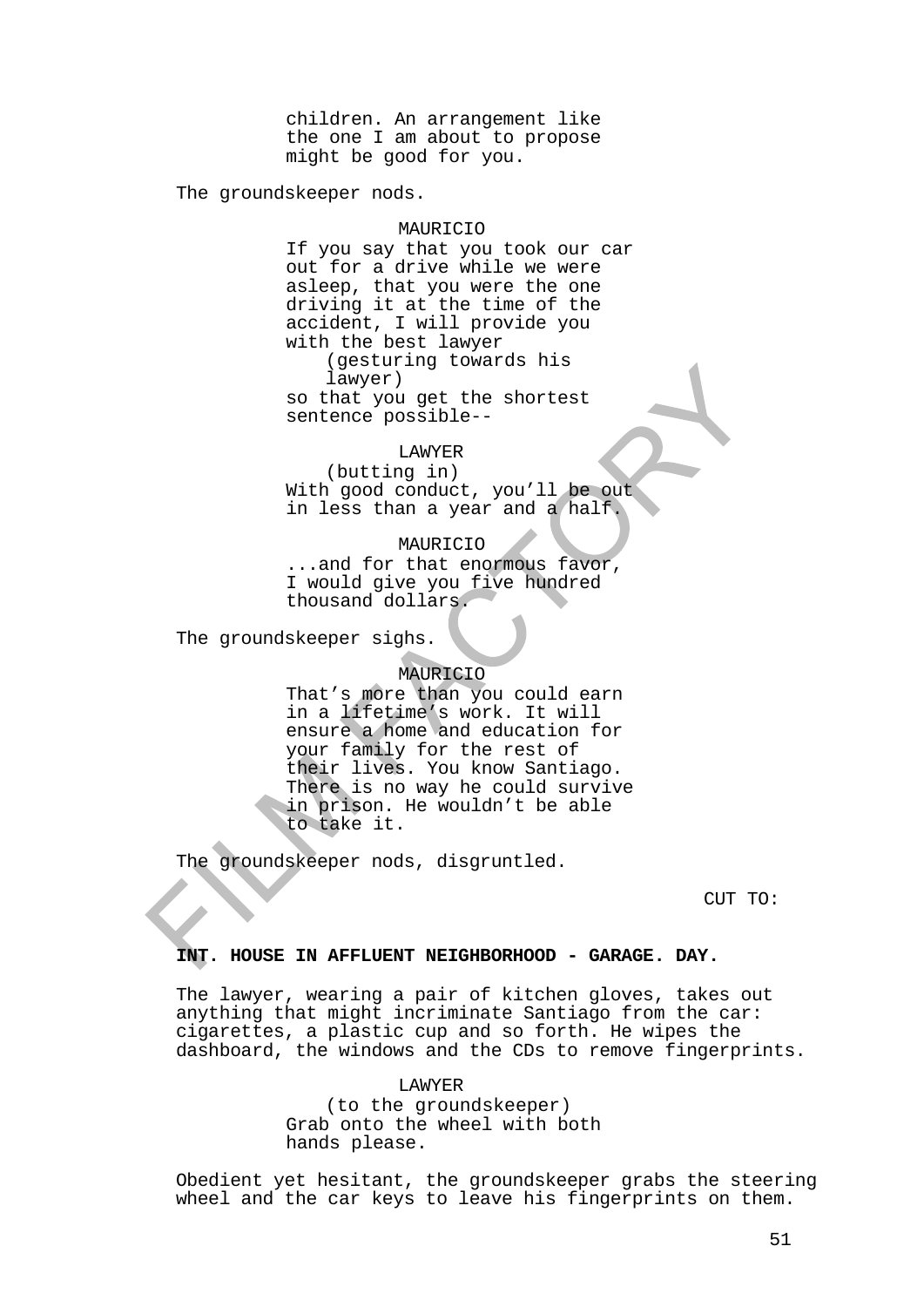children. An arrangement like the one I am about to propose might be good for you.

The groundskeeper nods.

MAURICIO
If you say that you took our car out for a drive while we were asleep, that you were the one driving it at the time of the accident, I will provide you with the best lawyer
(gesturing towards his lawyer)
so that you get the shortest sentence possible--

LAWYER
(butting in)
With good conduct, you'll be out in less than a year and a half.

MAURICIO
...and for that enormous favor, I would give you five hundred thousand dollars.

The groundskeeper sighs.

MAURICIO
That's more than you could earn in a lifetime's work. It will ensure a home and education for your family for the rest of their lives. You know Santiago. There is no way he could survive in prison. He wouldn't be able to take it.

The groundskeeper nods, disgruntled.

CUT TO:

**INT. HOUSE IN AFFLUENT NEIGHBORHOOD - GARAGE. DAY.**

The lawyer, wearing a pair of kitchen gloves, takes out anything that might incriminate Santiago from the car: cigarettes, a plastic cup and so forth. He wipes the dashboard, the windows and the CDs to remove fingerprints.

LAWYER
(to the groundskeeper)
Grab onto the wheel with both hands please.

Obedient yet hesitant, the groundskeeper grabs the steering wheel and the car keys to leave his fingerprints on them.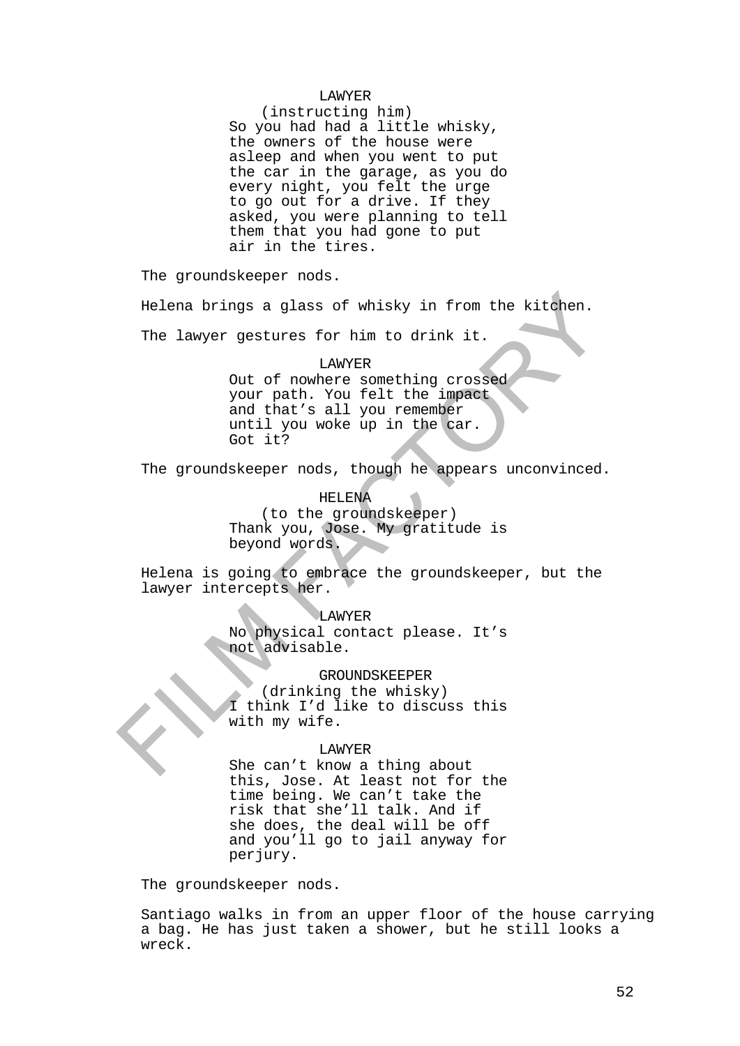LAWYER
(instructing him)
So you had had a little whisky, the owners of the house were asleep and when you went to put the car in the garage, as you do every night, you felt the urge to go out for a drive. If they asked, you were planning to tell them that you had gone to put air in the tires.

The groundskeeper nods.

Helena brings a glass of whisky in from the kitchen.

The lawyer gestures for him to drink it.

LAWYER
Out of nowhere something crossed your path. You felt the impact and that's all you remember until you woke up in the car. Got it?

The groundskeeper nods, though he appears unconvinced.

HELENA
(to the groundskeeper)
Thank you, Jose. My gratitude is beyond words.

Helena is going to embrace the groundskeeper, but the lawyer intercepts her.

LAWYER
No physical contact please. It's not advisable.

GROUNDSKEEPER
(drinking the whisky)
I think I'd like to discuss this with my wife.

LAWYER
She can't know a thing about this, Jose. At least not for the time being. We can't take the risk that she'll talk. And if she does, the deal will be off and you'll go to jail anyway for perjury.

The groundskeeper nods.

Santiago walks in from an upper floor of the house carrying a bag. He has just taken a shower, but he still looks a wreck.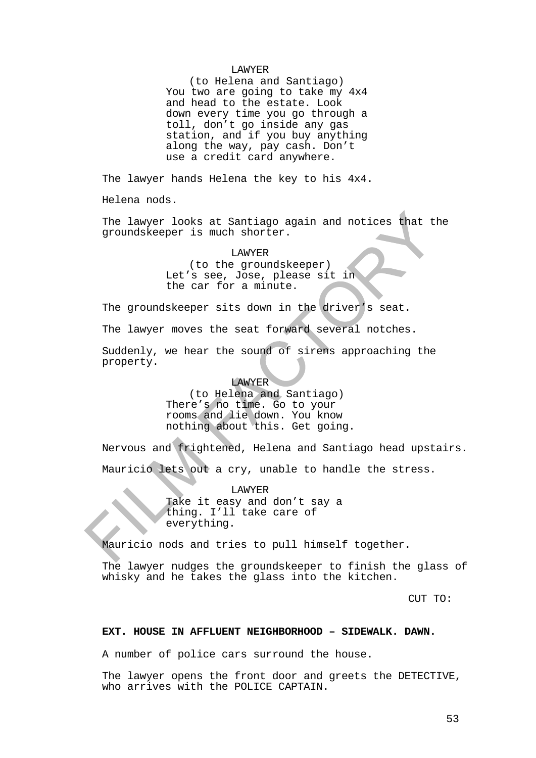LAWYER
(to Helena and Santiago)
You two are going to take my 4x4 and head to the estate. Look down every time you go through a toll, don't go inside any gas station, and if you buy anything along the way, pay cash. Don't use a credit card anywhere.

The lawyer hands Helena the key to his 4x4.

Helena nods.

The lawyer looks at Santiago again and notices that the groundskeeper is much shorter.

LAWYER
(to the groundskeeper)
Let's see, Jose, please sit in the car for a minute.

The groundskeeper sits down in the driver's seat.

The lawyer moves the seat forward several notches.

Suddenly, we hear the sound of sirens approaching the property.

LAWYER
(to Helena and Santiago)
There's no time. Go to your rooms and lie down. You know nothing about this. Get going.

Nervous and frightened, Helena and Santiago head upstairs.

Mauricio lets out a cry, unable to handle the stress.

LAWYER
Take it easy and don't say a thing. I'll take care of everything.

Mauricio nods and tries to pull himself together.

The lawyer nudges the groundskeeper to finish the glass of whisky and he takes the glass into the kitchen.

CUT TO:

**EXT. HOUSE IN AFFLUENT NEIGHBORHOOD – SIDEWALK. DAWN.**

A number of police cars surround the house.

The lawyer opens the front door and greets the DETECTIVE, who arrives with the POLICE CAPTAIN.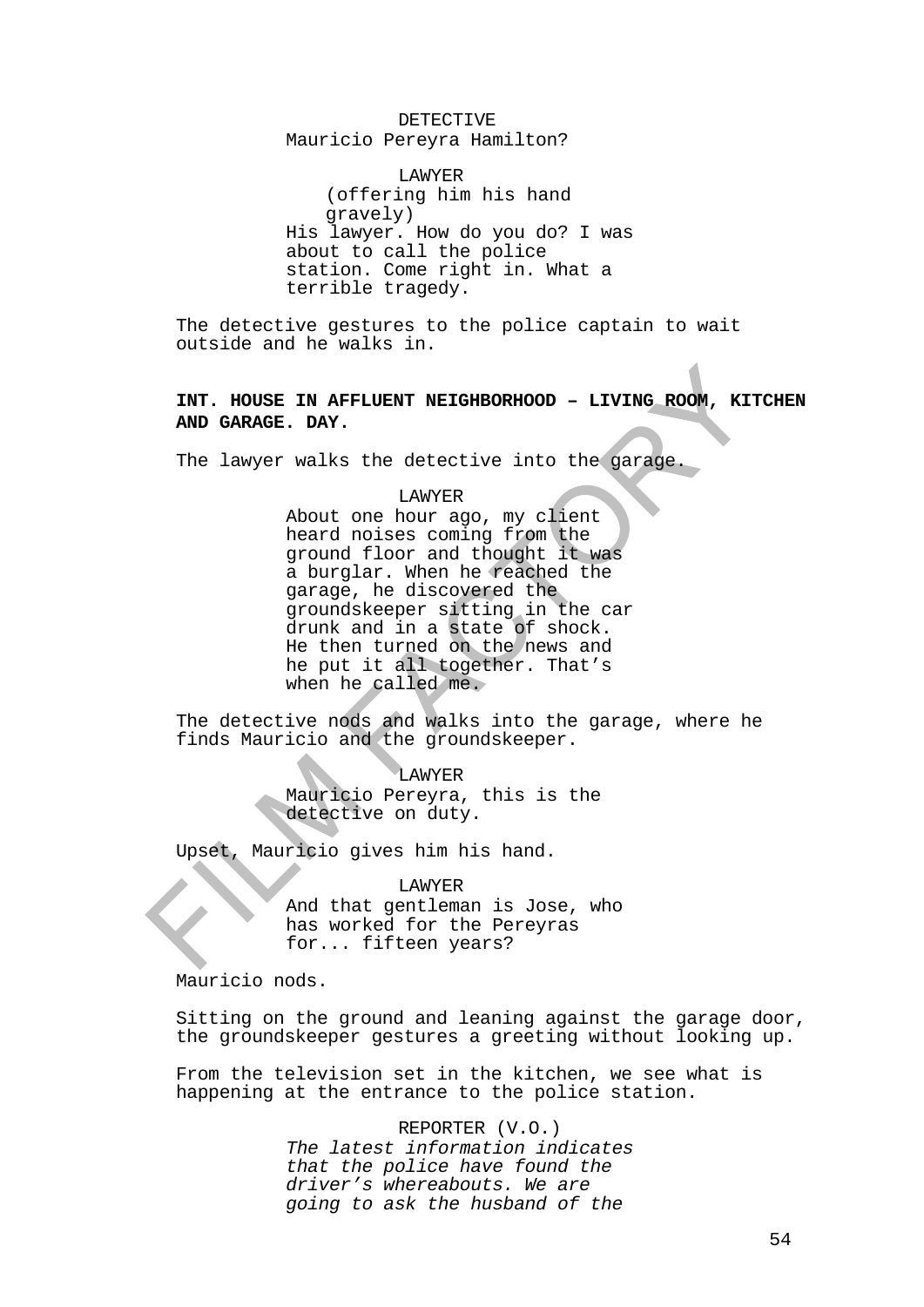DETECTIVE
Mauricio Pereyra Hamilton?

LAWYER
(offering him his hand gravely)
His lawyer. How do you do? I was about to call the police station. Come right in. What a terrible tragedy.

The detective gestures to the police captain to wait outside and he walks in.

**INT. HOUSE IN AFFLUENT NEIGHBORHOOD – LIVING ROOM, KITCHEN AND GARAGE. DAY.**

The lawyer walks the detective into the garage.

LAWYER
About one hour ago, my client heard noises coming from the ground floor and thought it was a burglar. When he reached the garage, he discovered the groundskeeper sitting in the car drunk and in a state of shock. He then turned on the news and he put it all together. That's when he called me.

The detective nods and walks into the garage, where he finds Mauricio and the groundskeeper.

LAWYER
Mauricio Pereyra, this is the detective on duty.

Upset, Mauricio gives him his hand.

LAWYER
And that gentleman is Jose, who has worked for the Pereyras for... fifteen years?

Mauricio nods.

Sitting on the ground and leaning against the garage door, the groundskeeper gestures a greeting without looking up.

From the television set in the kitchen, we see what is happening at the entrance to the police station.

REPORTER (V.O.)
*The latest information indicates that the police have found the driver's whereabouts. We are going to ask the husband of the*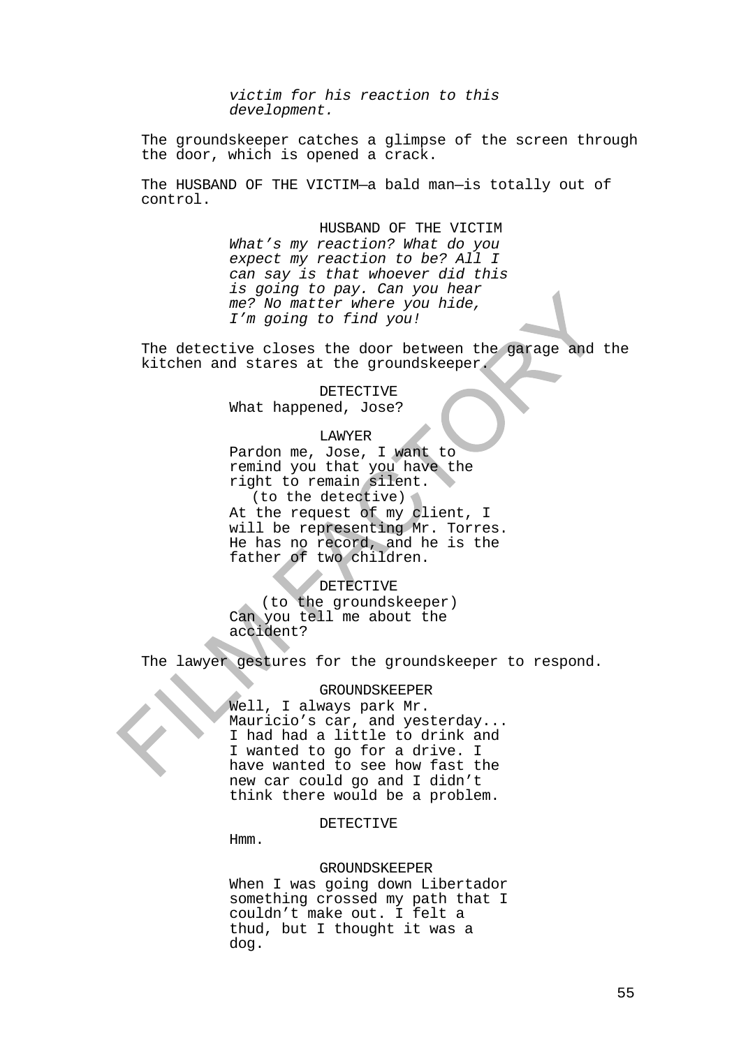*victim for his reaction to this development.*

The groundskeeper catches a glimpse of the screen through the door, which is opened a crack.

The HUSBAND OF THE VICTIM—a bald man—is totally out of control.

HUSBAND OF THE VICTIM
*What's my reaction? What do you expect my reaction to be? All I can say is that whoever did this is going to pay. Can you hear me? No matter where you hide, I'm going to find you!*

The detective closes the door between the garage and the kitchen and stares at the groundskeeper.

DETECTIVE
What happened, Jose?

LAWYER
Pardon me, Jose, I want to remind you that you have the right to remain silent.
(to the detective)
At the request of my client, I will be representing Mr. Torres. He has no record, and he is the father of two children.

DETECTIVE
(to the groundskeeper)
Can you tell me about the accident?

The lawyer gestures for the groundskeeper to respond.

GROUNDSKEEPER
Well, I always park Mr. Mauricio's car, and yesterday... I had had a little to drink and I wanted to go for a drive. I have wanted to see how fast the new car could go and I didn't think there would be a problem.

DETECTIVE
Hmm.

GROUNDSKEEPER
When I was going down Libertador something crossed my path that I couldn't make out. I felt a thud, but I thought it was a dog.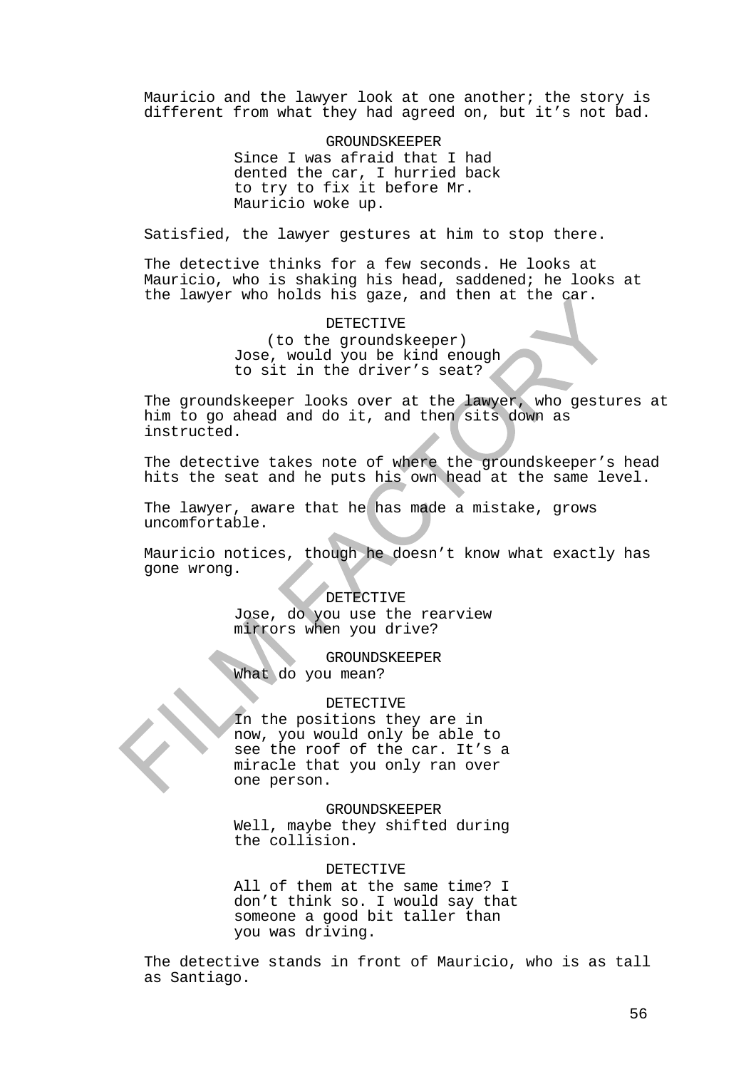Mauricio and the lawyer look at one another; the story is different from what they had agreed on, but it's not bad.

GROUNDSKEEPER
Since I was afraid that I had dented the car, I hurried back to try to fix it before Mr. Mauricio woke up.

Satisfied, the lawyer gestures at him to stop there.

The detective thinks for a few seconds. He looks at Mauricio, who is shaking his head, saddened; he looks at the lawyer who holds his gaze, and then at the car.

DETECTIVE
(to the groundskeeper)
Jose, would you be kind enough to sit in the driver's seat?

The groundskeeper looks over at the lawyer, who gestures at him to go ahead and do it, and then sits down as instructed.

The detective takes note of where the groundskeeper's head hits the seat and he puts his own head at the same level.

The lawyer, aware that he has made a mistake, grows uncomfortable.

Mauricio notices, though he doesn't know what exactly has gone wrong.

DETECTIVE
Jose, do you use the rearview mirrors when you drive?

GROUNDSKEEPER
What do you mean?

DETECTIVE
In the positions they are in now, you would only be able to see the roof of the car. It's a miracle that you only ran over one person.

GROUNDSKEEPER
Well, maybe they shifted during the collision.

DETECTIVE
All of them at the same time? I don't think so. I would say that someone a good bit taller than you was driving.

The detective stands in front of Mauricio, who is as tall as Santiago.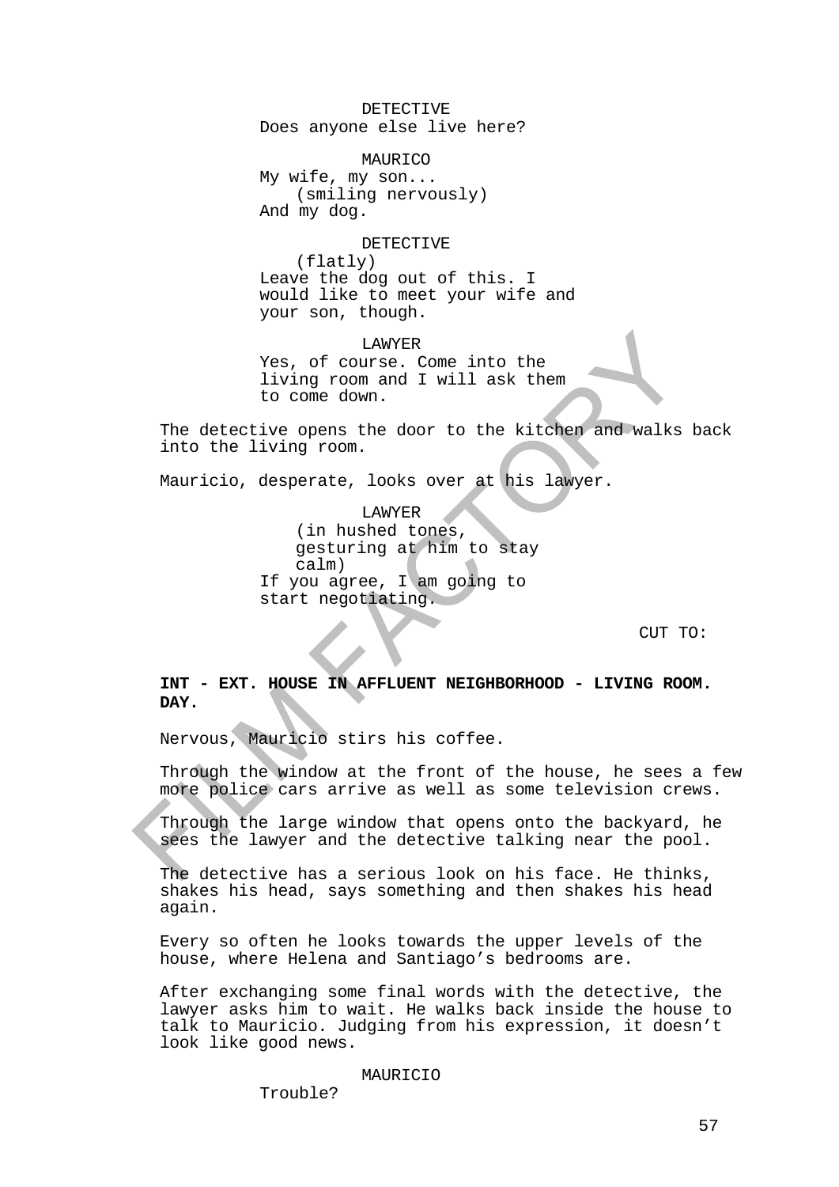DETECTIVE
Does anyone else live here?

MAURICO
My wife, my son...
(smiling nervously)
And my dog.

DETECTIVE
(flatly)
Leave the dog out of this. I would like to meet your wife and your son, though.

LAWYER
Yes, of course. Come into the living room and I will ask them to come down.

The detective opens the door to the kitchen and walks back into the living room.

Mauricio, desperate, looks over at his lawyer.

LAWYER
(in hushed tones, gesturing at him to stay calm)
If you agree, I am going to start negotiating.

CUT TO:

**INT - EXT. HOUSE IN AFFLUENT NEIGHBORHOOD - LIVING ROOM. DAY.**

Nervous, Mauricio stirs his coffee.

Through the window at the front of the house, he sees a few more police cars arrive as well as some television crews.

Through the large window that opens onto the backyard, he sees the lawyer and the detective talking near the pool.

The detective has a serious look on his face. He thinks, shakes his head, says something and then shakes his head again.

Every so often he looks towards the upper levels of the house, where Helena and Santiago's bedrooms are.

After exchanging some final words with the detective, the lawyer asks him to wait. He walks back inside the house to talk to Mauricio. Judging from his expression, it doesn't look like good news.

MAURICIO
Trouble?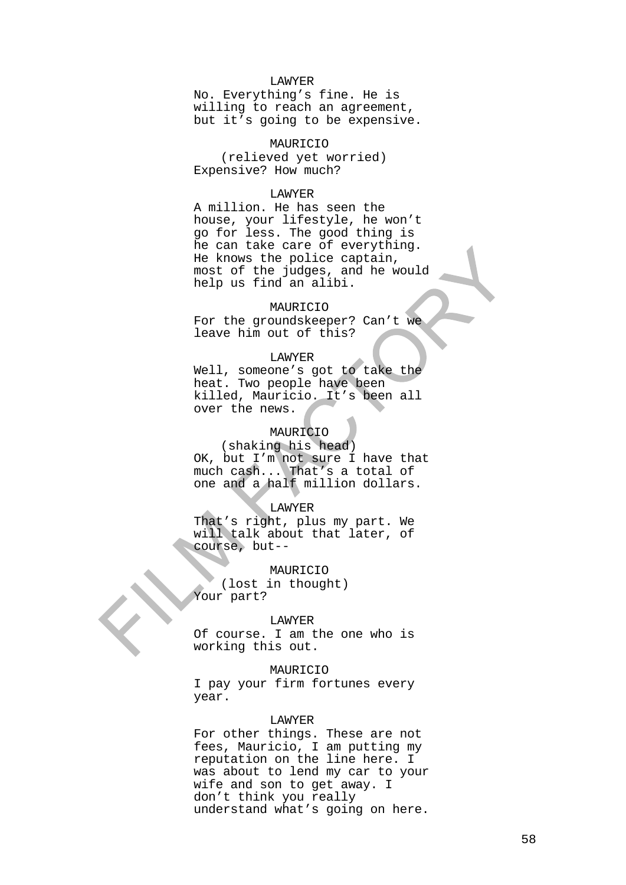LAWYER
No. Everything's fine. He is willing to reach an agreement, but it's going to be expensive.

MAURICIO
(relieved yet worried)
Expensive? How much?

LAWYER
A million. He has seen the house, your lifestyle, he won't go for less. The good thing is he can take care of everything. He knows the police captain, most of the judges, and he would help us find an alibi.

MAURICIO
For the groundskeeper? Can't we leave him out of this?

LAWYER
Well, someone's got to take the heat. Two people have been killed, Mauricio. It's been all over the news.

MAURICIO
(shaking his head)
OK, but I'm not sure I have that much cash... That's a total of one and a half million dollars.

LAWYER
That's right, plus my part. We will talk about that later, of course, but--

MAURICIO
(lost in thought)
Your part?

LAWYER
Of course. I am the one who is working this out.

MAURICIO
I pay your firm fortunes every year.

LAWYER
For other things. These are not fees, Mauricio, I am putting my reputation on the line here. I was about to lend my car to your wife and son to get away. I don't think you really understand what's going on here.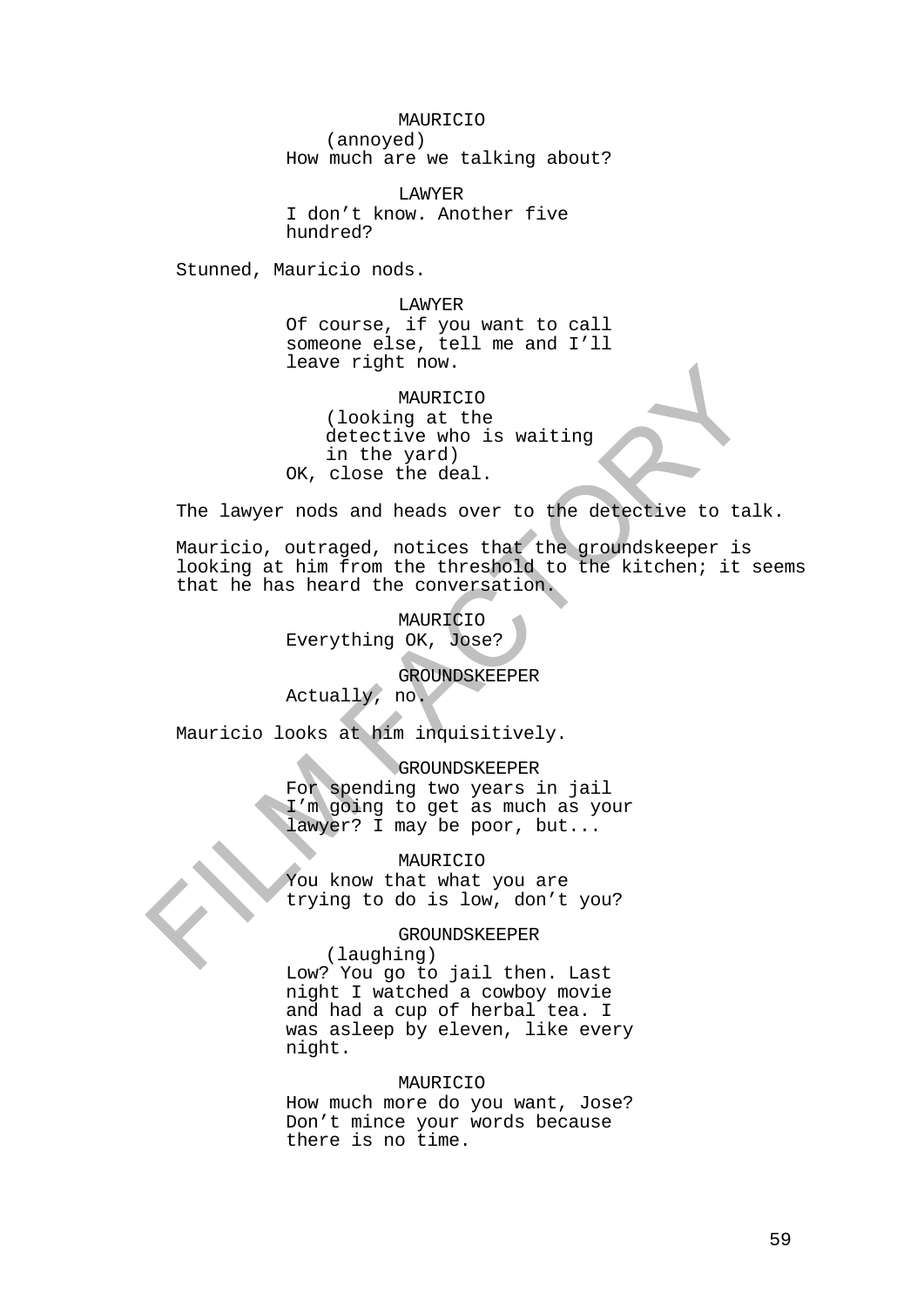MAURICIO
(annoyed)
How much are we talking about?

LAWYER
I don't know. Another five hundred?

Stunned, Mauricio nods.

LAWYER
Of course, if you want to call someone else, tell me and I'll leave right now.

MAURICIO
(looking at the detective who is waiting in the yard)
OK, close the deal.

The lawyer nods and heads over to the detective to talk.

Mauricio, outraged, notices that the groundskeeper is looking at him from the threshold to the kitchen; it seems that he has heard the conversation.

MAURICIO
Everything OK, Jose?

GROUNDSKEEPER
Actually, no.

Mauricio looks at him inquisitively.

GROUNDSKEEPER
For spending two years in jail I'm going to get as much as your lawyer? I may be poor, but...

MAURICIO
You know that what you are trying to do is low, don't you?

GROUNDSKEEPER
(laughing)
Low? You go to jail then. Last night I watched a cowboy movie and had a cup of herbal tea. I was asleep by eleven, like every night.

MAURICIO
How much more do you want, Jose? Don't mince your words because there is no time.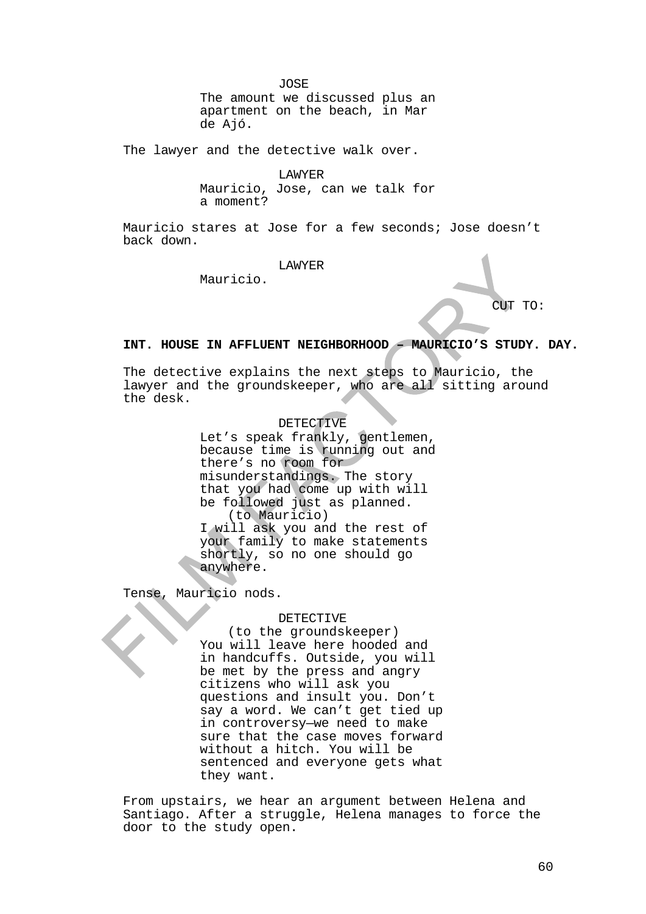JOSE

The amount we discussed plus an apartment on the beach, in Mar de Ajó.

The lawyer and the detective walk over.

LAWYER

Mauricio, Jose, can we talk for a moment?

Mauricio stares at Jose for a few seconds; Jose doesn't back down.

LAWYER

Mauricio.

CUT TO:

**INT. HOUSE IN AFFLUENT NEIGHBORHOOD – MAURICIO'S STUDY. DAY.**

The detective explains the next steps to Mauricio, the lawyer and the groundskeeper, who are all sitting around the desk.

DETECTIVE

Let's speak frankly, gentlemen, because time is running out and there's no room for misunderstandings. The story that you had come up with will be followed just as planned.

(to Mauricio)

I will ask you and the rest of your family to make statements shortly, so no one should go anywhere.

Tense, Mauricio nods.

DETECTIVE

(to the groundskeeper)

You will leave here hooded and in handcuffs. Outside, you will be met by the press and angry citizens who will ask you questions and insult you. Don't say a word. We can't get tied up in controversy—we need to make sure that the case moves forward without a hitch. You will be sentenced and everyone gets what they want.

From upstairs, we hear an argument between Helena and Santiago. After a struggle, Helena manages to force the door to the study open.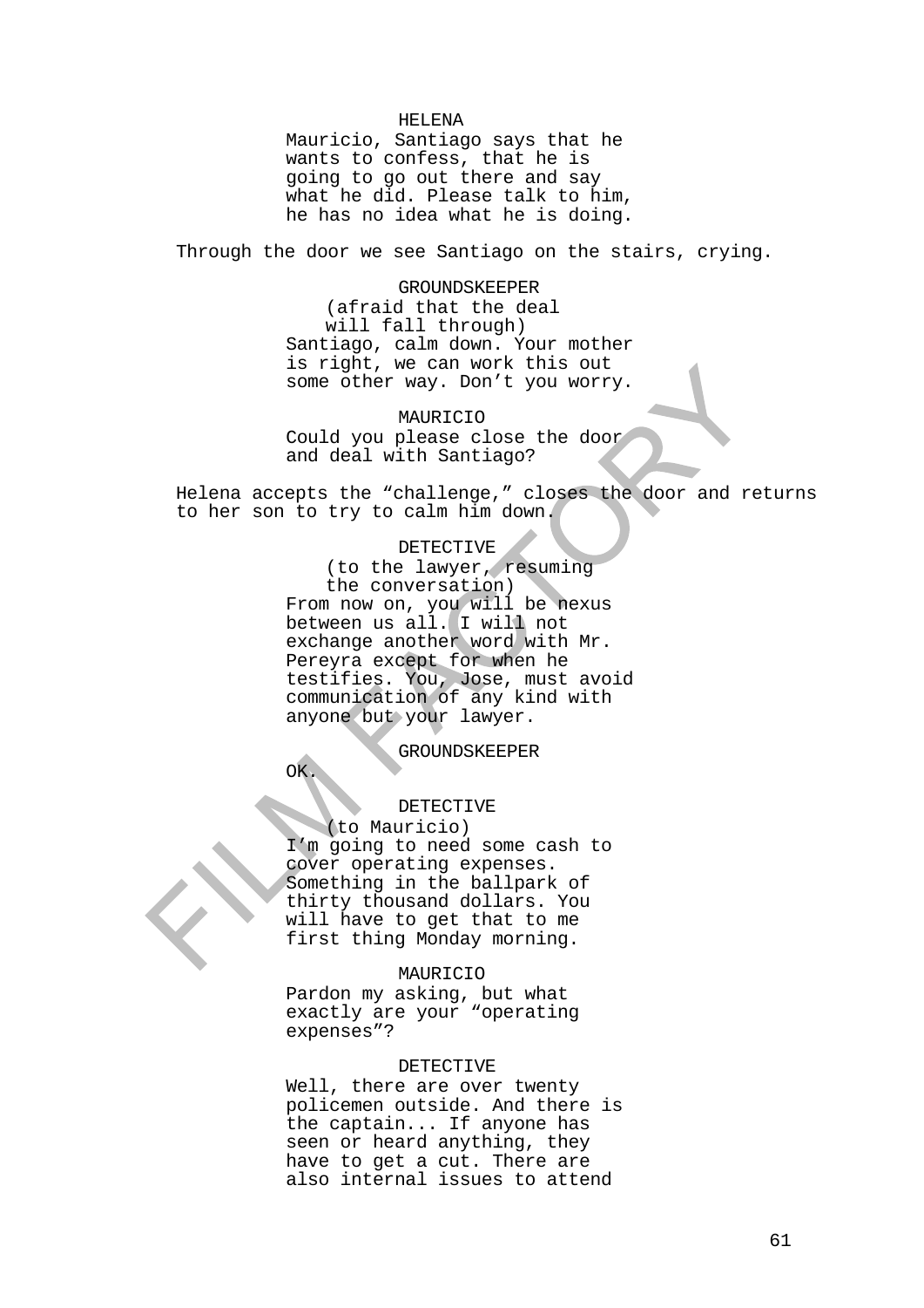HELENA
Mauricio, Santiago says that he wants to confess, that he is going to go out there and say what he did. Please talk to him, he has no idea what he is doing.

Through the door we see Santiago on the stairs, crying.

GROUNDSKEEPER
(afraid that the deal will fall through)
Santiago, calm down. Your mother is right, we can work this out some other way. Don't you worry.

MAURICIO
Could you please close the door and deal with Santiago?

Helena accepts the "challenge," closes the door and returns to her son to try to calm him down.

DETECTIVE
(to the lawyer, resuming the conversation)
From now on, you will be nexus between us all. I will not exchange another word with Mr. Pereyra except for when he testifies. You, Jose, must avoid communication of any kind with anyone but your lawyer.

GROUNDSKEEPER
OK.

DETECTIVE
(to Mauricio)
I'm going to need some cash to cover operating expenses. Something in the ballpark of thirty thousand dollars. You will have to get that to me first thing Monday morning.

MAURICIO
Pardon my asking, but what exactly are your "operating expenses"?

DETECTIVE
Well, there are over twenty policemen outside. And there is the captain... If anyone has seen or heard anything, they have to get a cut. There are also internal issues to attend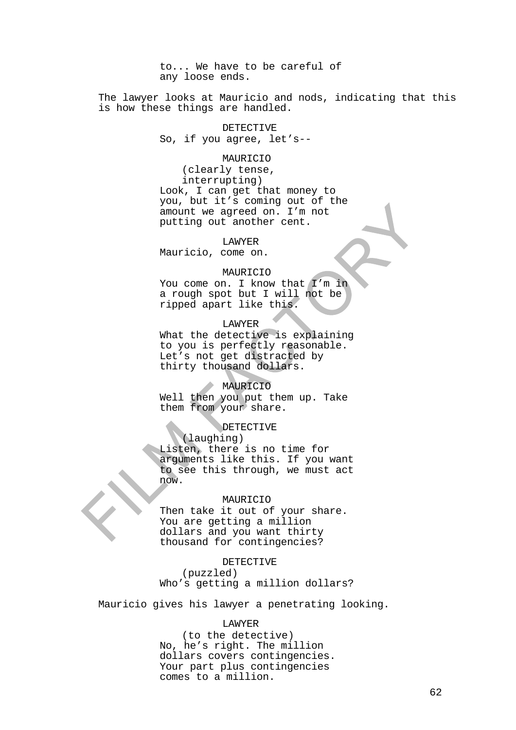to... We have to be careful of any loose ends.

The lawyer looks at Mauricio and nods, indicating that this is how these things are handled.

DETECTIVE
So, if you agree, let's--

MAURICIO
(clearly tense, interrupting)
Look, I can get that money to you, but it's coming out of the amount we agreed on. I'm not putting out another cent.

LAWYER
Mauricio, come on.

MAURICIO
You come on. I know that I'm in a rough spot but I will not be ripped apart like this.

LAWYER
What the detective is explaining to you is perfectly reasonable. Let's not get distracted by thirty thousand dollars.

MAURICIO
Well then you put them up. Take them from your share.

DETECTIVE
(laughing)
Listen, there is no time for arguments like this. If you want to see this through, we must act now.

MAURICIO
Then take it out of your share. You are getting a million dollars and you want thirty thousand for contingencies?

DETECTIVE
(puzzled)
Who's getting a million dollars?

Mauricio gives his lawyer a penetrating looking.

LAWYER
(to the detective)
No, he's right. The million dollars covers contingencies. Your part plus contingencies comes to a million.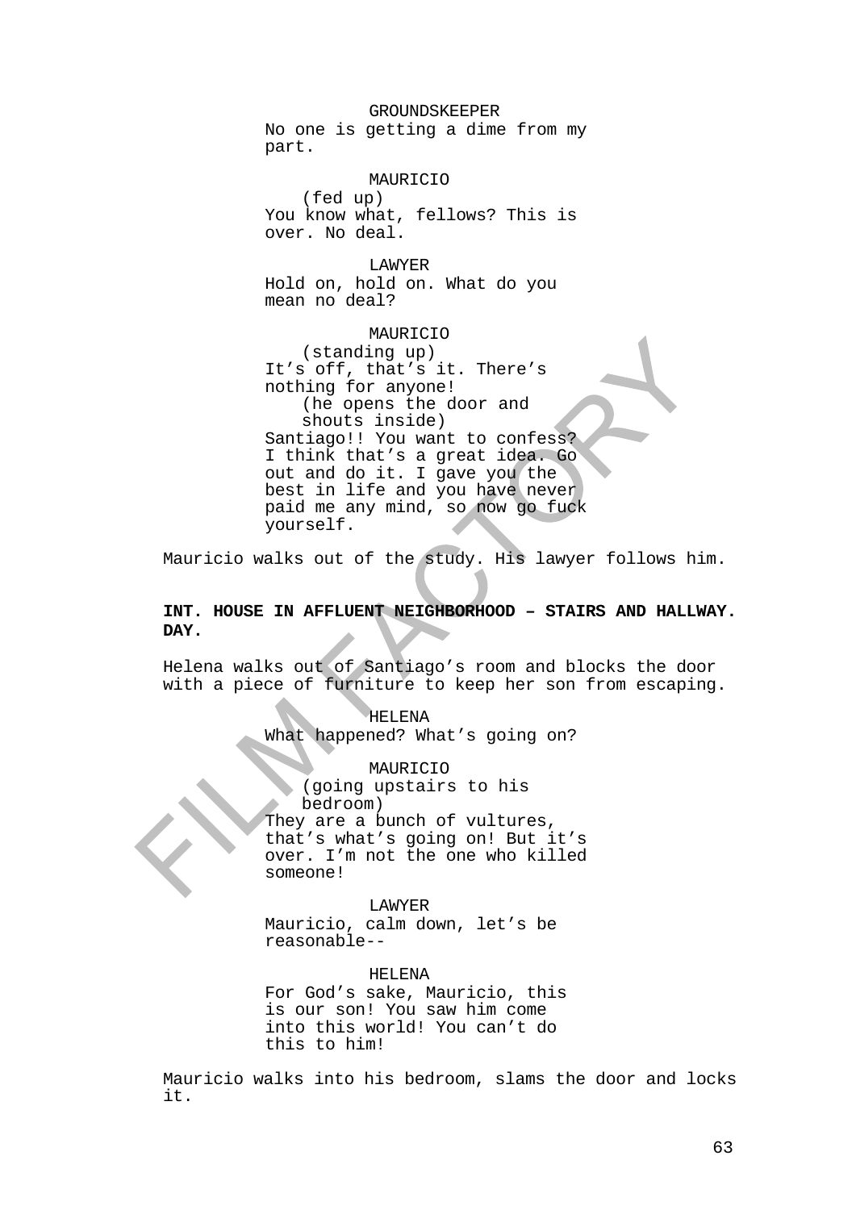GROUNDSKEEPER
No one is getting a dime from my part.

MAURICIO
(fed up)
You know what, fellows? This is over. No deal.

LAWYER
Hold on, hold on. What do you mean no deal?

MAURICIO
(standing up)
It's off, that's it. There's nothing for anyone!
(he opens the door and shouts inside)
Santiago!! You want to confess? I think that's a great idea. Go out and do it. I gave you the best in life and you have never paid me any mind, so now go fuck yourself.

Mauricio walks out of the study. His lawyer follows him.

**INT. HOUSE IN AFFLUENT NEIGHBORHOOD – STAIRS AND HALLWAY. DAY.**

Helena walks out of Santiago's room and blocks the door with a piece of furniture to keep her son from escaping.

HELENA
What happened? What's going on?

MAURICIO
(going upstairs to his bedroom)
They are a bunch of vultures, that's what's going on! But it's over. I'm not the one who killed someone!

LAWYER
Mauricio, calm down, let's be reasonable--

HELENA
For God's sake, Mauricio, this is our son! You saw him come into this world! You can't do this to him!

Mauricio walks into his bedroom, slams the door and locks it.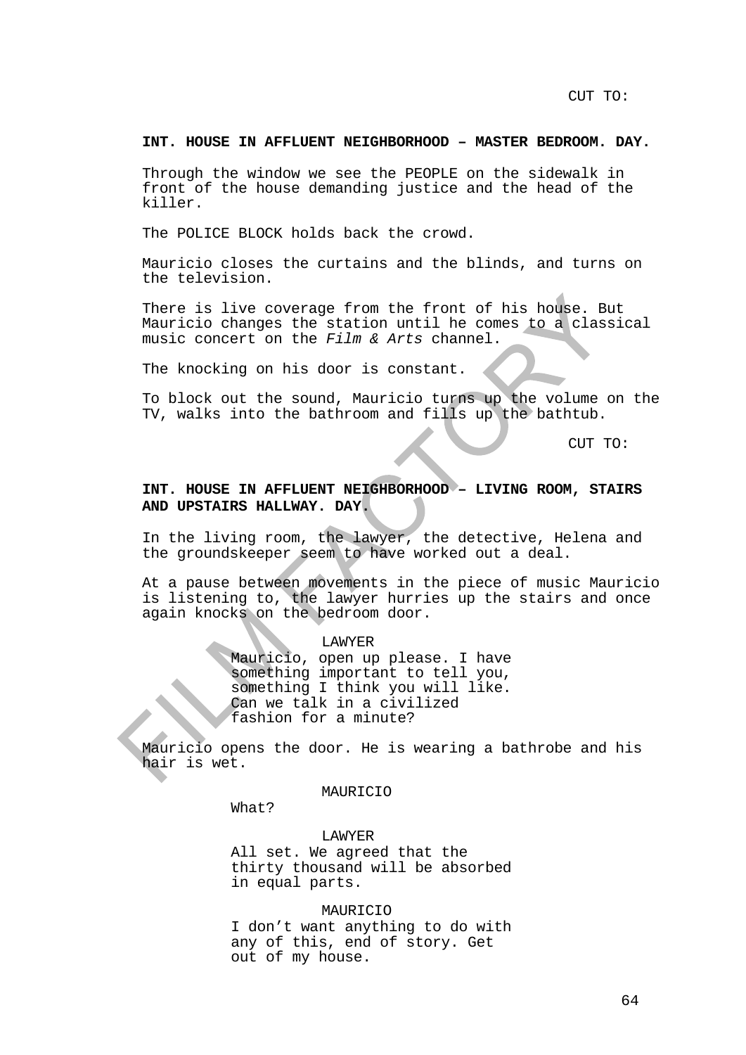CUT TO:

**INT. HOUSE IN AFFLUENT NEIGHBORHOOD – MASTER BEDROOM. DAY.**

Through the window we see the PEOPLE on the sidewalk in front of the house demanding justice and the head of the killer.

The POLICE BLOCK holds back the crowd.

Mauricio closes the curtains and the blinds, and turns on the television.

There is live coverage from the front of his house. But Mauricio changes the station until he comes to a classical music concert on the *Film & Arts* channel.

The knocking on his door is constant.

To block out the sound, Mauricio turns up the volume on the TV, walks into the bathroom and fills up the bathtub.

CUT TO:

**INT. HOUSE IN AFFLUENT NEIGHBORHOOD – LIVING ROOM, STAIRS AND UPSTAIRS HALLWAY. DAY.**

In the living room, the lawyer, the detective, Helena and the groundskeeper seem to have worked out a deal.

At a pause between movements in the piece of music Mauricio is listening to, the lawyer hurries up the stairs and once again knocks on the bedroom door.

LAWYER
Mauricio, open up please. I have something important to tell you, something I think you will like. Can we talk in a civilized fashion for a minute?

Mauricio opens the door. He is wearing a bathrobe and his hair is wet.

MAURICIO
What?

LAWYER
All set. We agreed that the thirty thousand will be absorbed in equal parts.

MAURICIO
I don't want anything to do with any of this, end of story. Get out of my house.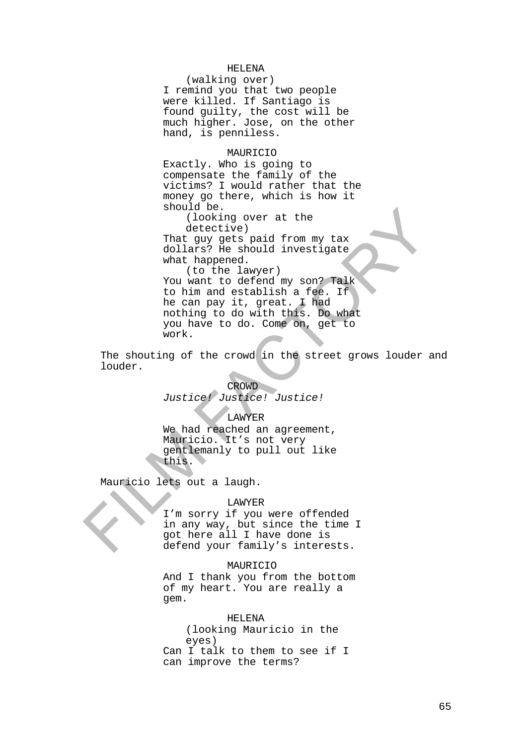HELENA
(walking over)
I remind you that two people were killed. If Santiago is found guilty, the cost will be much higher. Jose, on the other hand, is penniless.

MAURICIO
Exactly. Who is going to compensate the family of the victims? I would rather that the money go there, which is how it should be.
(looking over at the detective)
That guy gets paid from my tax dollars? He should investigate what happened.
(to the lawyer)
You want to defend my son? Talk to him and establish a fee. If he can pay it, great. I had nothing to do with this. Do what you have to do. Come on, get to work.

The shouting of the crowd in the street grows louder and louder.

CROWD
*Justice! Justice! Justice!*

LAWYER
We had reached an agreement, Mauricio. It's not very gentlemanly to pull out like this.

Mauricio lets out a laugh.

LAWYER
I'm sorry if you were offended in any way, but since the time I got here all I have done is defend your family's interests.

MAURICIO
And I thank you from the bottom of my heart. You are really a gem.

HELENA
(looking Mauricio in the eyes)
Can I talk to them to see if I can improve the terms?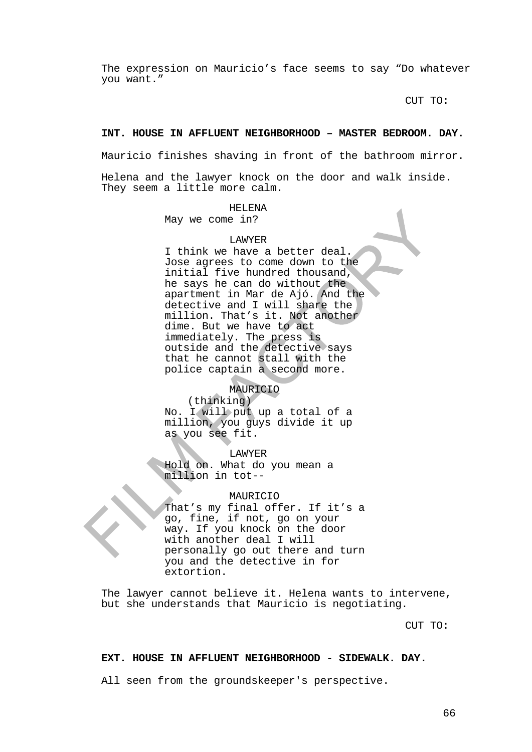The expression on Mauricio's face seems to say "Do whatever you want."

CUT TO:

**INT. HOUSE IN AFFLUENT NEIGHBORHOOD – MASTER BEDROOM. DAY.**

Mauricio finishes shaving in front of the bathroom mirror.

Helena and the lawyer knock on the door and walk inside. They seem a little more calm.

HELENA
May we come in?

LAWYER
I think we have a better deal. Jose agrees to come down to the initial five hundred thousand, he says he can do without the apartment in Mar de Ajó. And the detective and I will share the million. That's it. Not another dime. But we have to act immediately. The press is outside and the detective says that he cannot stall with the police captain a second more.

MAURICIO
(thinking)
No. I will put up a total of a million, you guys divide it up as you see fit.

LAWYER
Hold on. What do you mean a million in tot--

MAURICIO
That's my final offer. If it's a go, fine, if not, go on your way. If you knock on the door with another deal I will personally go out there and turn you and the detective in for extortion.

The lawyer cannot believe it. Helena wants to intervene, but she understands that Mauricio is negotiating.

CUT TO:

**EXT. HOUSE IN AFFLUENT NEIGHBORHOOD - SIDEWALK. DAY.**

All seen from the groundskeeper's perspective.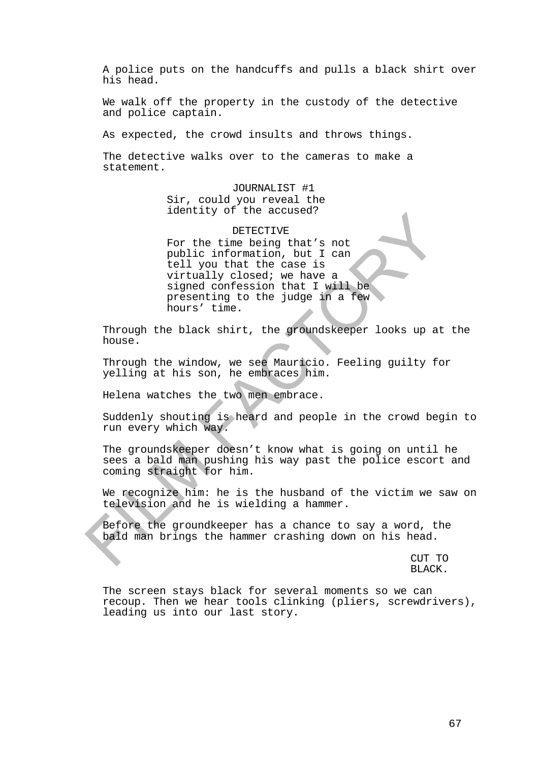A police puts on the handcuffs and pulls a black shirt over his head.

We walk off the property in the custody of the detective and police captain.

As expected, the crowd insults and throws things.

The detective walks over to the cameras to make a statement.

JOURNALIST #1
Sir, could you reveal the identity of the accused?

DETECTIVE
For the time being that's not public information, but I can tell you that the case is virtually closed; we have a signed confession that I will be presenting to the judge in a few hours' time.

Through the black shirt, the groundskeeper looks up at the house.

Through the window, we see Mauricio. Feeling guilty for yelling at his son, he embraces him.

Helena watches the two men embrace.

Suddenly shouting is heard and people in the crowd begin to run every which way.

The groundskeeper doesn't know what is going on until he sees a bald man pushing his way past the police escort and coming straight for him.

We recognize him: he is the husband of the victim we saw on television and he is wielding a hammer.

Before the groundkeeper has a chance to say a word, the bald man brings the hammer crashing down on his head.

CUT TO BLACK.

The screen stays black for several moments so we can recoup. Then we hear tools clinking (pliers, screwdrivers), leading us into our last story.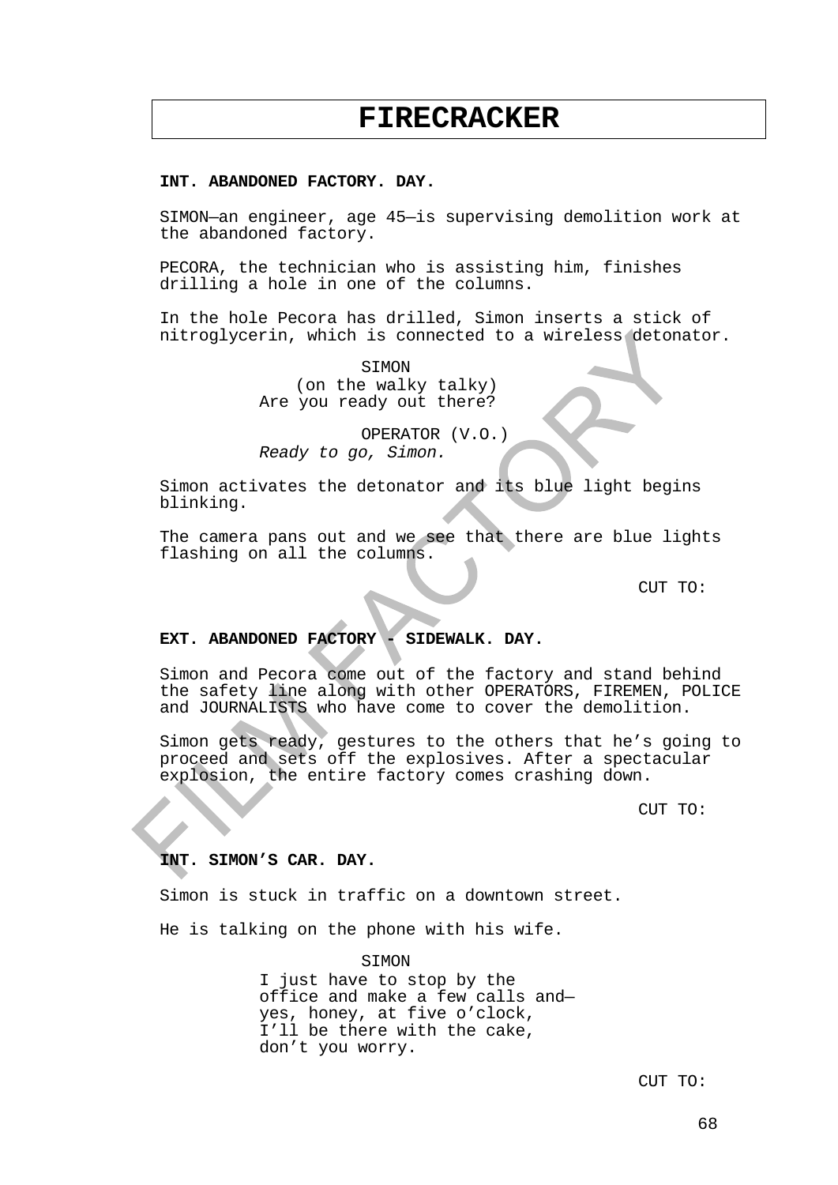# FIRECRACKER

**INT. ABANDONED FACTORY. DAY.**

SIMON—an engineer, age 45—is supervising demolition work at the abandoned factory.

PECORA, the technician who is assisting him, finishes drilling a hole in one of the columns.

In the hole Pecora has drilled, Simon inserts a stick of nitroglycerin, which is connected to a wireless detonator.

SIMON
(on the walky talky)
Are you ready out there?

OPERATOR (V.O.)
*Ready to go, Simon.*

Simon activates the detonator and its blue light begins blinking.

The camera pans out and we see that there are blue lights flashing on all the columns.

CUT TO:

**EXT. ABANDONED FACTORY - SIDEWALK. DAY.**

Simon and Pecora come out of the factory and stand behind the safety line along with other OPERATORS, FIREMEN, POLICE and JOURNALISTS who have come to cover the demolition.

Simon gets ready, gestures to the others that he's going to proceed and sets off the explosives. After a spectacular explosion, the entire factory comes crashing down.

CUT TO:

**INT. SIMON'S CAR. DAY.**

Simon is stuck in traffic on a downtown street.

He is talking on the phone with his wife.

SIMON
I just have to stop by the office and make a few calls and—yes, honey, at five o'clock, I'll be there with the cake, don't you worry.

CUT TO: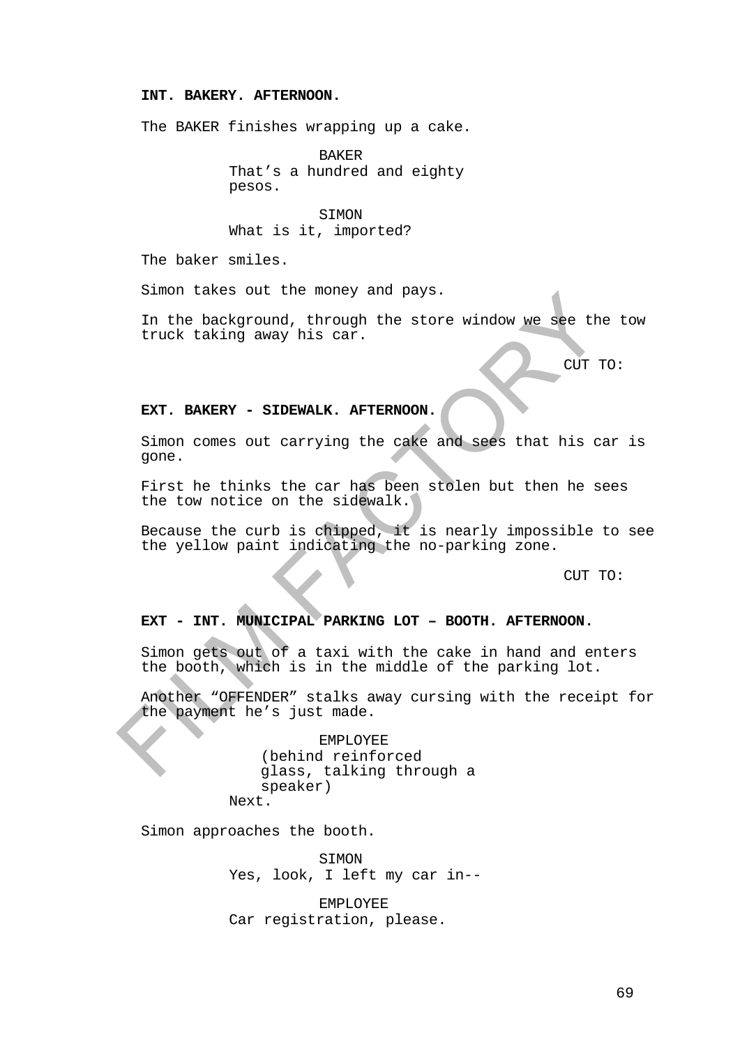**INT. BAKERY. AFTERNOON.**

The BAKER finishes wrapping up a cake.

BAKER
That's a hundred and eighty pesos.

SIMON
What is it, imported?

The baker smiles.

Simon takes out the money and pays.

In the background, through the store window we see the tow truck taking away his car.

CUT TO:

**EXT. BAKERY - SIDEWALK. AFTERNOON.**

Simon comes out carrying the cake and sees that his car is gone.

First he thinks the car has been stolen but then he sees the tow notice on the sidewalk.

Because the curb is chipped, it is nearly impossible to see the yellow paint indicating the no-parking zone.

CUT TO:

**EXT - INT. MUNICIPAL PARKING LOT – BOOTH. AFTERNOON.**

Simon gets out of a taxi with the cake in hand and enters the booth, which is in the middle of the parking lot.

Another "OFFENDER" stalks away cursing with the receipt for the payment he's just made.

EMPLOYEE
(behind reinforced glass, talking through a speaker)
Next.

Simon approaches the booth.

SIMON
Yes, look, I left my car in--

EMPLOYEE
Car registration, please.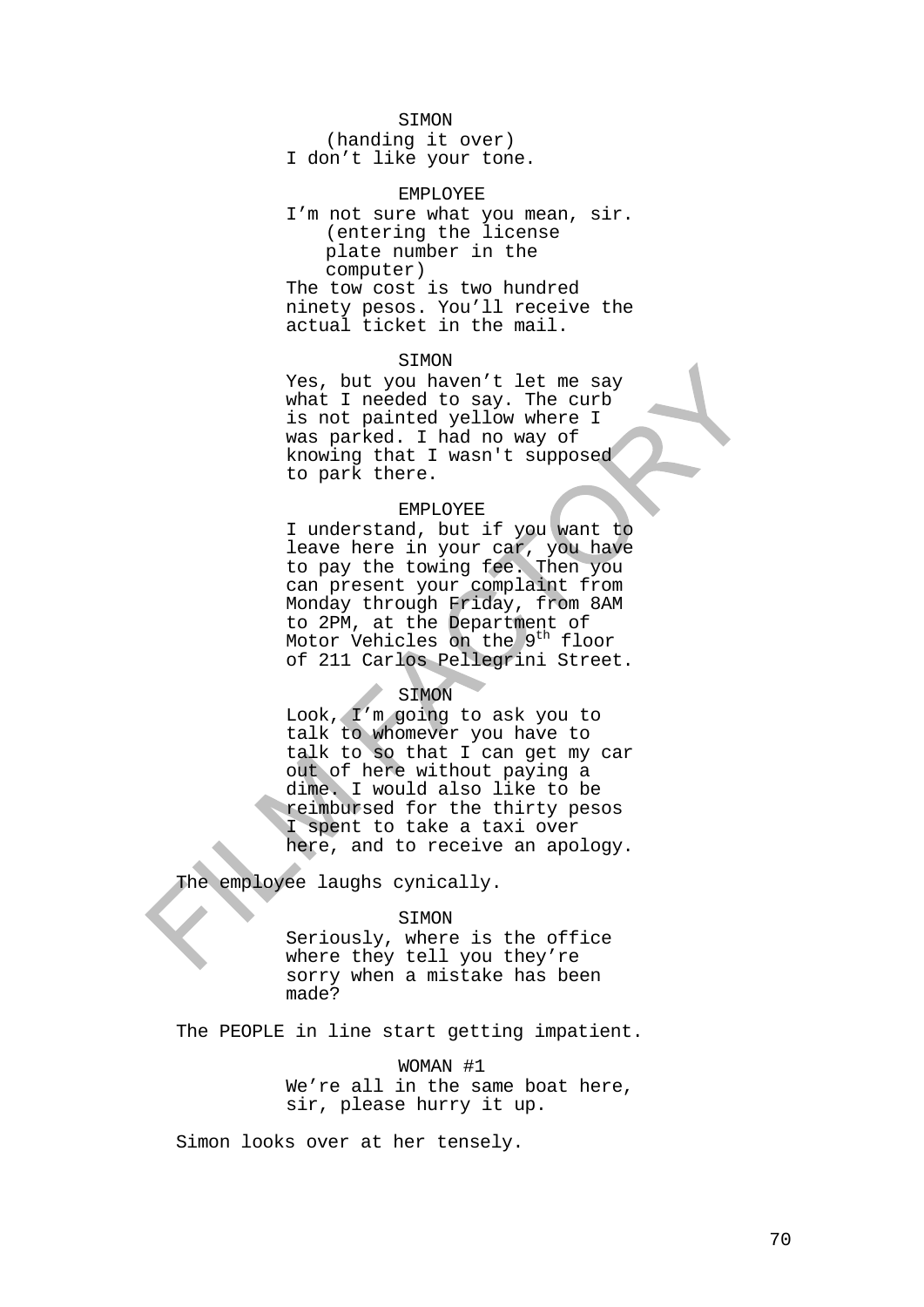SIMON
(handing it over)
I don't like your tone.

EMPLOYEE
I'm not sure what you mean, sir.
(entering the license plate number in the computer)
The tow cost is two hundred ninety pesos. You'll receive the actual ticket in the mail.

SIMON
Yes, but you haven't let me say what I needed to say. The curb is not painted yellow where I was parked. I had no way of knowing that I wasn't supposed to park there.

EMPLOYEE
I understand, but if you want to leave here in your car, you have to pay the towing fee. Then you can present your complaint from Monday through Friday, from 8AM to 2PM, at the Department of Motor Vehicles on the 9th floor of 211 Carlos Pellegrini Street.

SIMON
Look, I'm going to ask you to talk to whomever you have to talk to so that I can get my car out of here without paying a dime. I would also like to be reimbursed for the thirty pesos I spent to take a taxi over here, and to receive an apology.

The employee laughs cynically.

SIMON
Seriously, where is the office where they tell you they're sorry when a mistake has been made?

The PEOPLE in line start getting impatient.

WOMAN #1
We're all in the same boat here, sir, please hurry it up.

Simon looks over at her tensely.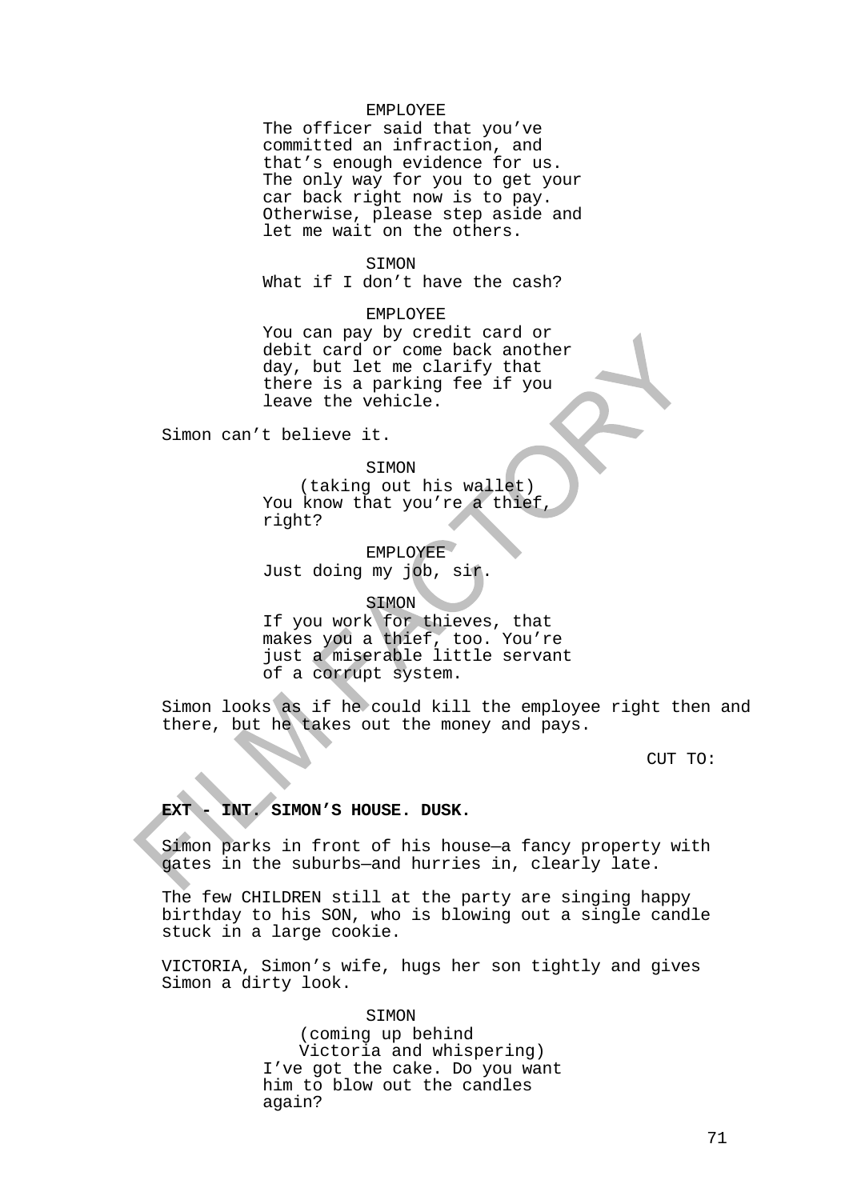EMPLOYEE

The officer said that you've committed an infraction, and that's enough evidence for us. The only way for you to get your car back right now is to pay. Otherwise, please step aside and let me wait on the others.

SIMON

What if I don't have the cash?

EMPLOYEE

You can pay by credit card or debit card or come back another day, but let me clarify that there is a parking fee if you leave the vehicle.

Simon can't believe it.

SIMON

(taking out his wallet)

You know that you're a thief, right?

EMPLOYEE

Just doing my job, sir.

SIMON

If you work for thieves, that makes you a thief, too. You're just a miserable little servant of a corrupt system.

Simon looks as if he could kill the employee right then and there, but he takes out the money and pays.

CUT TO:

**EXT - INT. SIMON'S HOUSE. DUSK.**

Simon parks in front of his house—a fancy property with gates in the suburbs—and hurries in, clearly late.

The few CHILDREN still at the party are singing happy birthday to his SON, who is blowing out a single candle stuck in a large cookie.

VICTORIA, Simon's wife, hugs her son tightly and gives Simon a dirty look.

SIMON

(coming up behind Victoria and whispering)

I've got the cake. Do you want him to blow out the candles again?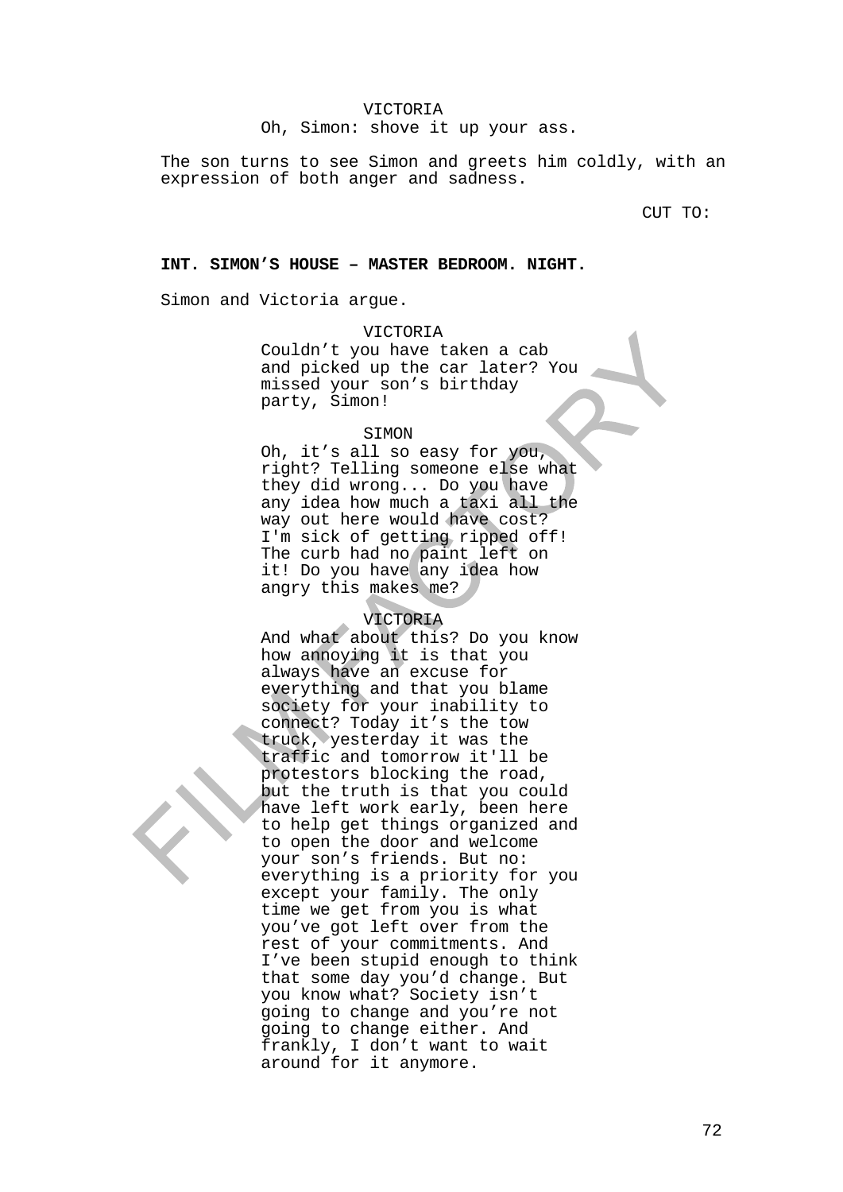VICTORIA
Oh, Simon: shove it up your ass.

The son turns to see Simon and greets him coldly, with an expression of both anger and sadness.

CUT TO:

**INT. SIMON’S HOUSE – MASTER BEDROOM. NIGHT.**

Simon and Victoria argue.

VICTORIA
Couldn’t you have taken a cab and picked up the car later? You missed your son’s birthday party, Simon!

SIMON
Oh, it’s all so easy for you, right? Telling someone else what they did wrong... Do you have any idea how much a taxi all the way out here would have cost? I'm sick of getting ripped off! The curb had no paint left on it! Do you have any idea how angry this makes me?

VICTORIA
And what about this? Do you know how annoying it is that you always have an excuse for everything and that you blame society for your inability to connect? Today it’s the tow truck, yesterday it was the traffic and tomorrow it'll be protestors blocking the road, but the truth is that you could have left work early, been here to help get things organized and to open the door and welcome your son’s friends. But no: everything is a priority for you except your family. The only time we get from you is what you’ve got left over from the rest of your commitments. And I’ve been stupid enough to think that some day you’d change. But you know what? Society isn’t going to change and you’re not going to change either. And frankly, I don’t want to wait around for it anymore.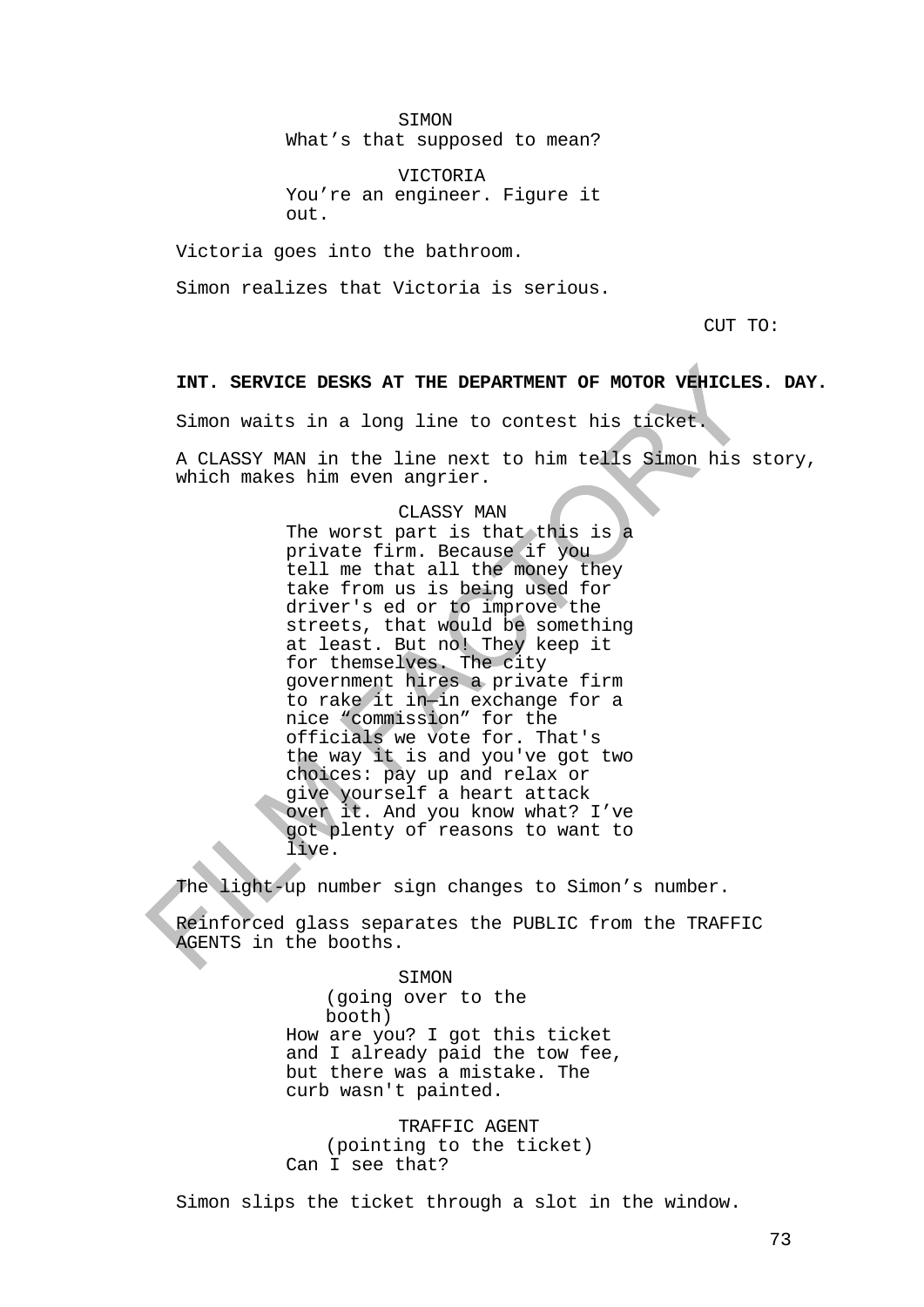SIMON
What's that supposed to mean?

VICTORIA
You're an engineer. Figure it out.

Victoria goes into the bathroom.

Simon realizes that Victoria is serious.

CUT TO:

**INT. SERVICE DESKS AT THE DEPARTMENT OF MOTOR VEHICLES. DAY.**

Simon waits in a long line to contest his ticket.

A CLASSY MAN in the line next to him tells Simon his story, which makes him even angrier.

CLASSY MAN
The worst part is that this is a private firm. Because if you tell me that all the money they take from us is being used for driver's ed or to improve the streets, that would be something at least. But no! They keep it for themselves. The city government hires a private firm to rake it in—in exchange for a nice "commission" for the officials we vote for. That's the way it is and you've got two choices: pay up and relax or give yourself a heart attack over it. And you know what? I've got plenty of reasons to want to live.

The light-up number sign changes to Simon's number.

Reinforced glass separates the PUBLIC from the TRAFFIC AGENTS in the booths.

SIMON
(going over to the booth)
How are you? I got this ticket and I already paid the tow fee, but there was a mistake. The curb wasn't painted.

TRAFFIC AGENT
(pointing to the ticket)
Can I see that?

Simon slips the ticket through a slot in the window.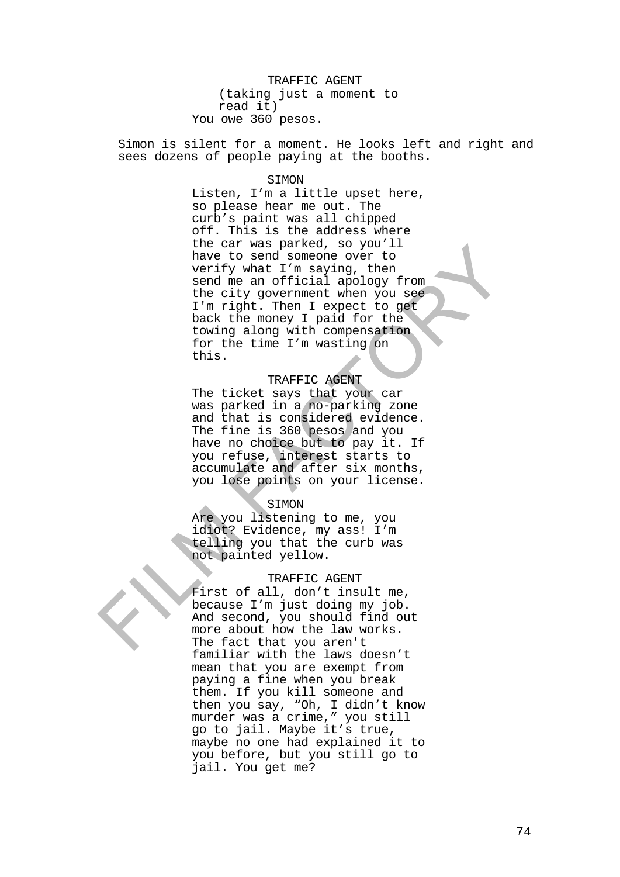TRAFFIC AGENT
(taking just a moment to read it)
You owe 360 pesos.

Simon is silent for a moment. He looks left and right and sees dozens of people paying at the booths.

SIMON
Listen, I’m a little upset here, so please hear me out. The curb’s paint was all chipped off. This is the address where the car was parked, so you’ll have to send someone over to verify what I’m saying, then send me an official apology from the city government when you see I'm right. Then I expect to get back the money I paid for the towing along with compensation for the time I’m wasting on this.

TRAFFIC AGENT
The ticket says that your car was parked in a no-parking zone and that is considered evidence. The fine is 360 pesos and you have no choice but to pay it. If you refuse, interest starts to accumulate and after six months, you lose points on your license.

SIMON
Are you listening to me, you idiot? Evidence, my ass! I’m telling you that the curb was not painted yellow.

TRAFFIC AGENT
First of all, don’t insult me, because I’m just doing my job. And second, you should find out more about how the law works. The fact that you aren't familiar with the laws doesn’t mean that you are exempt from paying a fine when you break them. If you kill someone and then you say, “Oh, I didn’t know murder was a crime,” you still go to jail. Maybe it’s true, maybe no one had explained it to you before, but you still go to jail. You get me?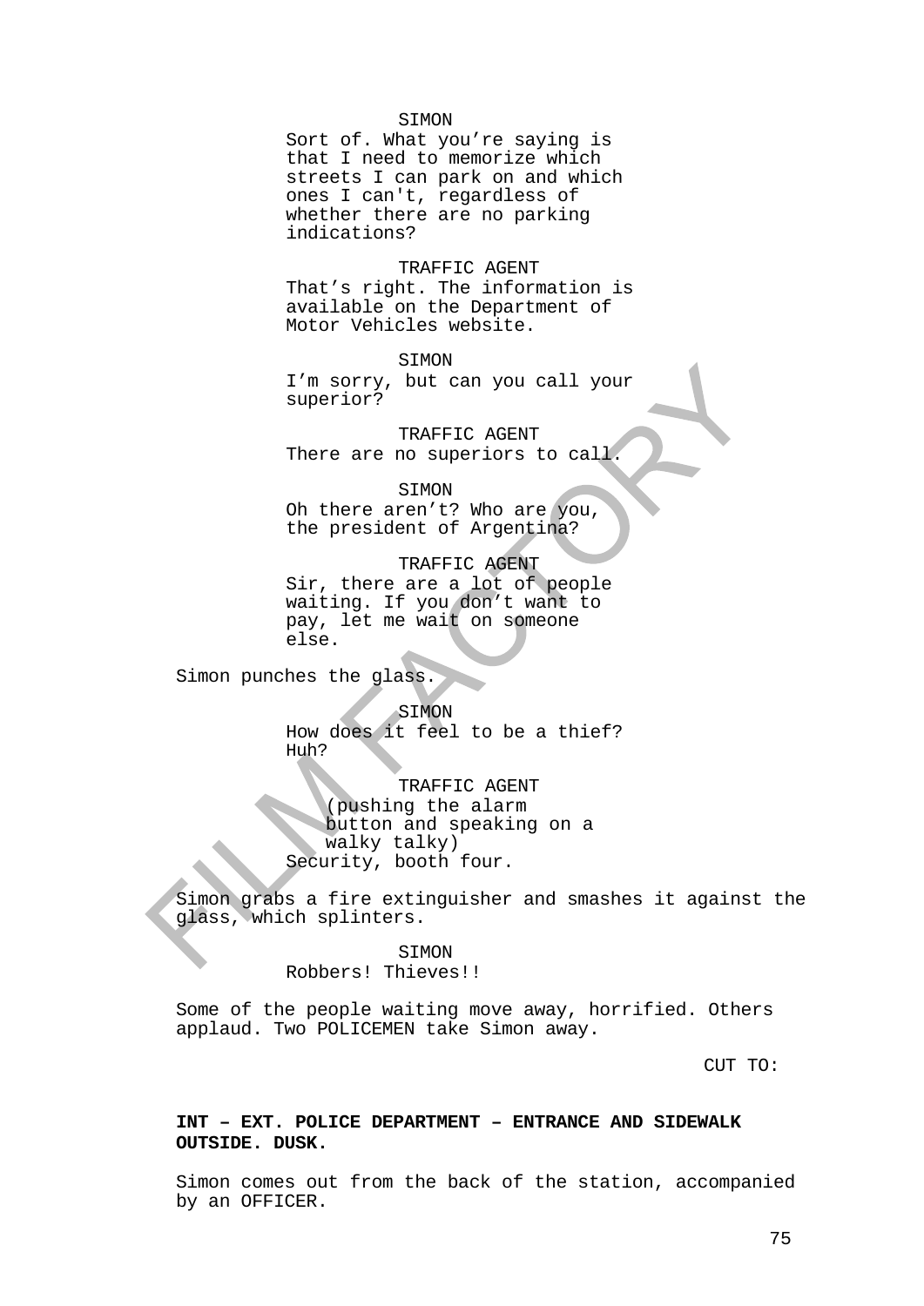SIMON
Sort of. What you're saying is that I need to memorize which streets I can park on and which ones I can't, regardless of whether there are no parking indications?

TRAFFIC AGENT
That's right. The information is available on the Department of Motor Vehicles website.

SIMON
I'm sorry, but can you call your superior?

TRAFFIC AGENT
There are no superiors to call.

SIMON
Oh there aren't? Who are you, the president of Argentina?

TRAFFIC AGENT
Sir, there are a lot of people waiting. If you don't want to pay, let me wait on someone else.

Simon punches the glass.

SIMON
How does it feel to be a thief? Huh?

TRAFFIC AGENT
(pushing the alarm button and speaking on a walky talky)
Security, booth four.

Simon grabs a fire extinguisher and smashes it against the glass, which splinters.

SIMON
Robbers! Thieves!!

Some of the people waiting move away, horrified. Others applaud. Two POLICEMEN take Simon away.

CUT TO:

**INT – EXT. POLICE DEPARTMENT – ENTRANCE AND SIDEWALK OUTSIDE. DUSK.**

Simon comes out from the back of the station, accompanied by an OFFICER.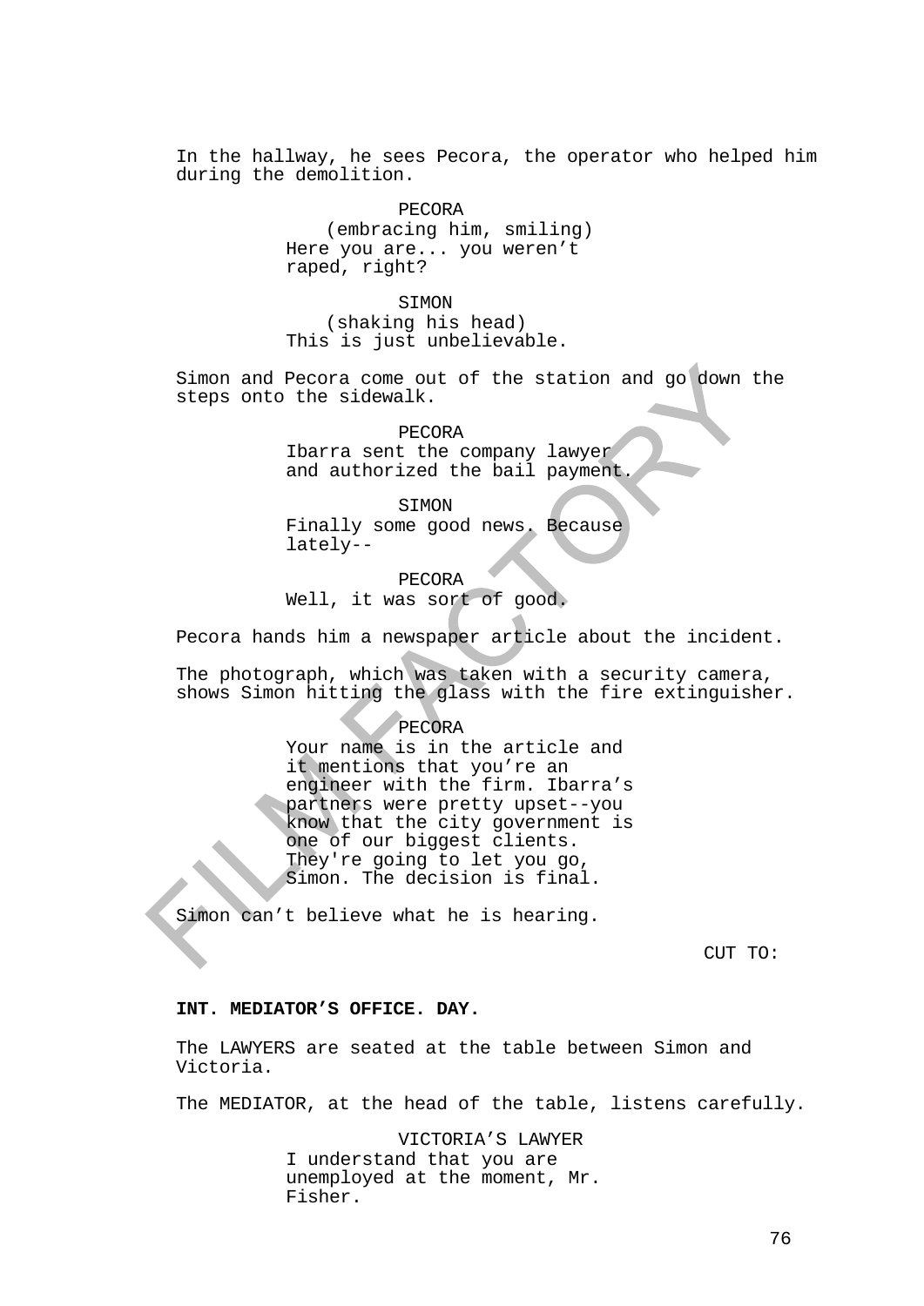In the hallway, he sees Pecora, the operator who helped him during the demolition.

PECORA
(embracing him, smiling)
Here you are... you weren't raped, right?

SIMON
(shaking his head)
This is just unbelievable.

Simon and Pecora come out of the station and go down the steps onto the sidewalk.

PECORA
Ibarra sent the company lawyer and authorized the bail payment.

SIMON
Finally some good news. Because lately--

PECORA
Well, it was sort of good.

Pecora hands him a newspaper article about the incident.

The photograph, which was taken with a security camera, shows Simon hitting the glass with the fire extinguisher.

PECORA
Your name is in the article and it mentions that you're an engineer with the firm. Ibarra's partners were pretty upset--you know that the city government is one of our biggest clients. They're going to let you go, Simon. The decision is final.

Simon can't believe what he is hearing.

CUT TO:

**INT. MEDIATOR'S OFFICE. DAY.**

The LAWYERS are seated at the table between Simon and Victoria.

The MEDIATOR, at the head of the table, listens carefully.

VICTORIA'S LAWYER
I understand that you are unemployed at the moment, Mr. Fisher.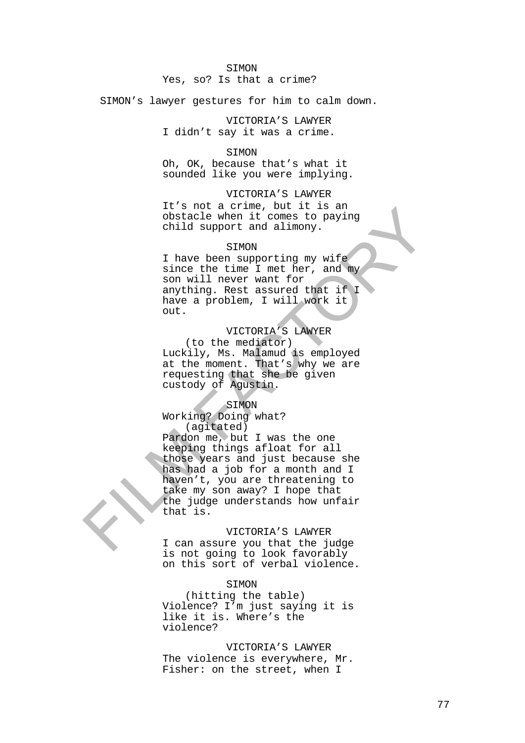SIMON
Yes, so? Is that a crime?

SIMON's lawyer gestures for him to calm down.

VICTORIA'S LAWYER
I didn't say it was a crime.

SIMON
Oh, OK, because that's what it sounded like you were implying.

VICTORIA'S LAWYER
It's not a crime, but it is an obstacle when it comes to paying child support and alimony.

SIMON
I have been supporting my wife since the time I met her, and my son will never want for anything. Rest assured that if I have a problem, I will work it out.

VICTORIA'S LAWYER
(to the mediator)
Luckily, Ms. Malamud is employed at the moment. That's why we are requesting that she be given custody of Agustin.

SIMON
Working? Doing what?
(agitated)
Pardon me, but I was the one keeping things afloat for all those years and just because she has had a job for a month and I haven't, you are threatening to take my son away? I hope that the judge understands how unfair that is.

VICTORIA'S LAWYER
I can assure you that the judge is not going to look favorably on this sort of verbal violence.

SIMON
(hitting the table)
Violence? I'm just saying it is like it is. Where's the violence?

VICTORIA'S LAWYER
The violence is everywhere, Mr. Fisher: on the street, when I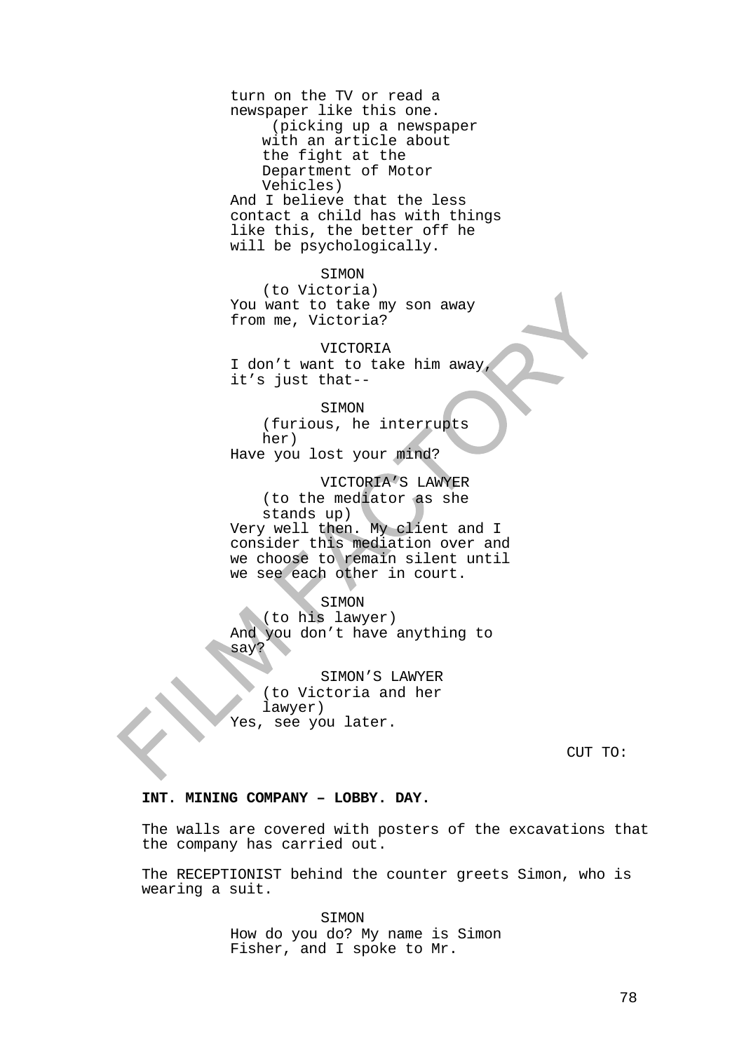turn on the TV or read a newspaper like this one.

(picking up a newspaper with an article about the fight at the Department of Motor Vehicles)

And I believe that the less contact a child has with things like this, the better off he will be psychologically.

SIMON

(to Victoria)

You want to take my son away from me, Victoria?

VICTORIA

I don't want to take him away, it's just that--

SIMON

(furious, he interrupts her)

Have you lost your mind?

VICTORIA'S LAWYER

(to the mediator as she stands up)

Very well then. My client and I consider this mediation over and we choose to remain silent until we see each other in court.

SIMON

(to his lawyer)

And you don't have anything to say?

SIMON'S LAWYER

(to Victoria and her lawyer)

Yes, see you later.

CUT TO:

**INT. MINING COMPANY – LOBBY. DAY.**

The walls are covered with posters of the excavations that the company has carried out.

The RECEPTIONIST behind the counter greets Simon, who is wearing a suit.

SIMON

How do you do? My name is Simon Fisher, and I spoke to Mr.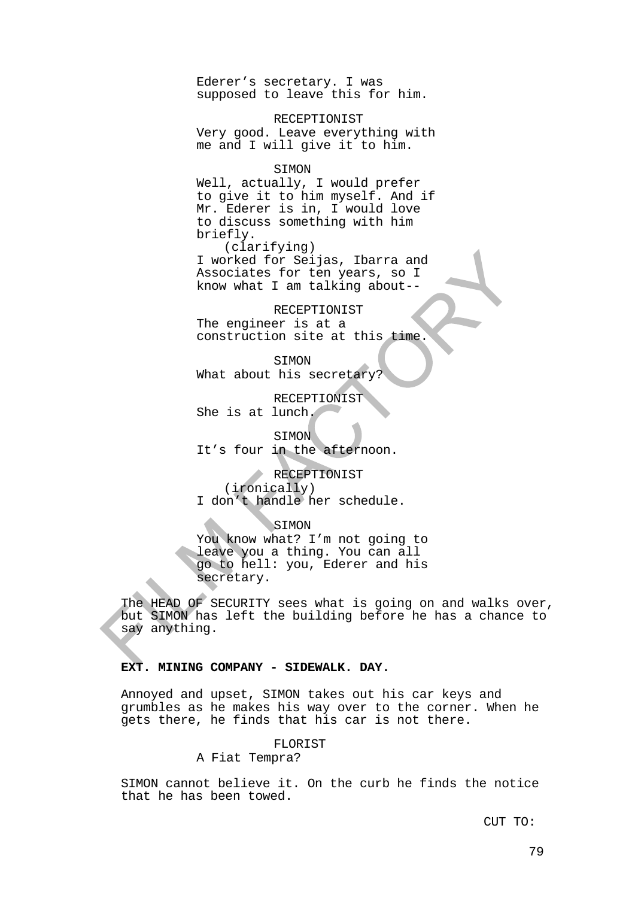Ederer's secretary. I was supposed to leave this for him.

RECEPTIONIST
Very good. Leave everything with me and I will give it to him.

SIMON
Well, actually, I would prefer to give it to him myself. And if Mr. Ederer is in, I would love to discuss something with him briefly.
(clarifying)
I worked for Seijas, Ibarra and Associates for ten years, so I know what I am talking about--

RECEPTIONIST
The engineer is at a construction site at this time.

SIMON
What about his secretary?

RECEPTIONIST
She is at lunch.

SIMON
It's four in the afternoon.

RECEPTIONIST
(ironically)
I don't handle her schedule.

SIMON
You know what? I'm not going to leave you a thing. You can all go to hell: you, Ederer and his secretary.

The HEAD OF SECURITY sees what is going on and walks over, but SIMON has left the building before he has a chance to say anything.

**EXT. MINING COMPANY - SIDEWALK. DAY.**

Annoyed and upset, SIMON takes out his car keys and grumbles as he makes his way over to the corner. When he gets there, he finds that his car is not there.

FLORIST
A Fiat Tempra?

SIMON cannot believe it. On the curb he finds the notice that he has been towed.

CUT TO: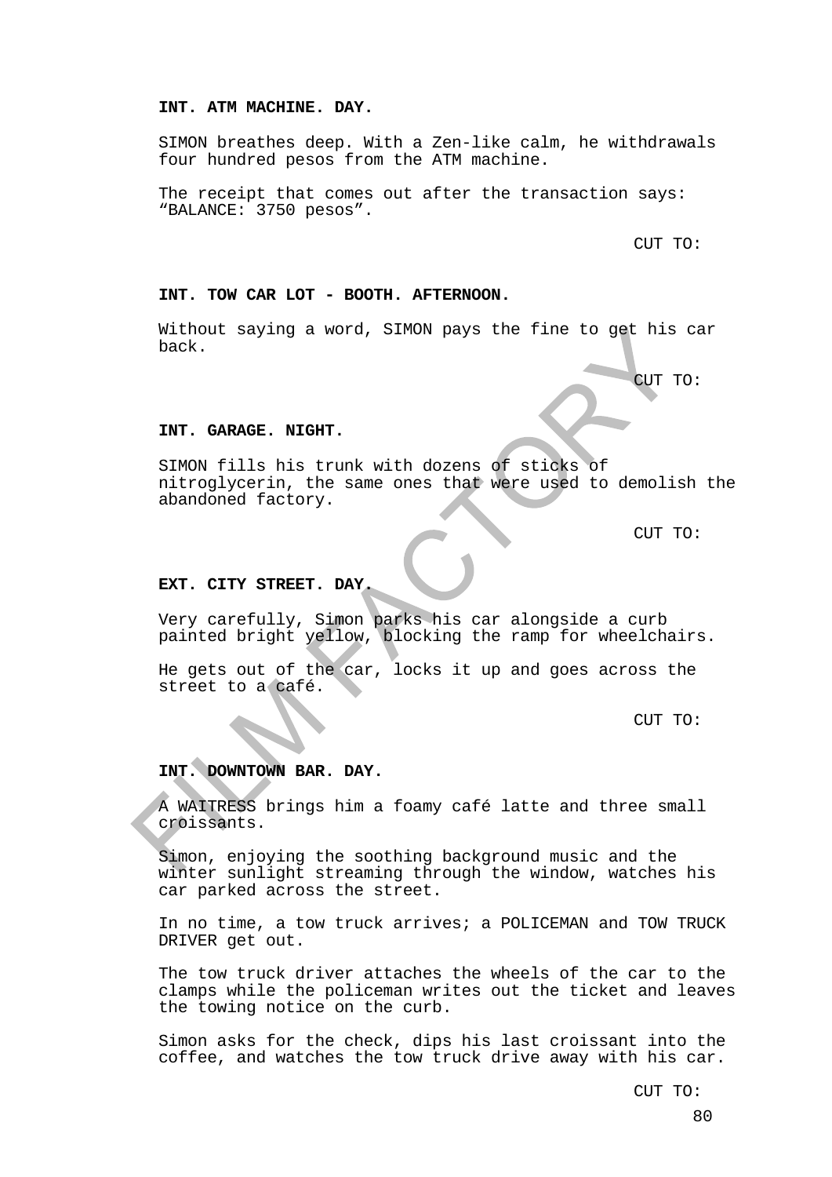**INT. ATM MACHINE. DAY.**

SIMON breathes deep. With a Zen-like calm, he withdrawals four hundred pesos from the ATM machine.

The receipt that comes out after the transaction says: “BALANCE: 3750 pesos”.

CUT TO:

**INT. TOW CAR LOT - BOOTH. AFTERNOON.**

Without saying a word, SIMON pays the fine to get his car back.

CUT TO:

**INT. GARAGE. NIGHT.**

SIMON fills his trunk with dozens of sticks of nitroglycerin, the same ones that were used to demolish the abandoned factory.

CUT TO:

**EXT. CITY STREET. DAY.**

Very carefully, Simon parks his car alongside a curb painted bright yellow, blocking the ramp for wheelchairs.

He gets out of the car, locks it up and goes across the street to a café.

CUT TO:

**INT. DOWNTOWN BAR. DAY.**

A WAITRESS brings him a foamy café latte and three small croissants.

Simon, enjoying the soothing background music and the winter sunlight streaming through the window, watches his car parked across the street.

In no time, a tow truck arrives; a POLICEMAN and TOW TRUCK DRIVER get out.

The tow truck driver attaches the wheels of the car to the clamps while the policeman writes out the ticket and leaves the towing notice on the curb.

Simon asks for the check, dips his last croissant into the coffee, and watches the tow truck drive away with his car.

CUT TO: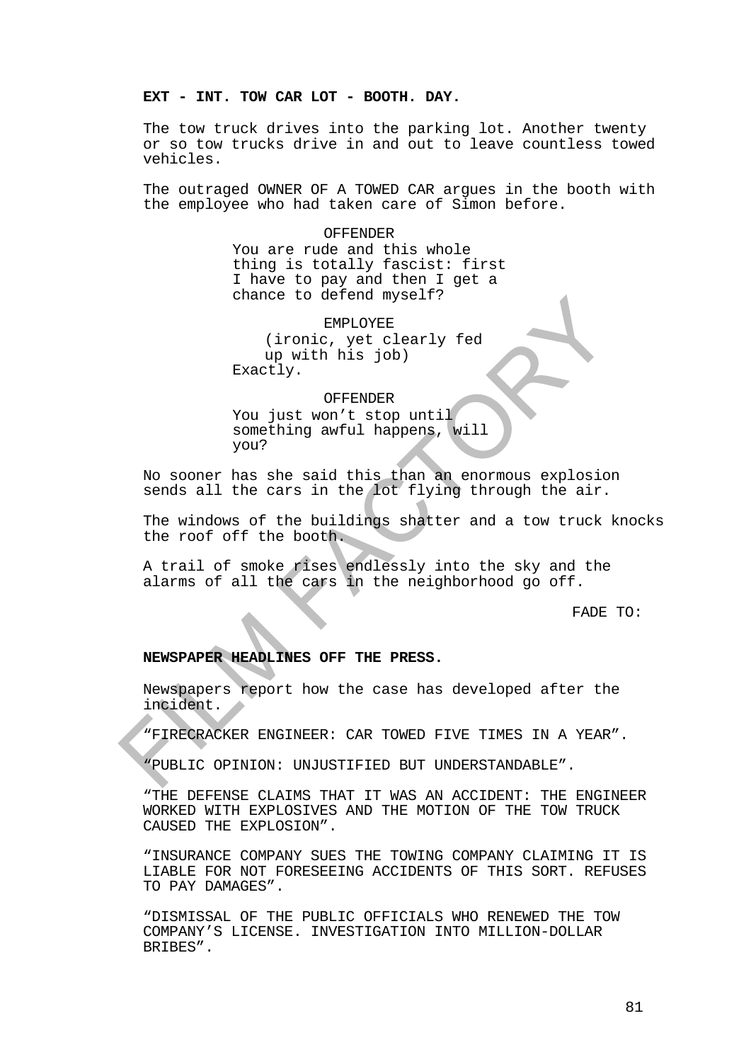**EXT - INT. TOW CAR LOT - BOOTH. DAY.**

The tow truck drives into the parking lot. Another twenty or so tow trucks drive in and out to leave countless towed vehicles.

The outraged OWNER OF A TOWED CAR argues in the booth with the employee who had taken care of Simon before.

OFFENDER
You are rude and this whole thing is totally fascist: first I have to pay and then I get a chance to defend myself?

EMPLOYEE
(ironic, yet clearly fed up with his job)
Exactly.

OFFENDER
You just won't stop until something awful happens, will you?

No sooner has she said this than an enormous explosion sends all the cars in the lot flying through the air.

The windows of the buildings shatter and a tow truck knocks the roof off the booth.

A trail of smoke rises endlessly into the sky and the alarms of all the cars in the neighborhood go off.

FADE TO:

**NEWSPAPER HEADLINES OFF THE PRESS.**

Newspapers report how the case has developed after the incident.

"FIRECRACKER ENGINEER: CAR TOWED FIVE TIMES IN A YEAR".

"PUBLIC OPINION: UNJUSTIFIED BUT UNDERSTANDABLE".

"THE DEFENSE CLAIMS THAT IT WAS AN ACCIDENT: THE ENGINEER WORKED WITH EXPLOSIVES AND THE MOTION OF THE TOW TRUCK CAUSED THE EXPLOSION".

"INSURANCE COMPANY SUES THE TOWING COMPANY CLAIMING IT IS LIABLE FOR NOT FORESEEING ACCIDENTS OF THIS SORT. REFUSES TO PAY DAMAGES".

"DISMISSAL OF THE PUBLIC OFFICIALS WHO RENEWED THE TOW COMPANY'S LICENSE. INVESTIGATION INTO MILLION-DOLLAR BRIBES".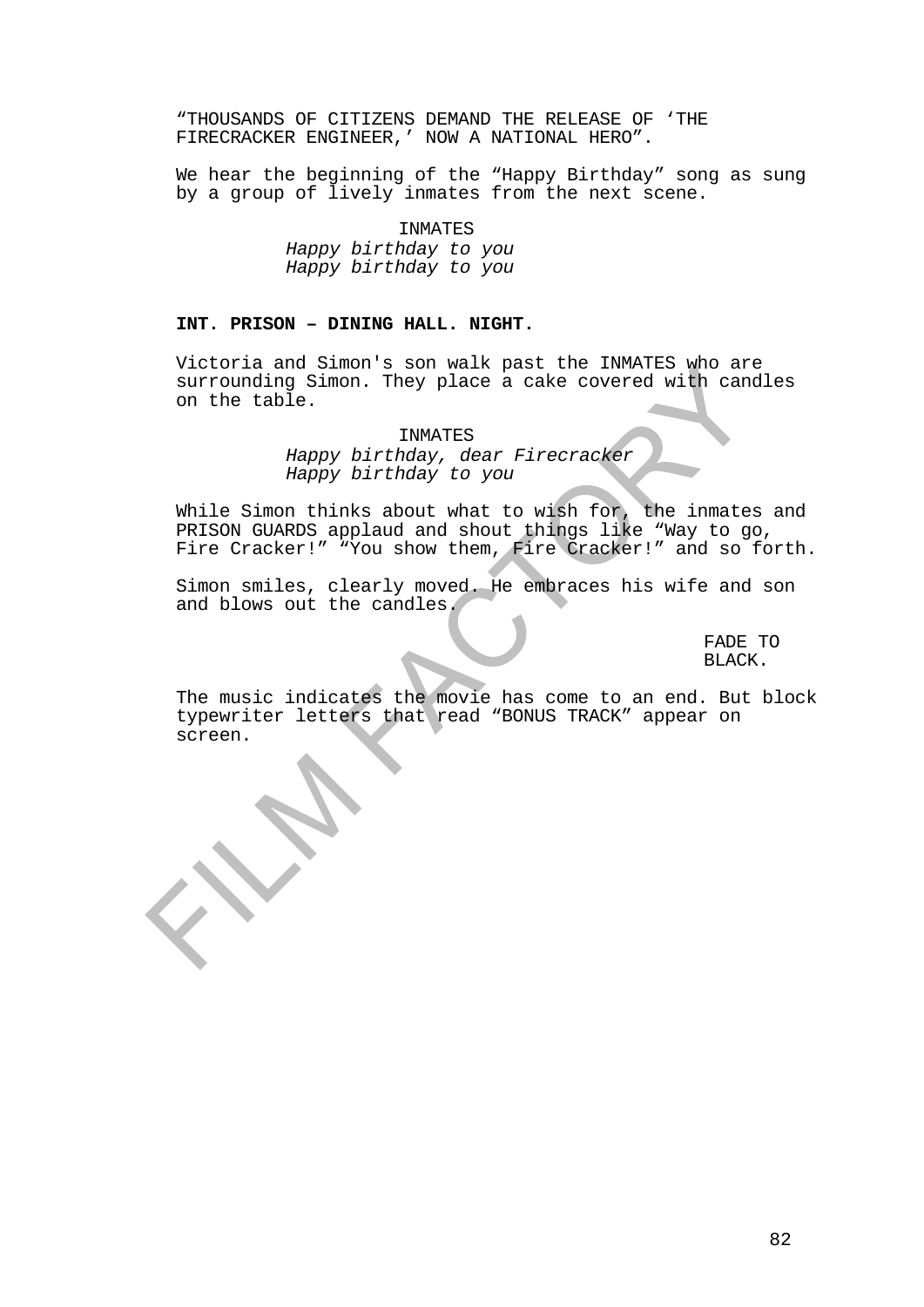"THOUSANDS OF CITIZENS DEMAND THE RELEASE OF 'THE FIRECRACKER ENGINEER,' NOW A NATIONAL HERO".

We hear the beginning of the "Happy Birthday" song as sung by a group of lively inmates from the next scene.

INMATES
*Happy birthday to you*
*Happy birthday to you*

**INT. PRISON – DINING HALL. NIGHT.**

Victoria and Simon's son walk past the INMATES who are surrounding Simon. They place a cake covered with candles on the table.

INMATES
*Happy birthday, dear Firecracker*
*Happy birthday to you*

While Simon thinks about what to wish for, the inmates and PRISON GUARDS applaud and shout things like "Way to go, Fire Cracker!" "You show them, Fire Cracker!" and so forth.

Simon smiles, clearly moved. He embraces his wife and son and blows out the candles.

FADE TO BLACK.

The music indicates the movie has come to an end. But block typewriter letters that read "BONUS TRACK" appear on screen.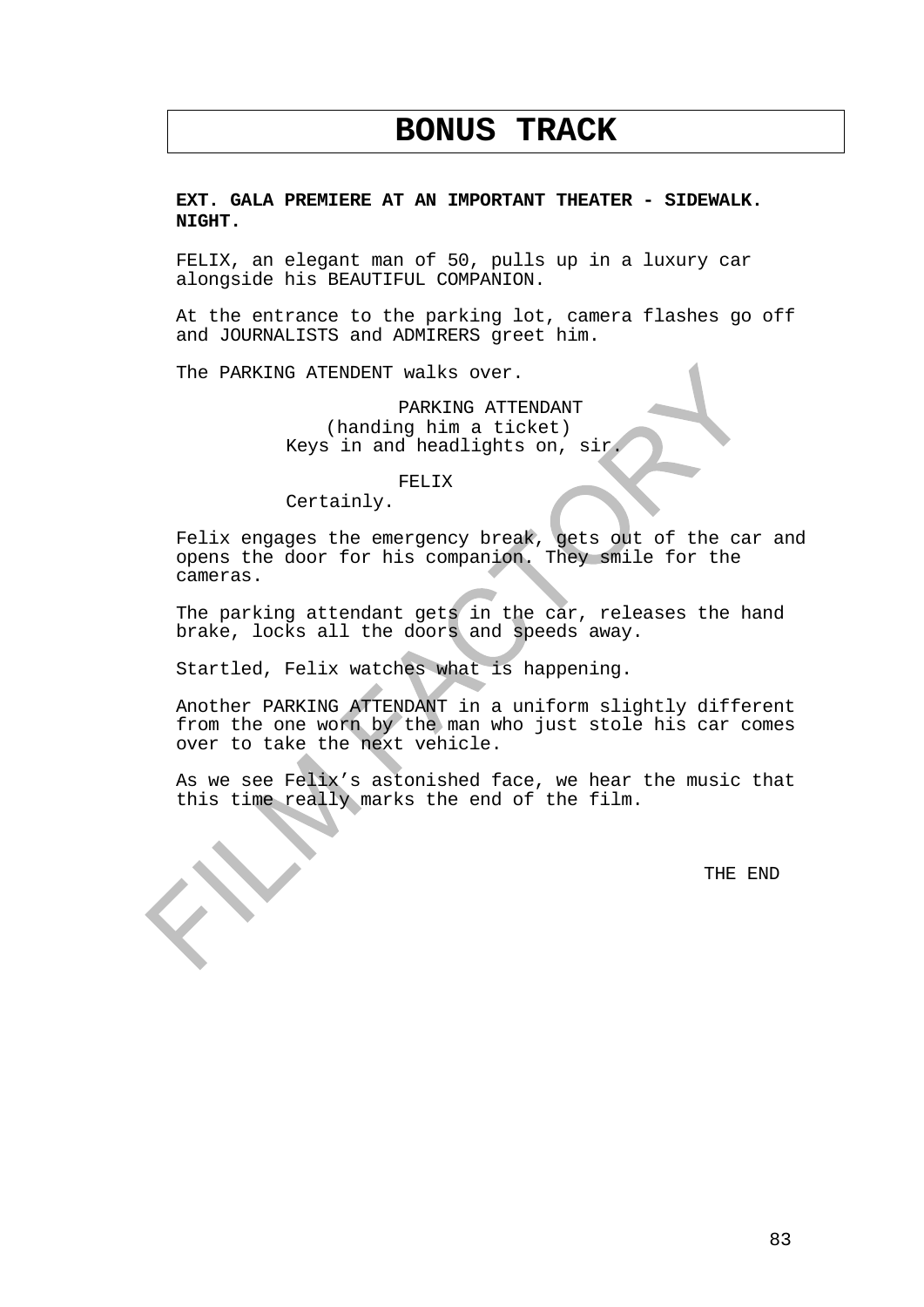# BONUS TRACK

**EXT. GALA PREMIERE AT AN IMPORTANT THEATER - SIDEWALK. NIGHT.**

FELIX, an elegant man of 50, pulls up in a luxury car alongside his BEAUTIFUL COMPANION.

At the entrance to the parking lot, camera flashes go off and JOURNALISTS and ADMIRERS greet him.

The PARKING ATENDENT walks over.

PARKING ATTENDANT
(handing him a ticket)
Keys in and headlights on, sir.

FELIX
Certainly.

Felix engages the emergency break, gets out of the car and opens the door for his companion. They smile for the cameras.

The parking attendant gets in the car, releases the hand brake, locks all the doors and speeds away.

Startled, Felix watches what is happening.

Another PARKING ATTENDANT in a uniform slightly different from the one worn by the man who just stole his car comes over to take the next vehicle.

As we see Felix's astonished face, we hear the music that this time really marks the end of the film.

THE END